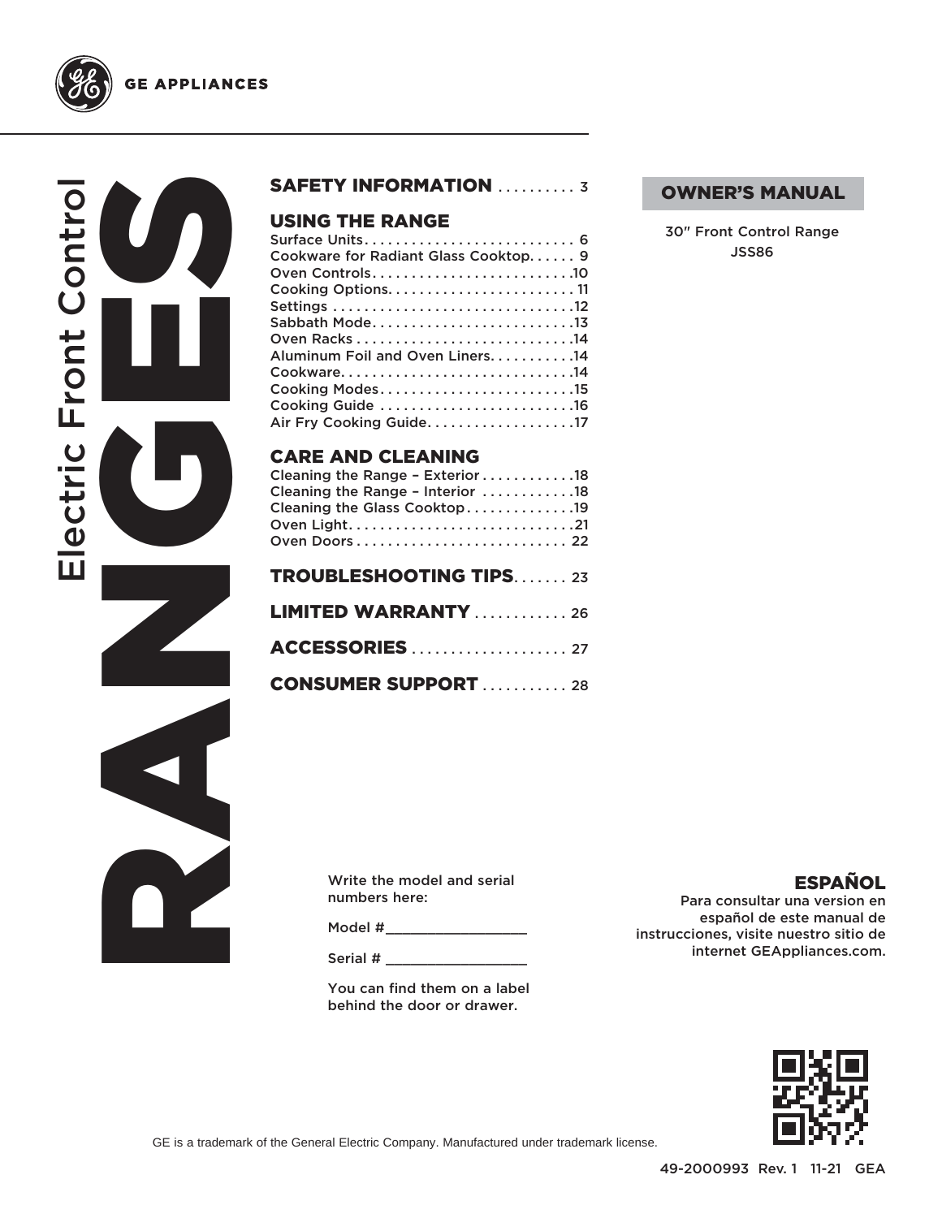GE APPLIANCES

# RANGES

Electric Front Control

## OWNER'S MANUAL

30" Front Control Range
JSS86

## SAFETY INFORMATION . . . . . . . . . . 3

## USING THE RANGE

Surface Units . . . . . . . . . . . . . . . . . . . . . . . . . . . 6
Cookware for Radiant Glass Cooktop. . . . . . 9
Oven Controls . . . . . . . . . . . . . . . . . . . . . . . . . 10
Cooking Options. . . . . . . . . . . . . . . . . . . . . . . 11
Settings . . . . . . . . . . . . . . . . . . . . . . . . . . . . . . 12
Sabbath Mode. . . . . . . . . . . . . . . . . . . . . . . . . 13
Oven Racks . . . . . . . . . . . . . . . . . . . . . . . . . . . 14
Aluminum Foil and Oven Liners. . . . . . . . . . . 14
Cookware. . . . . . . . . . . . . . . . . . . . . . . . . . . . . 14
Cooking Modes . . . . . . . . . . . . . . . . . . . . . . . . 15
Cooking Guide . . . . . . . . . . . . . . . . . . . . . . . . 16
Air Fry Cooking Guide. . . . . . . . . . . . . . . . . . . 17

## CARE AND CLEANING

Cleaning the Range – Exterior . . . . . . . . . . . . 18
Cleaning the Range – Interior . . . . . . . . . . . . 18
Cleaning the Glass Cooktop . . . . . . . . . . . . . 19
Oven Light. . . . . . . . . . . . . . . . . . . . . . . . . . . . 21
Oven Doors . . . . . . . . . . . . . . . . . . . . . . . . . . 22

## TROUBLESHOOTING TIPS. . . . . . . 23

## LIMITED WARRANTY . . . . . . . . . . . 26

## ACCESSORIES . . . . . . . . . . . . . . . . . . . 27

## CONSUMER SUPPORT . . . . . . . . . . 28

Write the model and serial numbers here:

Model #_________________

Serial # _________________

You can find them on a label behind the door or drawer.

## ESPAÑOL

Para consultar una version en español de este manual de instrucciones, visite nuestro sitio de internet GEAppliances.com.

GE is a trademark of the General Electric Company. Manufactured under trademark license.

49-2000993 Rev. 1 11-21 GEA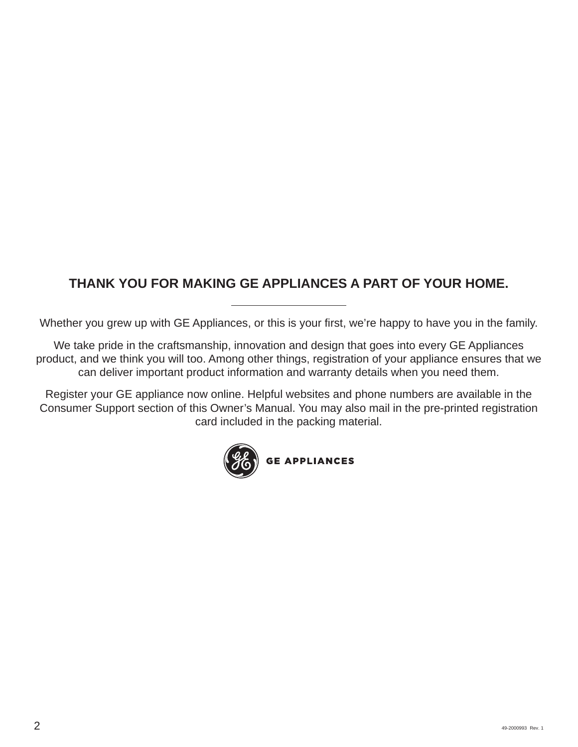## THANK YOU FOR MAKING GE APPLIANCES A PART OF YOUR HOME.

---

Whether you grew up with GE Appliances, or this is your first, we're happy to have you in the family.

We take pride in the craftsmanship, innovation and design that goes into every GE Appliances product, and we think you will too. Among other things, registration of your appliance ensures that we can deliver important product information and warranty details when you need them.

Register your GE appliance now online. Helpful websites and phone numbers are available in the Consumer Support section of this Owner's Manual. You may also mail in the pre-printed registration card included in the packing material.

GE APPLIANCES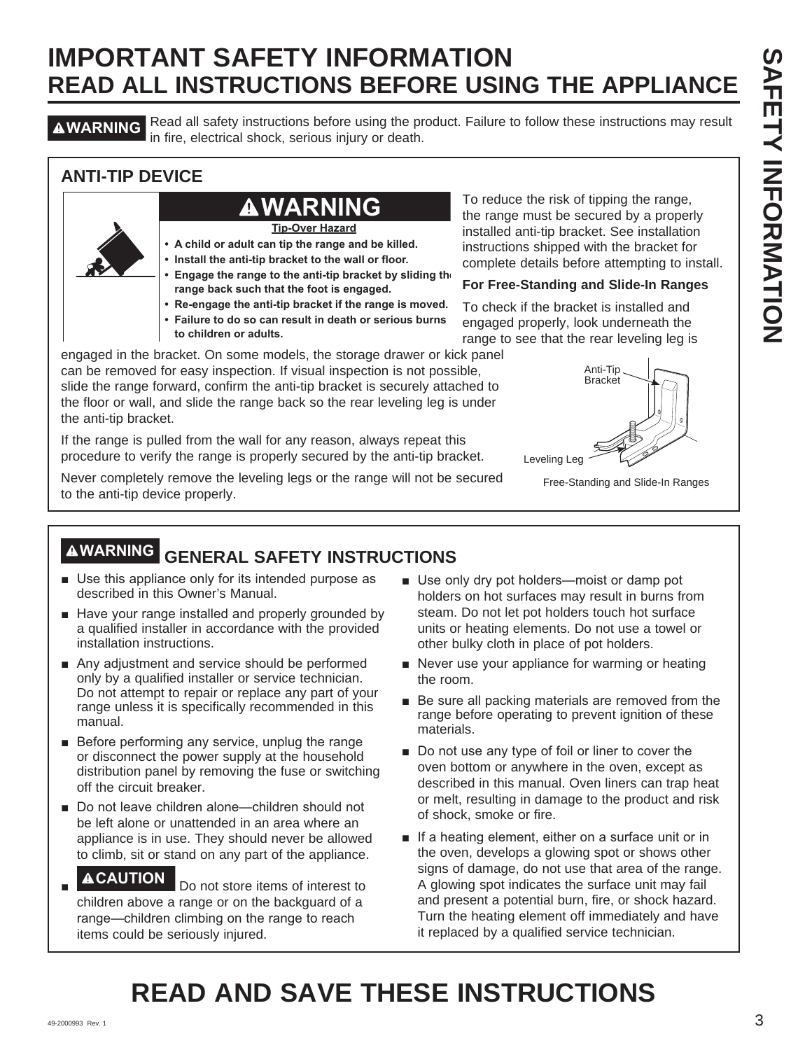# IMPORTANT SAFETY INFORMATION
## READ ALL INSTRUCTIONS BEFORE USING THE APPLIANCE

**⚠WARNING** Read all safety instructions before using the product. Failure to follow these instructions may result in fire, electrical shock, serious injury or death.

### ANTI-TIP DEVICE

**⚠WARNING**

**Tip-Over Hazard**

- **A child or adult can tip the range and be killed.**
- **Install the anti-tip bracket to the wall or floor.**
- **Engage the range to the anti-tip bracket by sliding the range back such that the foot is engaged.**
- **Re-engage the anti-tip bracket if the range is moved.**
- **Failure to do so can result in death or serious burns to children or adults.**

To reduce the risk of tipping the range, the range must be secured by a properly installed anti-tip bracket. See installation instructions shipped with the bracket for complete details before attempting to install.

**For Free-Standing and Slide-In Ranges**

To check if the bracket is installed and engaged properly, look underneath the range to see that the rear leveling leg is engaged in the bracket. On some models, the storage drawer or kick panel can be removed for easy inspection. If visual inspection is not possible, slide the range forward, confirm the anti-tip bracket is securely attached to the floor or wall, and slide the range back so the rear leveling leg is under the anti-tip bracket.

If the range is pulled from the wall for any reason, always repeat this procedure to verify the range is properly secured by the anti-tip bracket.

Never completely remove the leveling legs or the range will not be secured to the anti-tip device properly.

Anti-Tip Bracket

Leveling Leg

Free-Standing and Slide-In Ranges

### ⚠WARNING GENERAL SAFETY INSTRUCTIONS

- Use this appliance only for its intended purpose as described in this Owner's Manual.
- Have your range installed and properly grounded by a qualified installer in accordance with the provided installation instructions.
- Any adjustment and service should be performed only by a qualified installer or service technician. Do not attempt to repair or replace any part of your range unless it is specifically recommended in this manual.
- Before performing any service, unplug the range or disconnect the power supply at the household distribution panel by removing the fuse or switching off the circuit breaker.
- Do not leave children alone—children should not be left alone or unattended in an area where an appliance is in use. They should never be allowed to climb, sit or stand on any part of the appliance.
- **⚠CAUTION** Do not store items of interest to children above a range or on the backguard of a range—children climbing on the range to reach items could be seriously injured.
- Use only dry pot holders—moist or damp pot holders on hot surfaces may result in burns from steam. Do not let pot holders touch hot surface units or heating elements. Do not use a towel or other bulky cloth in place of pot holders.
- Never use your appliance for warming or heating the room.
- Be sure all packing materials are removed from the range before operating to prevent ignition of these materials.
- Do not use any type of foil or liner to cover the oven bottom or anywhere in the oven, except as described in this manual. Oven liners can trap heat or melt, resulting in damage to the product and risk of shock, smoke or fire.
- If a heating element, either on a surface unit or in the oven, develops a glowing spot or shows other signs of damage, do not use that area of the range. A glowing spot indicates the surface unit may fail and present a potential burn, fire, or shock hazard. Turn the heating element off immediately and have it replaced by a qualified service technician.

# READ AND SAVE THESE INSTRUCTIONS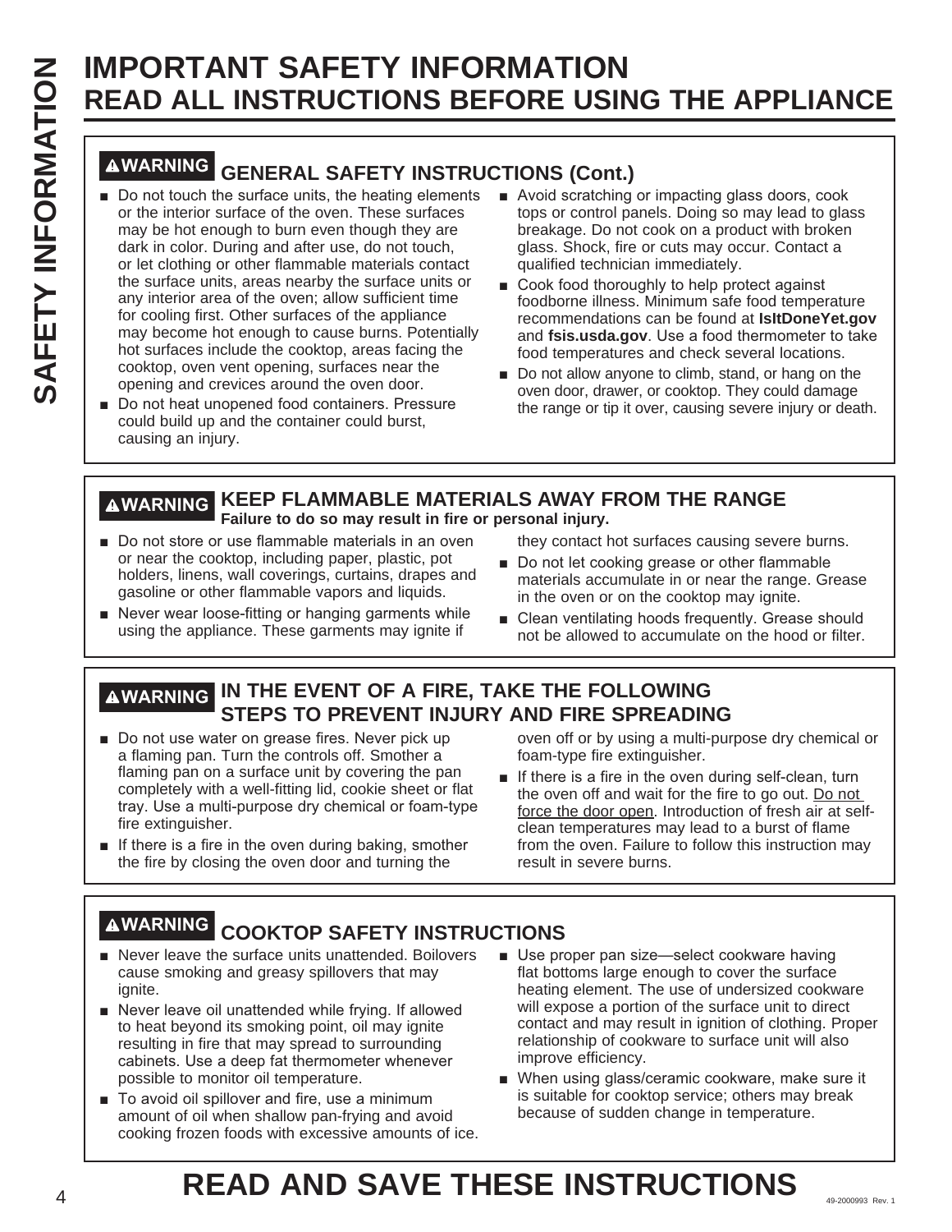# IMPORTANT SAFETY INFORMATION
# READ ALL INSTRUCTIONS BEFORE USING THE APPLIANCE

## ⚠WARNING GENERAL SAFETY INSTRUCTIONS (Cont.)

- Do not touch the surface units, the heating elements or the interior surface of the oven. These surfaces may be hot enough to burn even though they are dark in color. During and after use, do not touch, or let clothing or other flammable materials contact the surface units, areas nearby the surface units or any interior area of the oven; allow sufficient time for cooling first. Other surfaces of the appliance may become hot enough to cause burns. Potentially hot surfaces include the cooktop, areas facing the cooktop, oven vent opening, surfaces near the opening and crevices around the oven door.
- Do not heat unopened food containers. Pressure could build up and the container could burst, causing an injury.
- Avoid scratching or impacting glass doors, cook tops or control panels. Doing so may lead to glass breakage. Do not cook on a product with broken glass. Shock, fire or cuts may occur. Contact a qualified technician immediately.
- Cook food thoroughly to help protect against foodborne illness. Minimum safe food temperature recommendations can be found at **IsItDoneYet.gov** and **fsis.usda.gov**. Use a food thermometer to take food temperatures and check several locations.
- Do not allow anyone to climb, stand, or hang on the oven door, drawer, or cooktop. They could damage the range or tip it over, causing severe injury or death.

## ⚠WARNING KEEP FLAMMABLE MATERIALS AWAY FROM THE RANGE

**Failure to do so may result in fire or personal injury.**

- Do not store or use flammable materials in an oven or near the cooktop, including paper, plastic, pot holders, linens, wall coverings, curtains, drapes and gasoline or other flammable vapors and liquids.
- Never wear loose-fitting or hanging garments while using the appliance. These garments may ignite if they contact hot surfaces causing severe burns.
- Do not let cooking grease or other flammable materials accumulate in or near the range. Grease in the oven or on the cooktop may ignite.
- Clean ventilating hoods frequently. Grease should not be allowed to accumulate on the hood or filter.

## ⚠WARNING IN THE EVENT OF A FIRE, TAKE THE FOLLOWING STEPS TO PREVENT INJURY AND FIRE SPREADING

- Do not use water on grease fires. Never pick up a flaming pan. Turn the controls off. Smother a flaming pan on a surface unit by covering the pan completely with a well-fitting lid, cookie sheet or flat tray. Use a multi-purpose dry chemical or foam-type fire extinguisher.
- If there is a fire in the oven during baking, smother the fire by closing the oven door and turning the oven off or by using a multi-purpose dry chemical or foam-type fire extinguisher.
- If there is a fire in the oven during self-clean, turn the oven off and wait for the fire to go out. Do not force the door open. Introduction of fresh air at self-clean temperatures may lead to a burst of flame from the oven. Failure to follow this instruction may result in severe burns.

## ⚠WARNING COOKTOP SAFETY INSTRUCTIONS

- Never leave the surface units unattended. Boilovers cause smoking and greasy spillovers that may ignite.
- Never leave oil unattended while frying. If allowed to heat beyond its smoking point, oil may ignite resulting in fire that may spread to surrounding cabinets. Use a deep fat thermometer whenever possible to monitor oil temperature.
- To avoid oil spillover and fire, use a minimum amount of oil when shallow pan-frying and avoid cooking frozen foods with excessive amounts of ice.
- Use proper pan size—select cookware having flat bottoms large enough to cover the surface heating element. The use of undersized cookware will expose a portion of the surface unit to direct contact and may result in ignition of clothing. Proper relationship of cookware to surface unit will also improve efficiency.
- When using glass/ceramic cookware, make sure it is suitable for cooktop service; others may break because of sudden change in temperature.

# READ AND SAVE THESE INSTRUCTIONS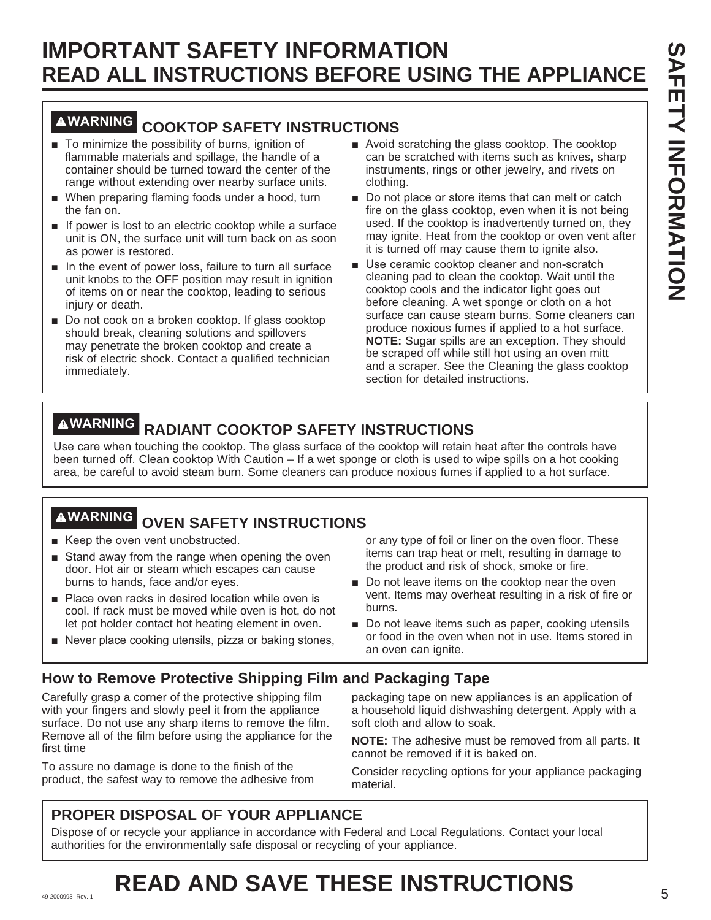# IMPORTANT SAFETY INFORMATION
## READ ALL INSTRUCTIONS BEFORE USING THE APPLIANCE

### ⚠WARNING COOKTOP SAFETY INSTRUCTIONS

- To minimize the possibility of burns, ignition of flammable materials and spillage, the handle of a container should be turned toward the center of the range without extending over nearby surface units.
- When preparing flaming foods under a hood, turn the fan on.
- If power is lost to an electric cooktop while a surface unit is ON, the surface unit will turn back on as soon as power is restored.
- In the event of power loss, failure to turn all surface unit knobs to the OFF position may result in ignition of items on or near the cooktop, leading to serious injury or death.
- Do not cook on a broken cooktop. If glass cooktop should break, cleaning solutions and spillovers may penetrate the broken cooktop and create a risk of electric shock. Contact a qualified technician immediately.
- Avoid scratching the glass cooktop. The cooktop can be scratched with items such as knives, sharp instruments, rings or other jewelry, and rivets on clothing.
- Do not place or store items that can melt or catch fire on the glass cooktop, even when it is not being used. If the cooktop is inadvertently turned on, they may ignite. Heat from the cooktop or oven vent after it is turned off may cause them to ignite also.
- Use ceramic cooktop cleaner and non-scratch cleaning pad to clean the cooktop. Wait until the cooktop cools and the indicator light goes out before cleaning. A wet sponge or cloth on a hot surface can cause steam burns. Some cleaners can produce noxious fumes if applied to a hot surface. **NOTE:** Sugar spills are an exception. They should be scraped off while still hot using an oven mitt and a scraper. See the Cleaning the glass cooktop section for detailed instructions.

### ⚠WARNING RADIANT COOKTOP SAFETY INSTRUCTIONS

Use care when touching the cooktop. The glass surface of the cooktop will retain heat after the controls have been turned off. Clean cooktop With Caution – If a wet sponge or cloth is used to wipe spills on a hot cooking area, be careful to avoid steam burn. Some cleaners can produce noxious fumes if applied to a hot surface.

### ⚠WARNING OVEN SAFETY INSTRUCTIONS

- Keep the oven vent unobstructed.
- Stand away from the range when opening the oven door. Hot air or steam which escapes can cause burns to hands, face and/or eyes.
- Place oven racks in desired location while oven is cool. If rack must be moved while oven is hot, do not let pot holder contact hot heating element in oven.
- Never place cooking utensils, pizza or baking stones, or any type of foil or liner on the oven floor. These items can trap heat or melt, resulting in damage to the product and risk of shock, smoke or fire.
- Do not leave items on the cooktop near the oven vent. Items may overheat resulting in a risk of fire or burns.
- Do not leave items such as paper, cooking utensils or food in the oven when not in use. Items stored in an oven can ignite.

### How to Remove Protective Shipping Film and Packaging Tape

Carefully grasp a corner of the protective shipping film with your fingers and slowly peel it from the appliance surface. Do not use any sharp items to remove the film. Remove all of the film before using the appliance for the first time

To assure no damage is done to the finish of the product, the safest way to remove the adhesive from packaging tape on new appliances is an application of a household liquid dishwashing detergent. Apply with a soft cloth and allow to soak.

**NOTE:** The adhesive must be removed from all parts. It cannot be removed if it is baked on.

Consider recycling options for your appliance packaging material.

### PROPER DISPOSAL OF YOUR APPLIANCE

Dispose of or recycle your appliance in accordance with Federal and Local Regulations. Contact your local authorities for the environmentally safe disposal or recycling of your appliance.

## READ AND SAVE THESE INSTRUCTIONS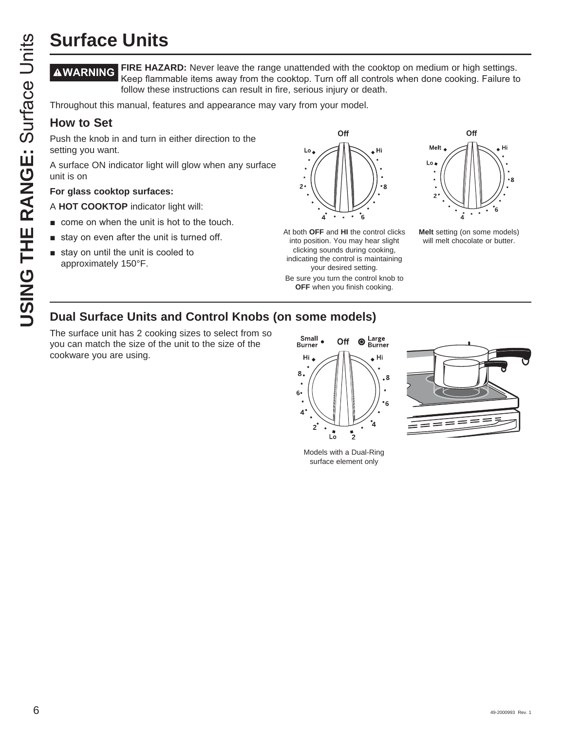# Surface Units

**⚠WARNING** **FIRE HAZARD:** Never leave the range unattended with the cooktop on medium or high settings. Keep flammable items away from the cooktop. Turn off all controls when done cooking. Failure to follow these instructions can result in fire, serious injury or death.

Throughout this manual, features and appearance may vary from your model.

## How to Set

Push the knob in and turn in either direction to the setting you want.

A surface ON indicator light will glow when any surface unit is on

**For glass cooktop surfaces:**

A **HOT COOKTOP** indicator light will:

- come on when the unit is hot to the touch.
- stay on even after the unit is turned off.
- stay on until the unit is cooled to approximately 150°F.

At both **OFF** and **HI** the control clicks into position. You may hear slight clicking sounds during cooking, indicating the control is maintaining your desired setting.

Be sure you turn the control knob to **OFF** when you finish cooking.

**Melt** setting (on some models) will melt chocolate or butter.

## Dual Surface Units and Control Knobs (on some models)

The surface unit has 2 cooking sizes to select from so you can match the size of the unit to the size of the cookware you are using.

Models with a Dual-Ring surface element only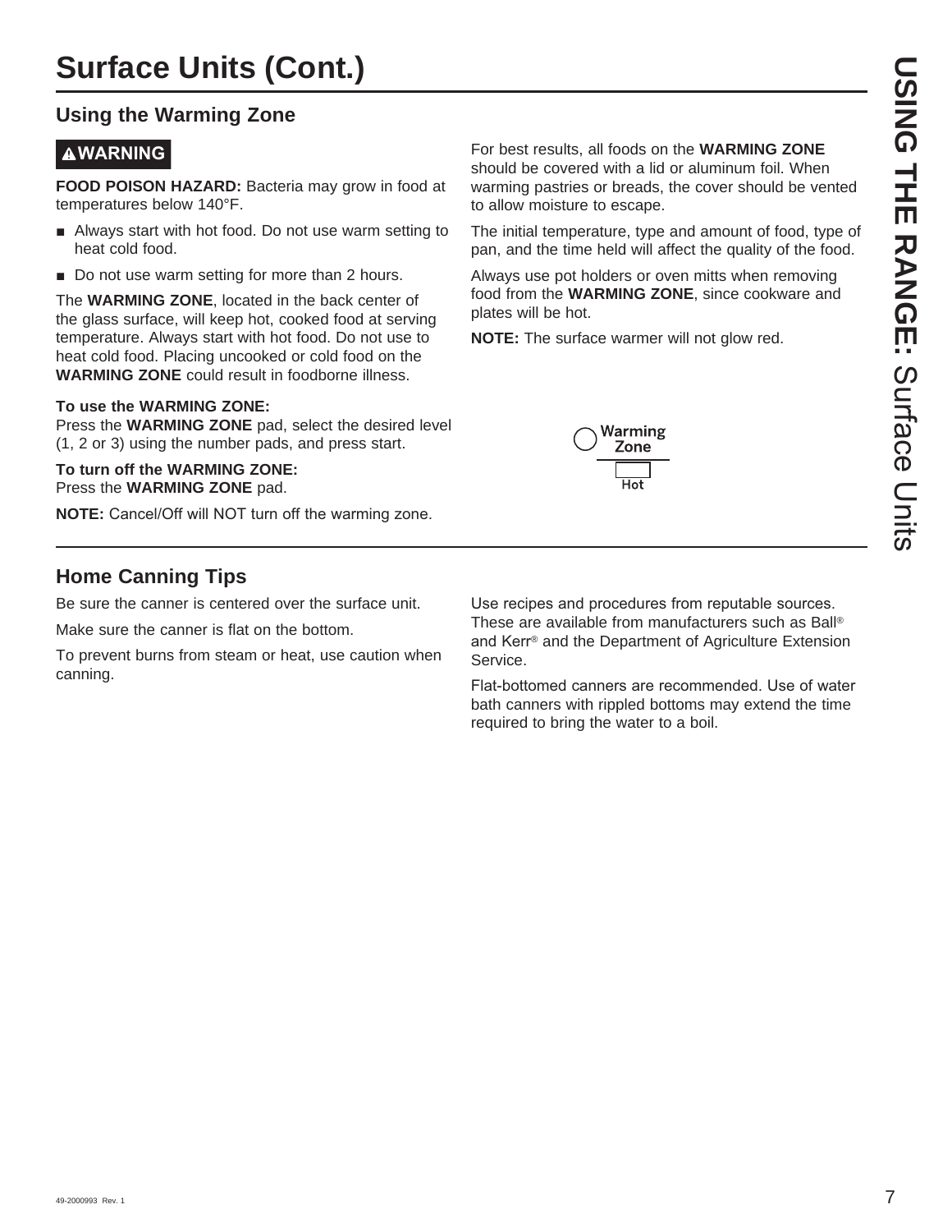# Surface Units (Cont.)

## Using the Warming Zone

**⚠WARNING**

**FOOD POISON HAZARD:** Bacteria may grow in food at temperatures below 140°F.

- Always start with hot food. Do not use warm setting to heat cold food.
- Do not use warm setting for more than 2 hours.

The **WARMING ZONE**, located in the back center of the glass surface, will keep hot, cooked food at serving temperature. Always start with hot food. Do not use to heat cold food. Placing uncooked or cold food on the **WARMING ZONE** could result in foodborne illness.

**To use the WARMING ZONE:**
Press the **WARMING ZONE** pad, select the desired level (1, 2 or 3) using the number pads, and press start.

**To turn off the WARMING ZONE:**
Press the **WARMING ZONE** pad.

**NOTE:** Cancel/Off will NOT turn off the warming zone.

For best results, all foods on the **WARMING ZONE** should be covered with a lid or aluminum foil. When warming pastries or breads, the cover should be vented to allow moisture to escape.

The initial temperature, type and amount of food, type of pan, and the time held will affect the quality of the food.

Always use pot holders or oven mitts when removing food from the **WARMING ZONE**, since cookware and plates will be hot.

**NOTE:** The surface warmer will not glow red.

Warming Zone

Hot

## Home Canning Tips

Be sure the canner is centered over the surface unit.

Make sure the canner is flat on the bottom.

To prevent burns from steam or heat, use caution when canning.

Use recipes and procedures from reputable sources. These are available from manufacturers such as Ball® and Kerr® and the Department of Agriculture Extension Service.

Flat-bottomed canners are recommended. Use of water bath canners with rippled bottoms may extend the time required to bring the water to a boil.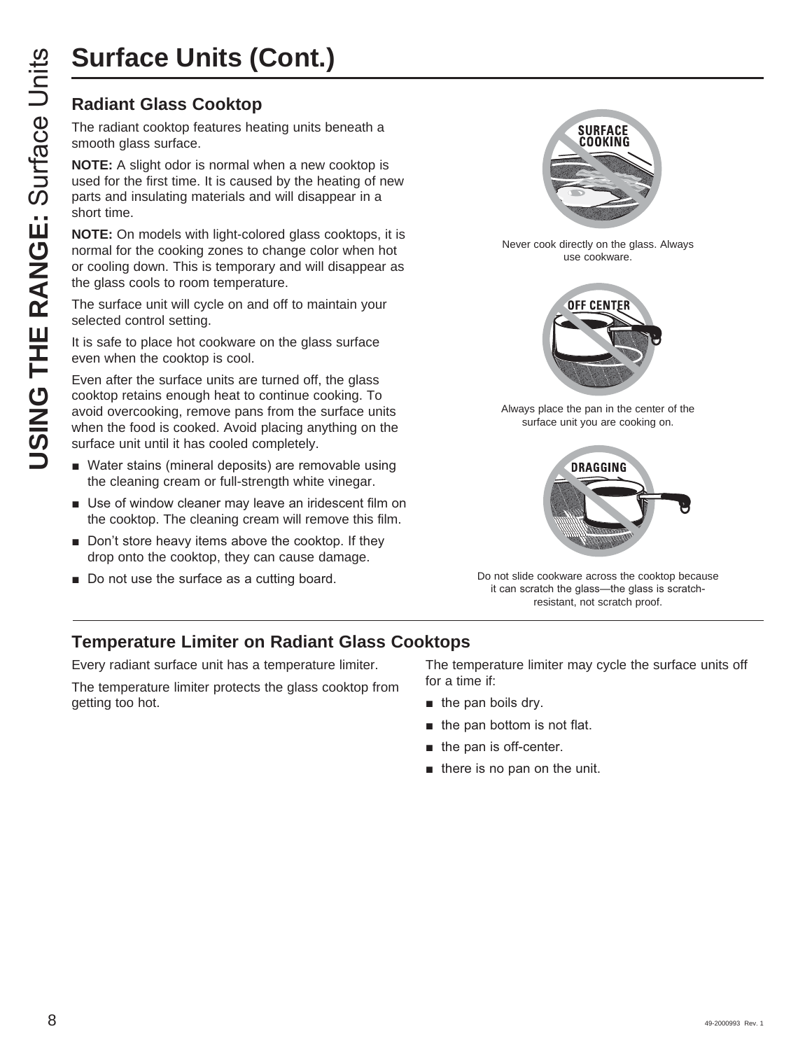# Surface Units (Cont.)

## Radiant Glass Cooktop

The radiant cooktop features heating units beneath a smooth glass surface.

**NOTE:** A slight odor is normal when a new cooktop is used for the first time. It is caused by the heating of new parts and insulating materials and will disappear in a short time.

**NOTE:** On models with light-colored glass cooktops, it is normal for the cooking zones to change color when hot or cooling down. This is temporary and will disappear as the glass cools to room temperature.

The surface unit will cycle on and off to maintain your selected control setting.

It is safe to place hot cookware on the glass surface even when the cooktop is cool.

Even after the surface units are turned off, the glass cooktop retains enough heat to continue cooking. To avoid overcooking, remove pans from the surface units when the food is cooked. Avoid placing anything on the surface unit until it has cooled completely.

- Water stains (mineral deposits) are removable using the cleaning cream or full-strength white vinegar.
- Use of window cleaner may leave an iridescent film on the cooktop. The cleaning cream will remove this film.
- Don't store heavy items above the cooktop. If they drop onto the cooktop, they can cause damage.
- Do not use the surface as a cutting board.

Never cook directly on the glass. Always use cookware.

Always place the pan in the center of the surface unit you are cooking on.

Do not slide cookware across the cooktop because it can scratch the glass—the glass is scratch-resistant, not scratch proof.

## Temperature Limiter on Radiant Glass Cooktops

Every radiant surface unit has a temperature limiter.

The temperature limiter protects the glass cooktop from getting too hot.

The temperature limiter may cycle the surface units off for a time if:

- the pan boils dry.
- the pan bottom is not flat.
- the pan is off-center.
- there is no pan on the unit.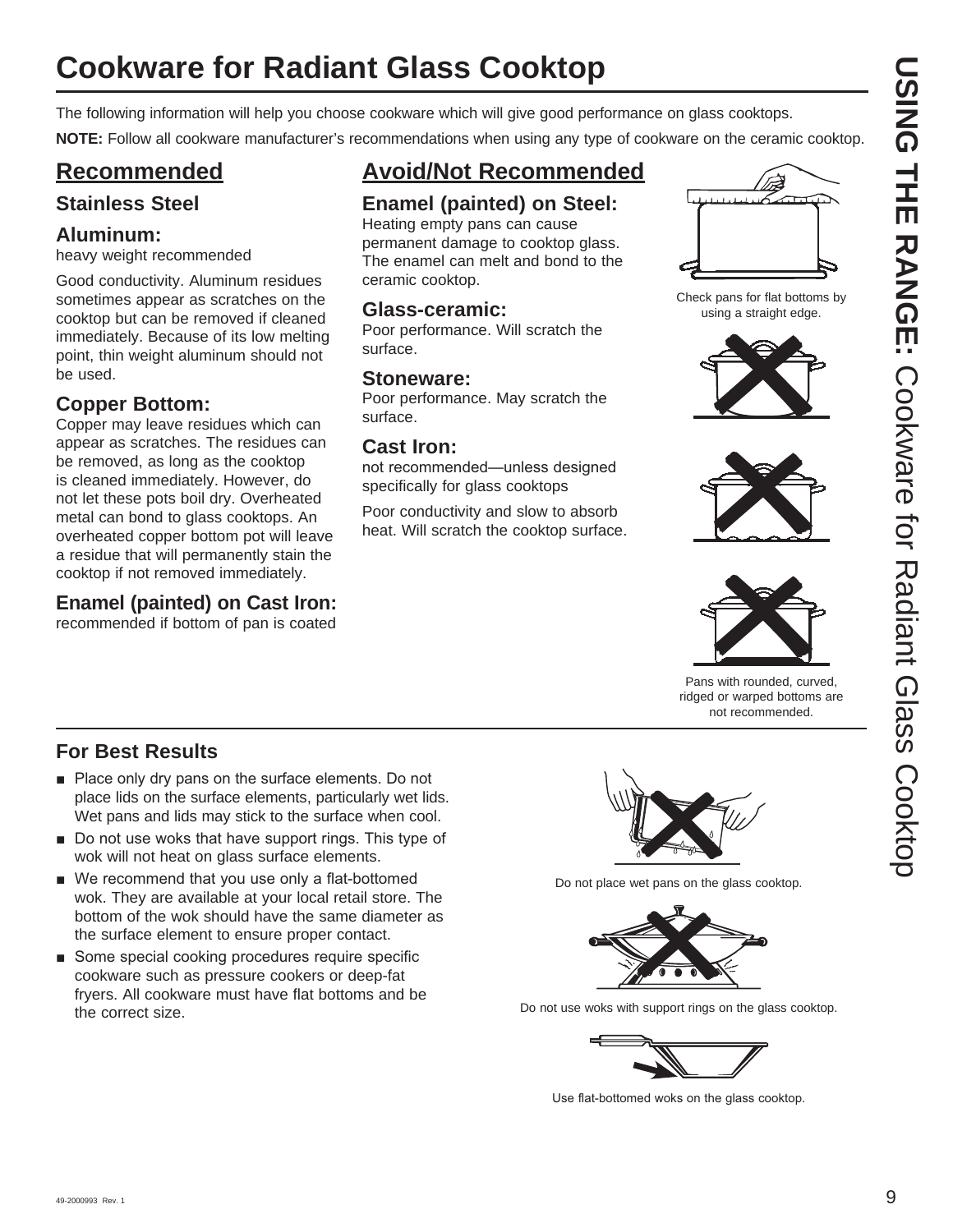# Cookware for Radiant Glass Cooktop

The following information will help you choose cookware which will give good performance on glass cooktops.

**NOTE:** Follow all cookware manufacturer's recommendations when using any type of cookware on the ceramic cooktop.

## Recommended

### Stainless Steel

### Aluminum:

heavy weight recommended

Good conductivity. Aluminum residues sometimes appear as scratches on the cooktop but can be removed if cleaned immediately. Because of its low melting point, thin weight aluminum should not be used.

### Copper Bottom:

Copper may leave residues which can appear as scratches. The residues can be removed, as long as the cooktop is cleaned immediately. However, do not let these pots boil dry. Overheated metal can bond to glass cooktops. An overheated copper bottom pot will leave a residue that will permanently stain the cooktop if not removed immediately.

### Enamel (painted) on Cast Iron:

recommended if bottom of pan is coated

## Avoid/Not Recommended

### Enamel (painted) on Steel:

Heating empty pans can cause permanent damage to cooktop glass. The enamel can melt and bond to the ceramic cooktop.

### Glass-ceramic:

Poor performance. Will scratch the surface.

### Stoneware:

Poor performance. May scratch the surface.

### Cast Iron:

not recommended—unless designed specifically for glass cooktops

Poor conductivity and slow to absorb heat. Will scratch the cooktop surface.

Check pans for flat bottoms by using a straight edge.

Pans with rounded, curved, ridged or warped bottoms are not recommended.

## For Best Results

- Place only dry pans on the surface elements. Do not place lids on the surface elements, particularly wet lids. Wet pans and lids may stick to the surface when cool.
- Do not use woks that have support rings. This type of wok will not heat on glass surface elements.
- We recommend that you use only a flat-bottomed wok. They are available at your local retail store. The bottom of the wok should have the same diameter as the surface element to ensure proper contact.
- Some special cooking procedures require specific cookware such as pressure cookers or deep-fat fryers. All cookware must have flat bottoms and be the correct size.

Do not place wet pans on the glass cooktop.

Do not use woks with support rings on the glass cooktop.

Use flat-bottomed woks on the glass cooktop.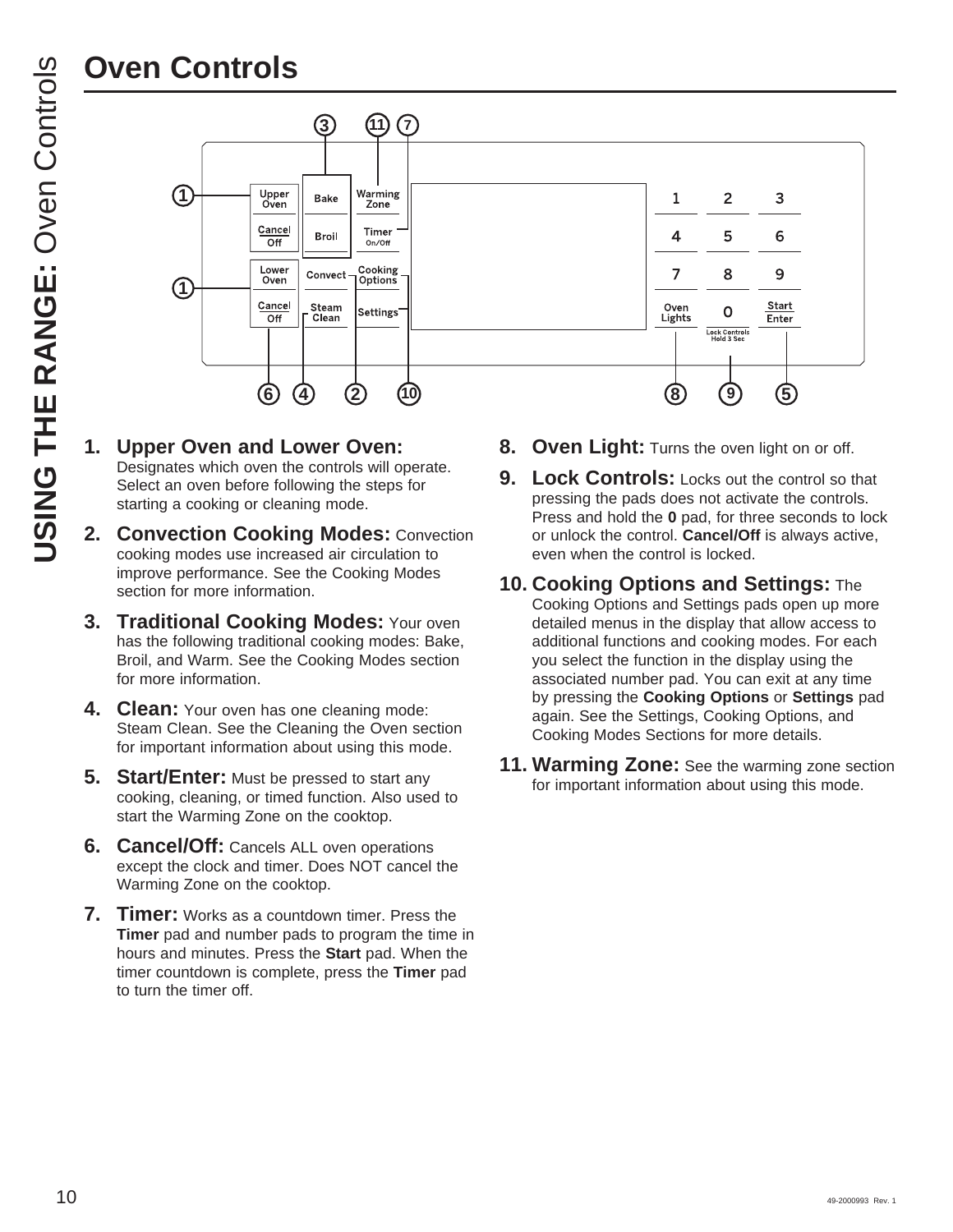# Oven Controls

1. **Upper Oven and Lower Oven:** Designates which oven the controls will operate. Select an oven before following the steps for starting a cooking or cleaning mode.

2. **Convection Cooking Modes:** Convection cooking modes use increased air circulation to improve performance. See the Cooking Modes section for more information.

3. **Traditional Cooking Modes:** Your oven has the following traditional cooking modes: Bake, Broil, and Warm. See the Cooking Modes section for more information.

4. **Clean:** Your oven has one cleaning mode: Steam Clean. See the Cleaning the Oven section for important information about using this mode.

5. **Start/Enter:** Must be pressed to start any cooking, cleaning, or timed function. Also used to start the Warming Zone on the cooktop.

6. **Cancel/Off:** Cancels ALL oven operations except the clock and timer. Does NOT cancel the Warming Zone on the cooktop.

7. **Timer:** Works as a countdown timer. Press the **Timer** pad and number pads to program the time in hours and minutes. Press the **Start** pad. When the timer countdown is complete, press the **Timer** pad to turn the timer off.

8. **Oven Light:** Turns the oven light on or off.

9. **Lock Controls:** Locks out the control so that pressing the pads does not activate the controls. Press and hold the **0** pad, for three seconds to lock or unlock the control. **Cancel/Off** is always active, even when the control is locked.

10. **Cooking Options and Settings:** The Cooking Options and Settings pads open up more detailed menus in the display that allow access to additional functions and cooking modes. For each you select the function in the display using the associated number pad. You can exit at any time by pressing the **Cooking Options** or **Settings** pad again. See the Settings, Cooking Options, and Cooking Modes Sections for more details.

11. **Warming Zone:** See the warming zone section for important information about using this mode.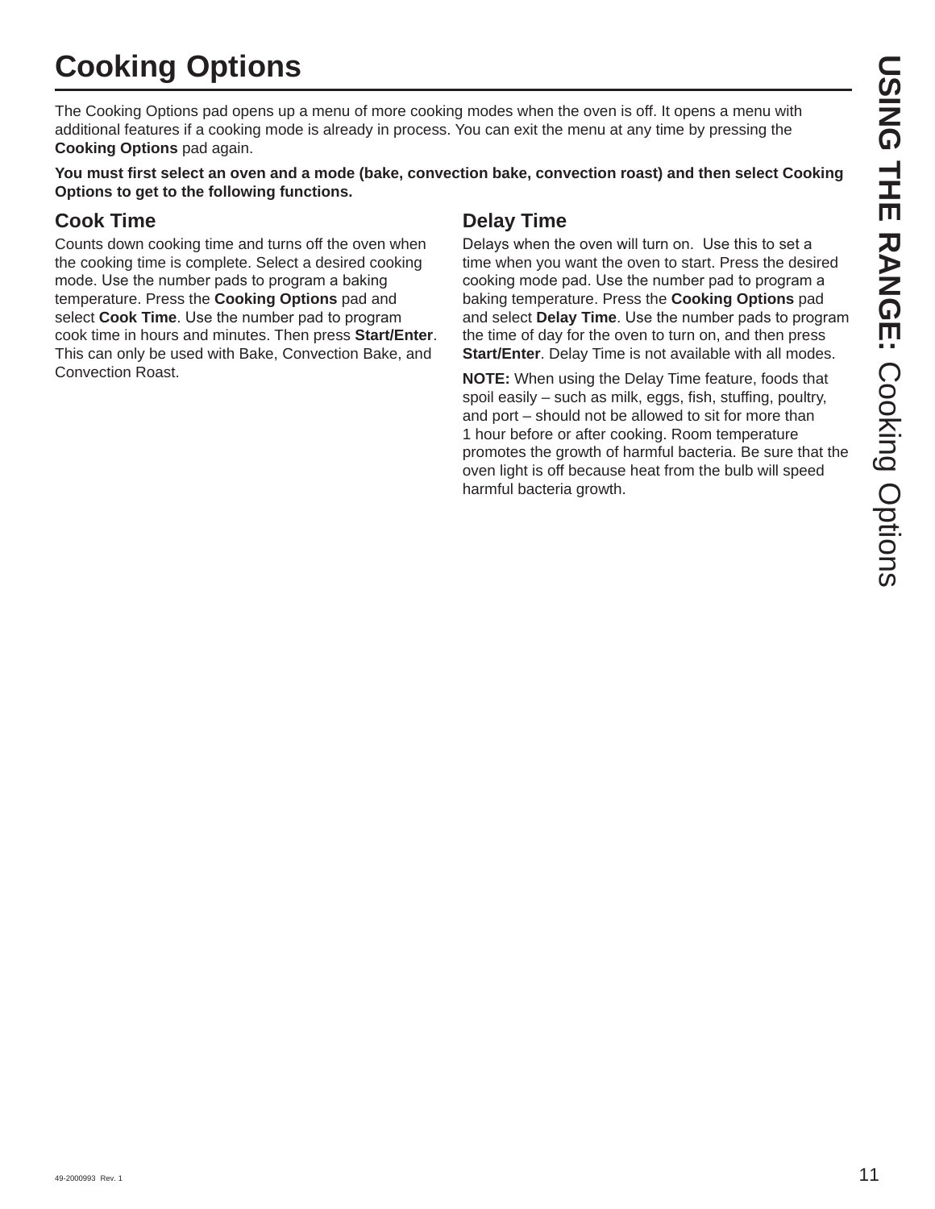# Cooking Options

The Cooking Options pad opens up a menu of more cooking modes when the oven is off. It opens a menu with additional features if a cooking mode is already in process. You can exit the menu at any time by pressing the **Cooking Options** pad again.

**You must first select an oven and a mode (bake, convection bake, convection roast) and then select Cooking Options to get to the following functions.**

## Cook Time

Counts down cooking time and turns off the oven when the cooking time is complete. Select a desired cooking mode. Use the number pads to program a baking temperature. Press the **Cooking Options** pad and select **Cook Time**. Use the number pad to program cook time in hours and minutes. Then press **Start/Enter**. This can only be used with Bake, Convection Bake, and Convection Roast.

## Delay Time

Delays when the oven will turn on. Use this to set a time when you want the oven to start. Press the desired cooking mode pad. Use the number pad to program a baking temperature. Press the **Cooking Options** pad and select **Delay Time**. Use the number pads to program the time of day for the oven to turn on, and then press **Start/Enter**. Delay Time is not available with all modes.

**NOTE:** When using the Delay Time feature, foods that spoil easily – such as milk, eggs, fish, stuffing, poultry, and port – should not be allowed to sit for more than 1 hour before or after cooking. Room temperature promotes the growth of harmful bacteria. Be sure that the oven light is off because heat from the bulb will speed harmful bacteria growth.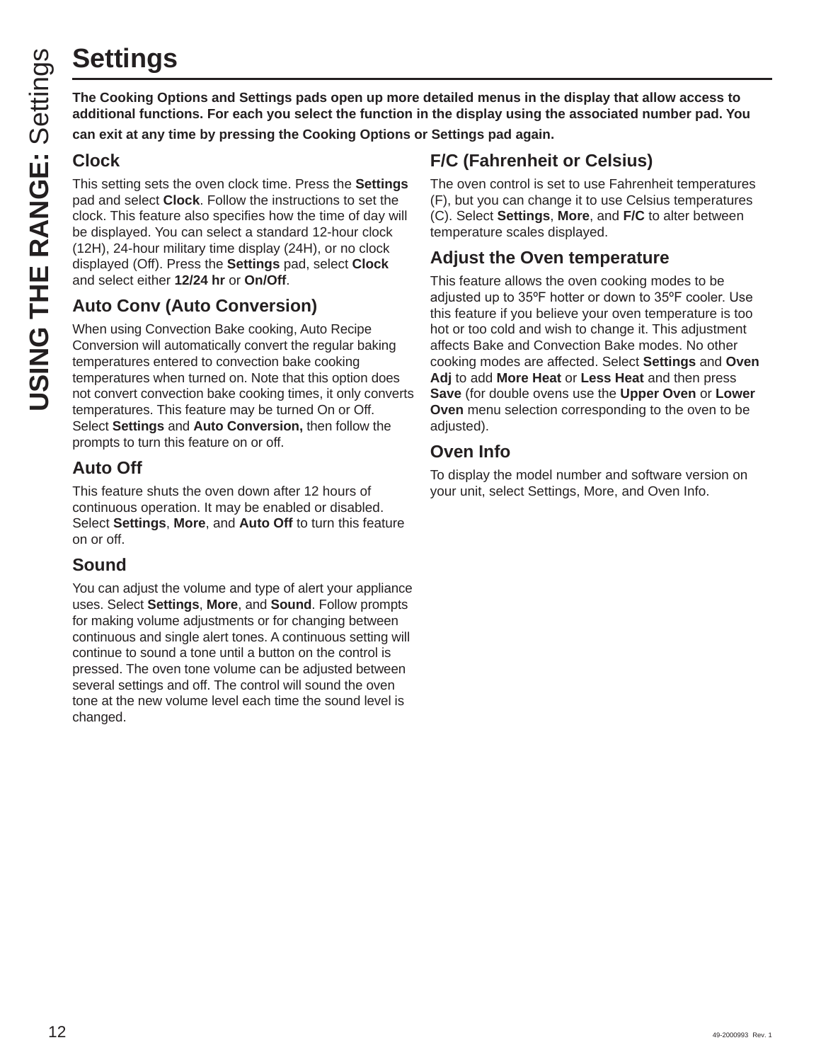# Settings

**The Cooking Options and Settings pads open up more detailed menus in the display that allow access to additional functions. For each you select the function in the display using the associated number pad. You can exit at any time by pressing the Cooking Options or Settings pad again.**

## Clock

This setting sets the oven clock time. Press the **Settings** pad and select **Clock**. Follow the instructions to set the clock. This feature also specifies how the time of day will be displayed. You can select a standard 12-hour clock (12H), 24-hour military time display (24H), or no clock displayed (Off). Press the **Settings** pad, select **Clock** and select either **12/24 hr** or **On/Off**.

## Auto Conv (Auto Conversion)

When using Convection Bake cooking, Auto Recipe Conversion will automatically convert the regular baking temperatures entered to convection bake cooking temperatures when turned on. Note that this option does not convert convection bake cooking times, it only converts temperatures. This feature may be turned On or Off. Select **Settings** and **Auto Conversion,** then follow the prompts to turn this feature on or off.

## Auto Off

This feature shuts the oven down after 12 hours of continuous operation. It may be enabled or disabled. Select **Settings**, **More**, and **Auto Off** to turn this feature on or off.

## Sound

You can adjust the volume and type of alert your appliance uses. Select **Settings**, **More**, and **Sound**. Follow prompts for making volume adjustments or for changing between continuous and single alert tones. A continuous setting will continue to sound a tone until a button on the control is pressed. The oven tone volume can be adjusted between several settings and off. The control will sound the oven tone at the new volume level each time the sound level is changed.

## F/C (Fahrenheit or Celsius)

The oven control is set to use Fahrenheit temperatures (F), but you can change it to use Celsius temperatures (C). Select **Settings**, **More**, and **F/C** to alter between temperature scales displayed.

## Adjust the Oven temperature

This feature allows the oven cooking modes to be adjusted up to 35ºF hotter or down to 35ºF cooler. Use this feature if you believe your oven temperature is too hot or too cold and wish to change it. This adjustment affects Bake and Convection Bake modes. No other cooking modes are affected. Select **Settings** and **Oven Adj** to add **More Heat** or **Less Heat** and then press **Save** (for double ovens use the **Upper Oven** or **Lower Oven** menu selection corresponding to the oven to be adjusted).

## Oven Info

To display the model number and software version on your unit, select Settings, More, and Oven Info.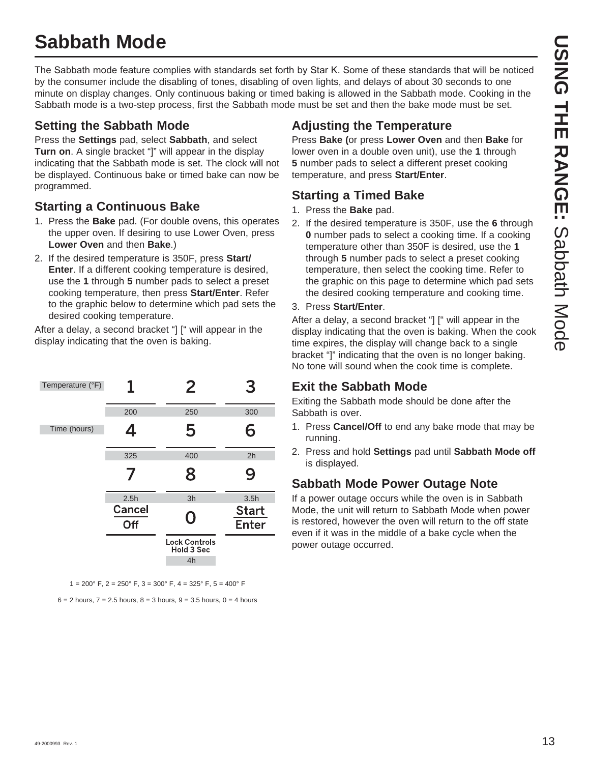# Sabbath Mode

The Sabbath mode feature complies with standards set forth by Star K. Some of these standards that will be noticed by the consumer include the disabling of tones, disabling of oven lights, and delays of about 30 seconds to one minute on display changes. Only continuous baking or timed baking is allowed in the Sabbath mode. Cooking in the Sabbath mode is a two-step process, first the Sabbath mode must be set and then the bake mode must be set.

## Setting the Sabbath Mode

Press the **Settings** pad, select **Sabbath**, and select **Turn on**. A single bracket "]" will appear in the display indicating that the Sabbath mode is set. The clock will not be displayed. Continuous bake or timed bake can now be programmed.

## Starting a Continuous Bake

1. Press the **Bake** pad. (For double ovens, this operates the upper oven. If desiring to use Lower Oven, press **Lower Oven** and then **Bake**.)
2. If the desired temperature is 350F, press **Start/ Enter**. If a different cooking temperature is desired, use the **1** through **5** number pads to select a preset cooking temperature, then press **Start/Enter**. Refer to the graphic below to determine which pad sets the desired cooking temperature.

After a delay, a second bracket "] [" will appear in the display indicating that the oven is baking.

| | | | |
|---|---|---|---|
| Temperature (°F) | 1 | 2 | 3 |
| | 200 | 250 | 300 |
| Time (hours) | 4 | 5 | 6 |
| | 325 | 400 | 2h |
| | 7 | 8 | 9 |
| | 2.5h | 3h | 3.5h |
| | Cancel Off | 0 | Start Enter |
| | | Lock Controls Hold 3 Sec | |
| | | 4h | |

1 = 200° F, 2 = 250° F, 3 = 300° F, 4 = 325° F, 5 = 400° F

6 = 2 hours, 7 = 2.5 hours, 8 = 3 hours, 9 = 3.5 hours, 0 = 4 hours

## Adjusting the Temperature

Press **Bake (**or press **Lower Oven** and then **Bake** for lower oven in a double oven unit), use the **1** through **5** number pads to select a different preset cooking temperature, and press **Start/Enter**.

## Starting a Timed Bake

1. Press the **Bake** pad.
2. If the desired temperature is 350F, use the **6** through **0** number pads to select a cooking time. If a cooking temperature other than 350F is desired, use the **1** through **5** number pads to select a preset cooking temperature, then select the cooking time. Refer to the graphic on this page to determine which pad sets the desired cooking temperature and cooking time.
3. Press **Start/Enter**.

After a delay, a second bracket "] [" will appear in the display indicating that the oven is baking. When the cook time expires, the display will change back to a single bracket "]" indicating that the oven is no longer baking. No tone will sound when the cook time is complete.

## Exit the Sabbath Mode

Exiting the Sabbath mode should be done after the Sabbath is over.

1. Press **Cancel/Off** to end any bake mode that may be running.
2. Press and hold **Settings** pad until **Sabbath Mode off** is displayed.

## Sabbath Mode Power Outage Note

If a power outage occurs while the oven is in Sabbath Mode, the unit will return to Sabbath Mode when power is restored, however the oven will return to the off state even if it was in the middle of a bake cycle when the power outage occurred.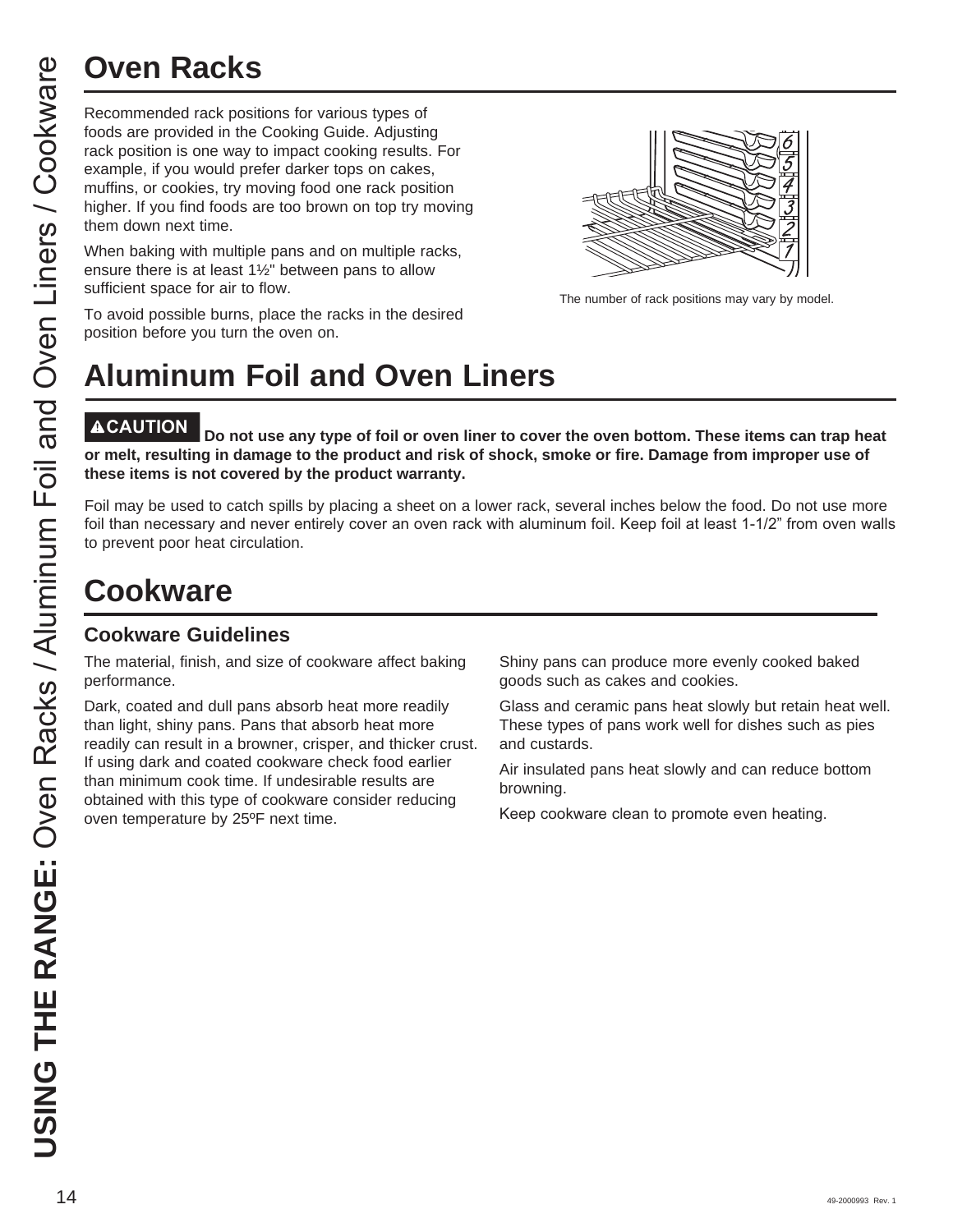# Oven Racks

Recommended rack positions for various types of foods are provided in the Cooking Guide. Adjusting rack position is one way to impact cooking results. For example, if you would prefer darker tops on cakes, muffins, or cookies, try moving food one rack position higher. If you find foods are too brown on top try moving them down next time.

When baking with multiple pans and on multiple racks, ensure there is at least 1½" between pans to allow sufficient space for air to flow.

To avoid possible burns, place the racks in the desired position before you turn the oven on.

The number of rack positions may vary by model.

# Aluminum Foil and Oven Liners

**⚠CAUTION Do not use any type of foil or oven liner to cover the oven bottom. These items can trap heat or melt, resulting in damage to the product and risk of shock, smoke or fire. Damage from improper use of these items is not covered by the product warranty.**

Foil may be used to catch spills by placing a sheet on a lower rack, several inches below the food. Do not use more foil than necessary and never entirely cover an oven rack with aluminum foil. Keep foil at least 1-1/2" from oven walls to prevent poor heat circulation.

# Cookware

## Cookware Guidelines

The material, finish, and size of cookware affect baking performance.

Dark, coated and dull pans absorb heat more readily than light, shiny pans. Pans that absorb heat more readily can result in a browner, crisper, and thicker crust. If using dark and coated cookware check food earlier than minimum cook time. If undesirable results are obtained with this type of cookware consider reducing oven temperature by 25ºF next time.

Shiny pans can produce more evenly cooked baked goods such as cakes and cookies.

Glass and ceramic pans heat slowly but retain heat well. These types of pans work well for dishes such as pies and custards.

Air insulated pans heat slowly and can reduce bottom browning.

Keep cookware clean to promote even heating.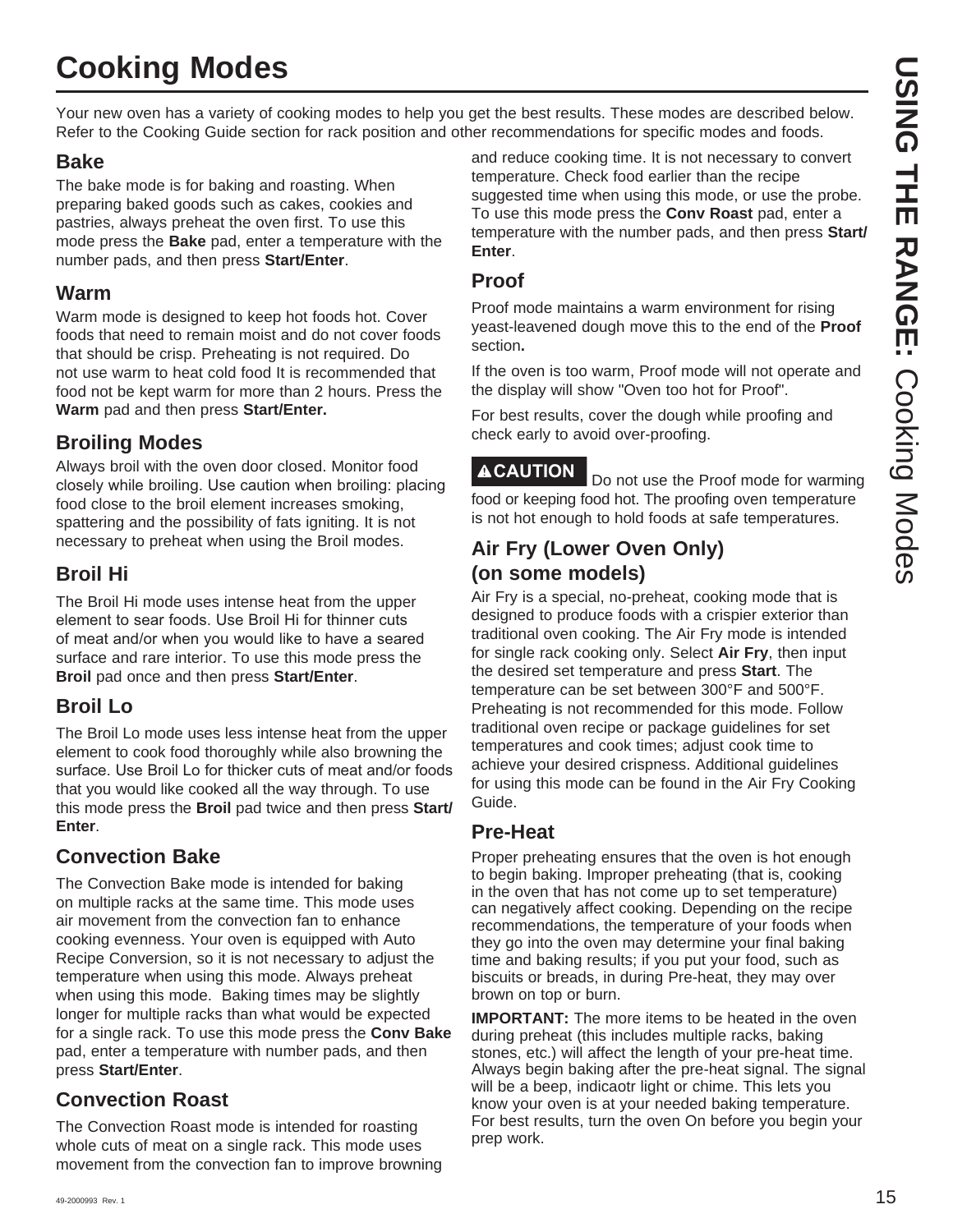# Cooking Modes

Your new oven has a variety of cooking modes to help you get the best results. These modes are described below. Refer to the Cooking Guide section for rack position and other recommendations for specific modes and foods.

## Bake

The bake mode is for baking and roasting. When preparing baked goods such as cakes, cookies and pastries, always preheat the oven first. To use this mode press the **Bake** pad, enter a temperature with the number pads, and then press **Start/Enter**.

## Warm

Warm mode is designed to keep hot foods hot. Cover foods that need to remain moist and do not cover foods that should be crisp. Preheating is not required. Do not use warm to heat cold food It is recommended that food not be kept warm for more than 2 hours. Press the **Warm** pad and then press **Start/Enter.**

## Broiling Modes

Always broil with the oven door closed. Monitor food closely while broiling. Use caution when broiling: placing food close to the broil element increases smoking, spattering and the possibility of fats igniting. It is not necessary to preheat when using the Broil modes.

## Broil Hi

The Broil Hi mode uses intense heat from the upper element to sear foods. Use Broil Hi for thinner cuts of meat and/or when you would like to have a seared surface and rare interior. To use this mode press the **Broil** pad once and then press **Start/Enter**.

## Broil Lo

The Broil Lo mode uses less intense heat from the upper element to cook food thoroughly while also browning the surface. Use Broil Lo for thicker cuts of meat and/or foods that you would like cooked all the way through. To use this mode press the **Broil** pad twice and then press **Start/Enter**.

## Convection Bake

The Convection Bake mode is intended for baking on multiple racks at the same time. This mode uses air movement from the convection fan to enhance cooking evenness. Your oven is equipped with Auto Recipe Conversion, so it is not necessary to adjust the temperature when using this mode. Always preheat when using this mode. Baking times may be slightly longer for multiple racks than what would be expected for a single rack. To use this mode press the **Conv Bake** pad, enter a temperature with number pads, and then press **Start/Enter**.

## Convection Roast

The Convection Roast mode is intended for roasting whole cuts of meat on a single rack. This mode uses movement from the convection fan to improve browning and reduce cooking time. It is not necessary to convert temperature. Check food earlier than the recipe suggested time when using this mode, or use the probe. To use this mode press the **Conv Roast** pad, enter a temperature with the number pads, and then press **Start/Enter**.

## Proof

Proof mode maintains a warm environment for rising yeast-leavened dough move this to the end of the **Proof** section**.**

If the oven is too warm, Proof mode will not operate and the display will show "Oven too hot for Proof".

For best results, cover the dough while proofing and check early to avoid over-proofing.

**⚠CAUTION** Do not use the Proof mode for warming food or keeping food hot. The proofing oven temperature is not hot enough to hold foods at safe temperatures.

## Air Fry (Lower Oven Only) (on some models)

Air Fry is a special, no-preheat, cooking mode that is designed to produce foods with a crispier exterior than traditional oven cooking. The Air Fry mode is intended for single rack cooking only. Select **Air Fry**, then input the desired set temperature and press **Start**. The temperature can be set between 300°F and 500°F. Preheating is not recommended for this mode. Follow traditional oven recipe or package guidelines for set temperatures and cook times; adjust cook time to achieve your desired crispness. Additional guidelines for using this mode can be found in the Air Fry Cooking Guide.

## Pre-Heat

Proper preheating ensures that the oven is hot enough to begin baking. Improper preheating (that is, cooking in the oven that has not come up to set temperature) can negatively affect cooking. Depending on the recipe recommendations, the temperature of your foods when they go into the oven may determine your final baking time and baking results; if you put your food, such as biscuits or breads, in during Pre-heat, they may over brown on top or burn.

**IMPORTANT:** The more items to be heated in the oven during preheat (this includes multiple racks, baking stones, etc.) will affect the length of your pre-heat time. Always begin baking after the pre-heat signal. The signal will be a beep, indicaotr light or chime. This lets you know your oven is at your needed baking temperature. For best results, turn the oven On before you begin your prep work.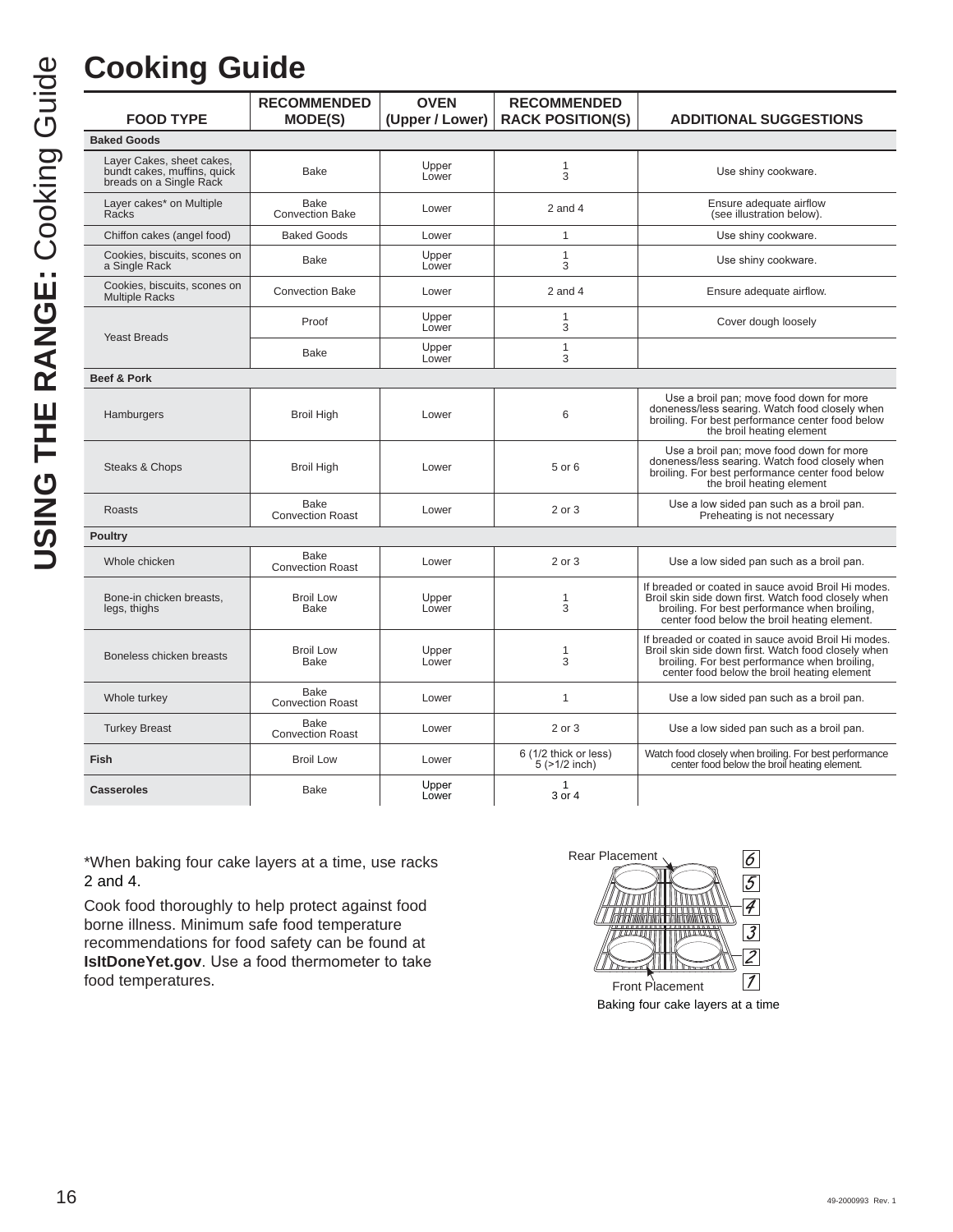# Cooking Guide

| FOOD TYPE | RECOMMENDED MODE(S) | OVEN (Upper / Lower) | RECOMMENDED RACK POSITION(S) | ADDITIONAL SUGGESTIONS |
|---|---|---|---|---|
| **Baked Goods** | | | | |
| Layer Cakes, sheet cakes, bundt cakes, muffins, quick breads on a Single Rack | Bake | Upper<br>Lower | 1<br>3 | Use shiny cookware. |
| Layer cakes* on Multiple Racks | Bake<br>Convection Bake | Lower | 2 and 4 | Ensure adequate airflow (see illustration below). |
| Chiffon cakes (angel food) | Baked Goods | Lower | 1 | Use shiny cookware. |
| Cookies, biscuits, scones on a Single Rack | Bake | Upper<br>Lower | 1<br>3 | Use shiny cookware. |
| Cookies, biscuits, scones on Multiple Racks | Convection Bake | Lower | 2 and 4 | Ensure adequate airflow. |
| Yeast Breads | Proof | Upper<br>Lower | 1<br>3 | Cover dough loosely |
| | Bake | Upper<br>Lower | 1<br>3 | |
| **Beef & Pork** | | | | |
| Hamburgers | Broil High | Lower | 6 | Use a broil pan; move food down for more doneness/less searing. Watch food closely when broiling. For best performance center food below the broil heating element |
| Steaks & Chops | Broil High | Lower | 5 or 6 | Use a broil pan; move food down for more doneness/less searing. Watch food closely when broiling. For best performance center food below the broil heating element |
| Roasts | Bake<br>Convection Roast | Lower | 2 or 3 | Use a low sided pan such as a broil pan. Preheating is not necessary |
| **Poultry** | | | | |
| Whole chicken | Bake<br>Convection Roast | Lower | 2 or 3 | Use a low sided pan such as a broil pan. |
| Bone-in chicken breasts, legs, thighs | Broil Low<br>Bake | Upper<br>Lower | 1<br>3 | If breaded or coated in sauce avoid Broil Hi modes. Broil skin side down first. Watch food closely when broiling. For best performance when broiling, center food below the broil heating element. |
| Boneless chicken breasts | Broil Low<br>Bake | Upper<br>Lower | 1<br>3 | If breaded or coated in sauce avoid Broil Hi modes. Broil skin side down first. Watch food closely when broiling. For best performance when broiling, center food below the broil heating element |
| Whole turkey | Bake<br>Convection Roast | Lower | 1 | Use a low sided pan such as a broil pan. |
| Turkey Breast | Bake<br>Convection Roast | Lower | 2 or 3 | Use a low sided pan such as a broil pan. |
| **Fish** | Broil Low | Lower | 6 (1/2 thick or less)<br>5 (>1/2 inch) | Watch food closely when broiling. For best performance center food below the broil heating element. |
| **Casseroles** | Bake | Upper<br>Lower | 1<br>3 or 4 | |

*When baking four cake layers at a time, use racks 2 and 4.

Cook food thoroughly to help protect against food borne illness. Minimum safe food temperature recommendations for food safety can be found at **IsItDoneYet.gov**. Use a food thermometer to take food temperatures.

Rear Placement

Front Placement

Baking four cake layers at a time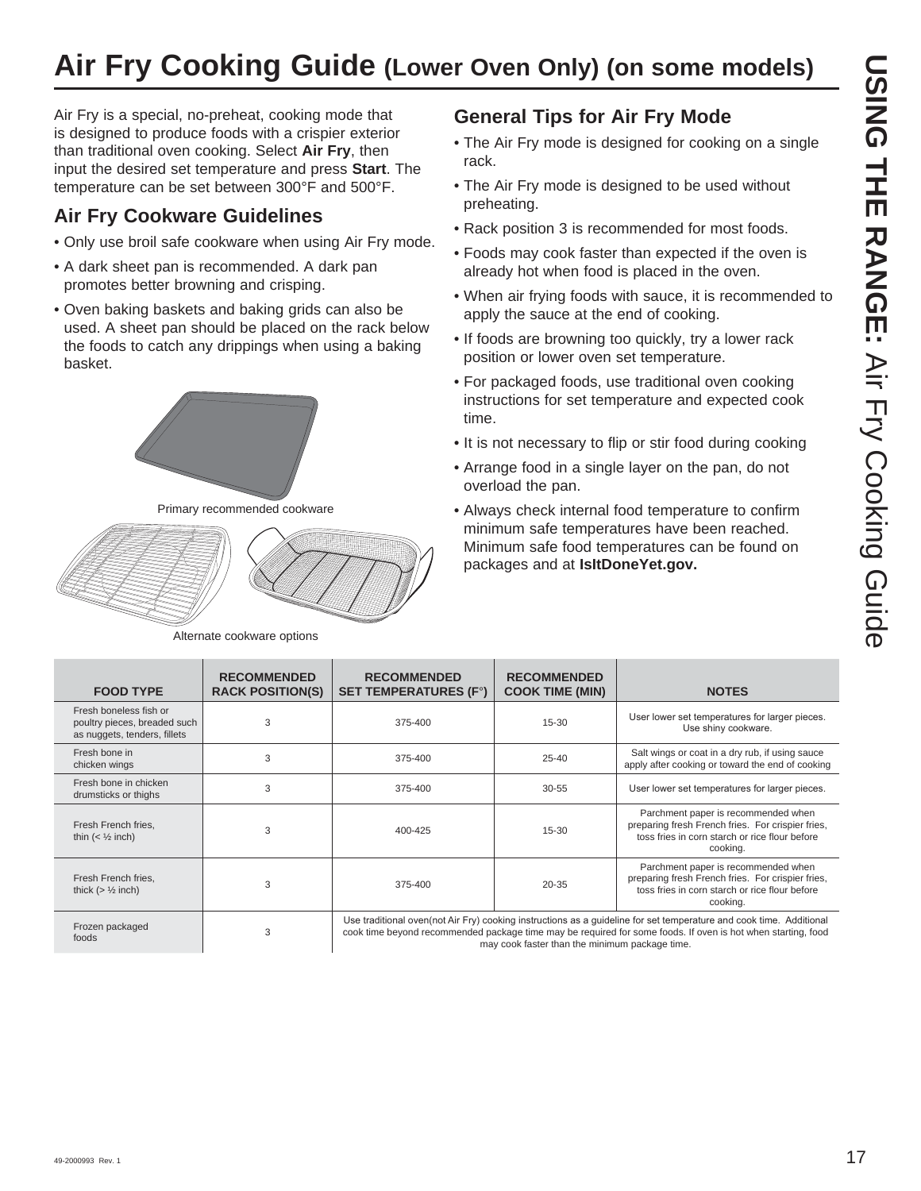# Air Fry Cooking Guide (Lower Oven Only) (on some models)

Air Fry is a special, no-preheat, cooking mode that is designed to produce foods with a crispier exterior than traditional oven cooking. Select **Air Fry**, then input the desired set temperature and press **Start**. The temperature can be set between 300°F and 500°F.

## Air Fry Cookware Guidelines

- Only use broil safe cookware when using Air Fry mode.
- A dark sheet pan is recommended. A dark pan promotes better browning and crisping.
- Oven baking baskets and baking grids can also be used. A sheet pan should be placed on the rack below the foods to catch any drippings when using a baking basket.

Primary recommended cookware

Alternate cookware options

## General Tips for Air Fry Mode

- The Air Fry mode is designed for cooking on a single rack.
- The Air Fry mode is designed to be used without preheating.
- Rack position 3 is recommended for most foods.
- Foods may cook faster than expected if the oven is already hot when food is placed in the oven.
- When air frying foods with sauce, it is recommended to apply the sauce at the end of cooking.
- If foods are browning too quickly, try a lower rack position or lower oven set temperature.
- For packaged foods, use traditional oven cooking instructions for set temperature and expected cook time.
- It is not necessary to flip or stir food during cooking
- Arrange food in a single layer on the pan, do not overload the pan.
- Always check internal food temperature to confirm minimum safe temperatures have been reached. Minimum safe food temperatures can be found on packages and at **IsItDoneYet.gov.**

| FOOD TYPE | RECOMMENDED RACK POSITION(S) | RECOMMENDED SET TEMPERATURES (F°) | RECOMMENDED COOK TIME (MIN) | NOTES |
|---|---|---|---|---|
| Fresh boneless fish or poultry pieces, breaded such as nuggets, tenders, fillets | 3 | 375-400 | 15-30 | User lower set temperatures for larger pieces. Use shiny cookware. |
| Fresh bone in chicken wings | 3 | 375-400 | 25-40 | Salt wings or coat in a dry rub, if using sauce apply after cooking or toward the end of cooking |
| Fresh bone in chicken drumsticks or thighs | 3 | 375-400 | 30-55 | User lower set temperatures for larger pieces. |
| Fresh French fries, thin (< ½ inch) | 3 | 400-425 | 15-30 | Parchment paper is recommended when preparing fresh French fries. For crispier fries, toss fries in corn starch or rice flour before cooking. |
| Fresh French fries, thick (> ½ inch) | 3 | 375-400 | 20-35 | Parchment paper is recommended when preparing fresh French fries. For crispier fries, toss fries in corn starch or rice flour before cooking. |
| Frozen packaged foods | 3 | Use traditional oven(not Air Fry) cooking instructions as a guideline for set temperature and cook time. Additional cook time beyond recommended package time may be required for some foods. If oven is hot when starting, food may cook faster than the minimum package time. | | |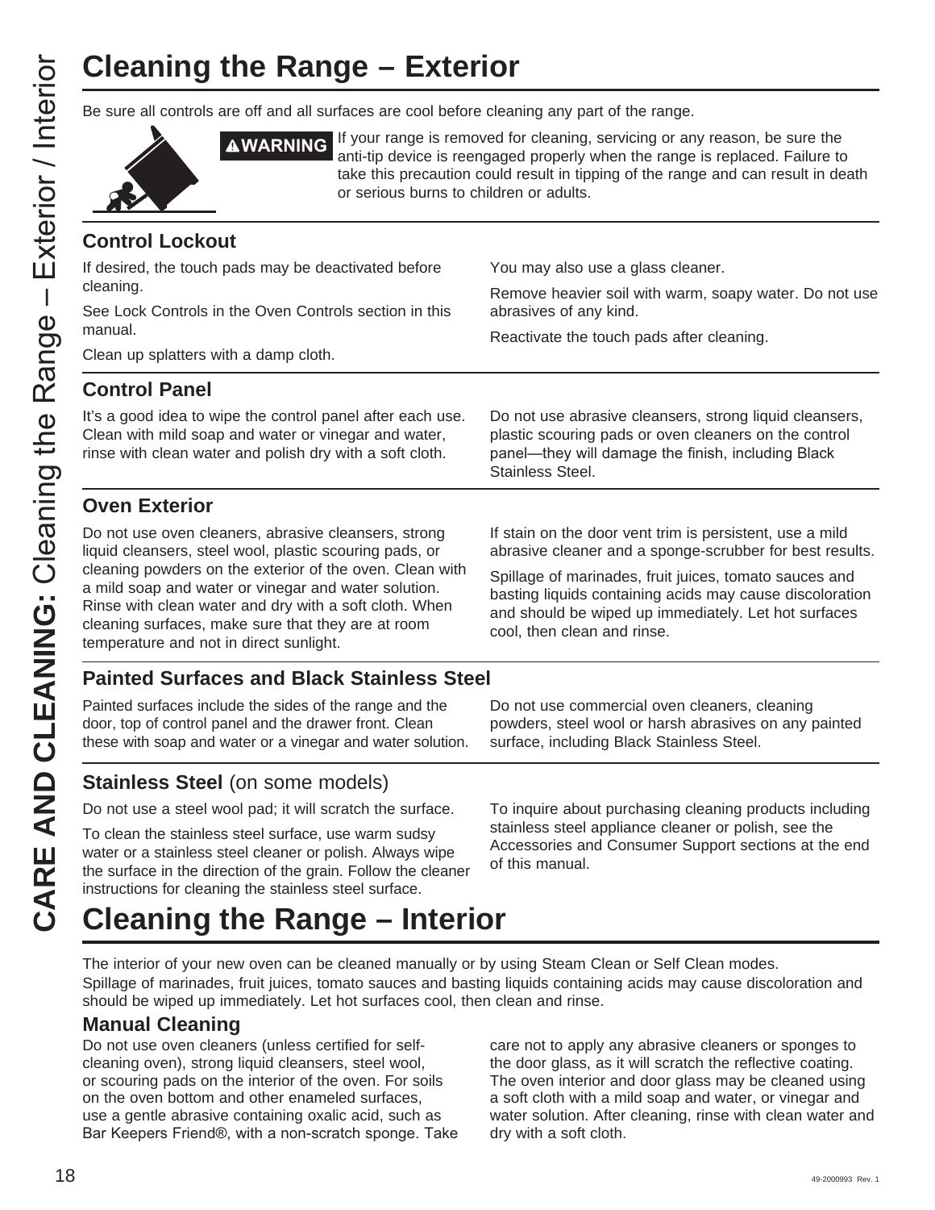# Cleaning the Range – Exterior

Be sure all controls are off and all surfaces are cool before cleaning any part of the range.

**⚠WARNING** If your range is removed for cleaning, servicing or any reason, be sure the anti-tip device is reengaged properly when the range is replaced. Failure to take this precaution could result in tipping of the range and can result in death or serious burns to children or adults.

## Control Lockout

If desired, the touch pads may be deactivated before cleaning.

See Lock Controls in the Oven Controls section in this manual.

Clean up splatters with a damp cloth.

You may also use a glass cleaner.

Remove heavier soil with warm, soapy water. Do not use abrasives of any kind.

Reactivate the touch pads after cleaning.

## Control Panel

It's a good idea to wipe the control panel after each use. Clean with mild soap and water or vinegar and water, rinse with clean water and polish dry with a soft cloth.

Do not use abrasive cleansers, strong liquid cleansers, plastic scouring pads or oven cleaners on the control panel—they will damage the finish, including Black Stainless Steel.

## Oven Exterior

Do not use oven cleaners, abrasive cleansers, strong liquid cleansers, steel wool, plastic scouring pads, or cleaning powders on the exterior of the oven. Clean with a mild soap and water or vinegar and water solution. Rinse with clean water and dry with a soft cloth. When cleaning surfaces, make sure that they are at room temperature and not in direct sunlight.

If stain on the door vent trim is persistent, use a mild abrasive cleaner and a sponge-scrubber for best results.

Spillage of marinades, fruit juices, tomato sauces and basting liquids containing acids may cause discoloration and should be wiped up immediately. Let hot surfaces cool, then clean and rinse.

## Painted Surfaces and Black Stainless Steel

Painted surfaces include the sides of the range and the door, top of control panel and the drawer front. Clean these with soap and water or a vinegar and water solution.

Do not use commercial oven cleaners, cleaning powders, steel wool or harsh abrasives on any painted surface, including Black Stainless Steel.

## Stainless Steel (on some models)

Do not use a steel wool pad; it will scratch the surface.

To clean the stainless steel surface, use warm sudsy water or a stainless steel cleaner or polish. Always wipe the surface in the direction of the grain. Follow the cleaner instructions for cleaning the stainless steel surface.

To inquire about purchasing cleaning products including stainless steel appliance cleaner or polish, see the Accessories and Consumer Support sections at the end of this manual.

# Cleaning the Range – Interior

The interior of your new oven can be cleaned manually or by using Steam Clean or Self Clean modes.
Spillage of marinades, fruit juices, tomato sauces and basting liquids containing acids may cause discoloration and should be wiped up immediately. Let hot surfaces cool, then clean and rinse.

## Manual Cleaning

Do not use oven cleaners (unless certified for self-cleaning oven), strong liquid cleansers, steel wool, or scouring pads on the interior of the oven. For soils on the oven bottom and other enameled surfaces, use a gentle abrasive containing oxalic acid, such as Bar Keepers Friend®, with a non-scratch sponge. Take care not to apply any abrasive cleaners or sponges to the door glass, as it will scratch the reflective coating. The oven interior and door glass may be cleaned using a soft cloth with a mild soap and water, or vinegar and water solution. After cleaning, rinse with clean water and dry with a soft cloth.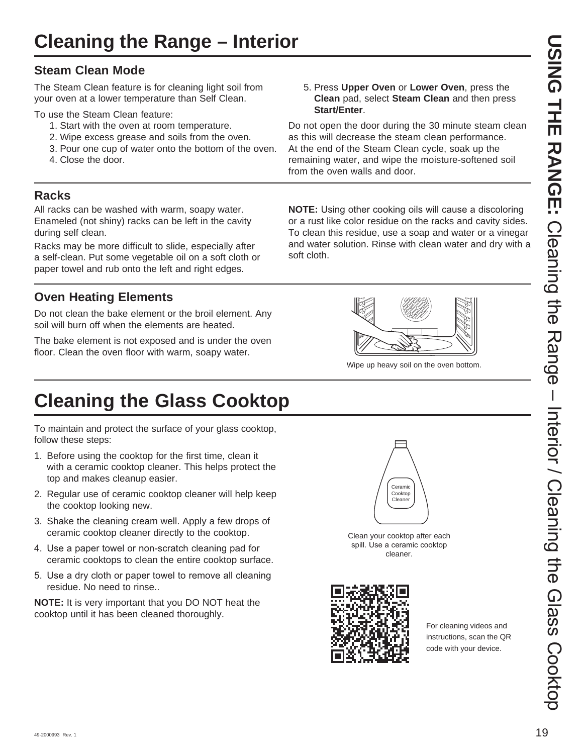# Cleaning the Range – Interior

## Steam Clean Mode

The Steam Clean feature is for cleaning light soil from your oven at a lower temperature than Self Clean.

To use the Steam Clean feature:

1. Start with the oven at room temperature.
2. Wipe excess grease and soils from the oven.
3. Pour one cup of water onto the bottom of the oven.
4. Close the door.
5. Press **Upper Oven** or **Lower Oven**, press the **Clean** pad, select **Steam Clean** and then press **Start/Enter**.

Do not open the door during the 30 minute steam clean as this will decrease the steam clean performance. At the end of the Steam Clean cycle, soak up the remaining water, and wipe the moisture-softened soil from the oven walls and door.

## Racks

All racks can be washed with warm, soapy water. Enameled (not shiny) racks can be left in the cavity during self clean.

Racks may be more difficult to slide, especially after a self-clean. Put some vegetable oil on a soft cloth or paper towel and rub onto the left and right edges.

**NOTE:** Using other cooking oils will cause a discoloring or a rust like color residue on the racks and cavity sides. To clean this residue, use a soap and water or a vinegar and water solution. Rinse with clean water and dry with a soft cloth.

## Oven Heating Elements

Do not clean the bake element or the broil element. Any soil will burn off when the elements are heated.

The bake element is not exposed and is under the oven floor. Clean the oven floor with warm, soapy water.

Wipe up heavy soil on the oven bottom.

# Cleaning the Glass Cooktop

To maintain and protect the surface of your glass cooktop, follow these steps:

1. Before using the cooktop for the first time, clean it with a ceramic cooktop cleaner. This helps protect the top and makes cleanup easier.
2. Regular use of ceramic cooktop cleaner will help keep the cooktop looking new.
3. Shake the cleaning cream well. Apply a few drops of ceramic cooktop cleaner directly to the cooktop.
4. Use a paper towel or non-scratch cleaning pad for ceramic cooktops to clean the entire cooktop surface.
5. Use a dry cloth or paper towel to remove all cleaning residue. No need to rinse..

**NOTE:** It is very important that you DO NOT heat the cooktop until it has been cleaned thoroughly.

Ceramic Cooktop Cleaner

Clean your cooktop after each spill. Use a ceramic cooktop cleaner.

For cleaning videos and instructions, scan the QR code with your device.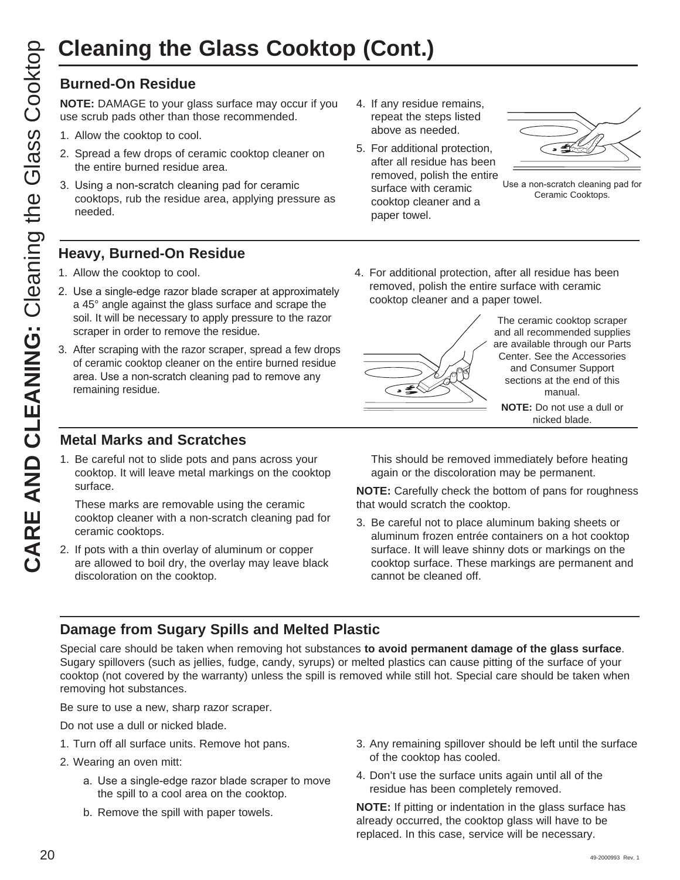# Cleaning the Glass Cooktop (Cont.)

## Burned-On Residue

**NOTE:** DAMAGE to your glass surface may occur if you use scrub pads other than those recommended.

1. Allow the cooktop to cool.
2. Spread a few drops of ceramic cooktop cleaner on the entire burned residue area.
3. Using a non-scratch cleaning pad for ceramic cooktops, rub the residue area, applying pressure as needed.
4. If any residue remains, repeat the steps listed above as needed.
5. For additional protection, after all residue has been removed, polish the entire surface with ceramic cooktop cleaner and a paper towel.

Use a non-scratch cleaning pad for Ceramic Cooktops.

## Heavy, Burned-On Residue

1. Allow the cooktop to cool.
2. Use a single-edge razor blade scraper at approximately a 45° angle against the glass surface and scrape the soil. It will be necessary to apply pressure to the razor scraper in order to remove the residue.
3. After scraping with the razor scraper, spread a few drops of ceramic cooktop cleaner on the entire burned residue area. Use a non-scratch cleaning pad to remove any remaining residue.
4. For additional protection, after all residue has been removed, polish the entire surface with ceramic cooktop cleaner and a paper towel.

The ceramic cooktop scraper and all recommended supplies are available through our Parts Center. See the Accessories and Consumer Support sections at the end of this manual.

**NOTE:** Do not use a dull or nicked blade.

## Metal Marks and Scratches

1. Be careful not to slide pots and pans across your cooktop. It will leave metal markings on the cooktop surface.

   These marks are removable using the ceramic cooktop cleaner with a non-scratch cleaning pad for ceramic cooktops.

2. If pots with a thin overlay of aluminum or copper are allowed to boil dry, the overlay may leave black discoloration on the cooktop.

   This should be removed immediately before heating again or the discoloration may be permanent.

**NOTE:** Carefully check the bottom of pans for roughness that would scratch the cooktop.

3. Be careful not to place aluminum baking sheets or aluminum frozen entrée containers on a hot cooktop surface. It will leave shinny dots or markings on the cooktop surface. These markings are permanent and cannot be cleaned off.

## Damage from Sugary Spills and Melted Plastic

Special care should be taken when removing hot substances **to avoid permanent damage of the glass surface**. Sugary spillovers (such as jellies, fudge, candy, syrups) or melted plastics can cause pitting of the surface of your cooktop (not covered by the warranty) unless the spill is removed while still hot. Special care should be taken when removing hot substances.

Be sure to use a new, sharp razor scraper.

Do not use a dull or nicked blade.

1. Turn off all surface units. Remove hot pans.
2. Wearing an oven mitt:
   a. Use a single-edge razor blade scraper to move the spill to a cool area on the cooktop.
   b. Remove the spill with paper towels.
3. Any remaining spillover should be left until the surface of the cooktop has cooled.
4. Don't use the surface units again until all of the residue has been completely removed.

**NOTE:** If pitting or indentation in the glass surface has already occurred, the cooktop glass will have to be replaced. In this case, service will be necessary.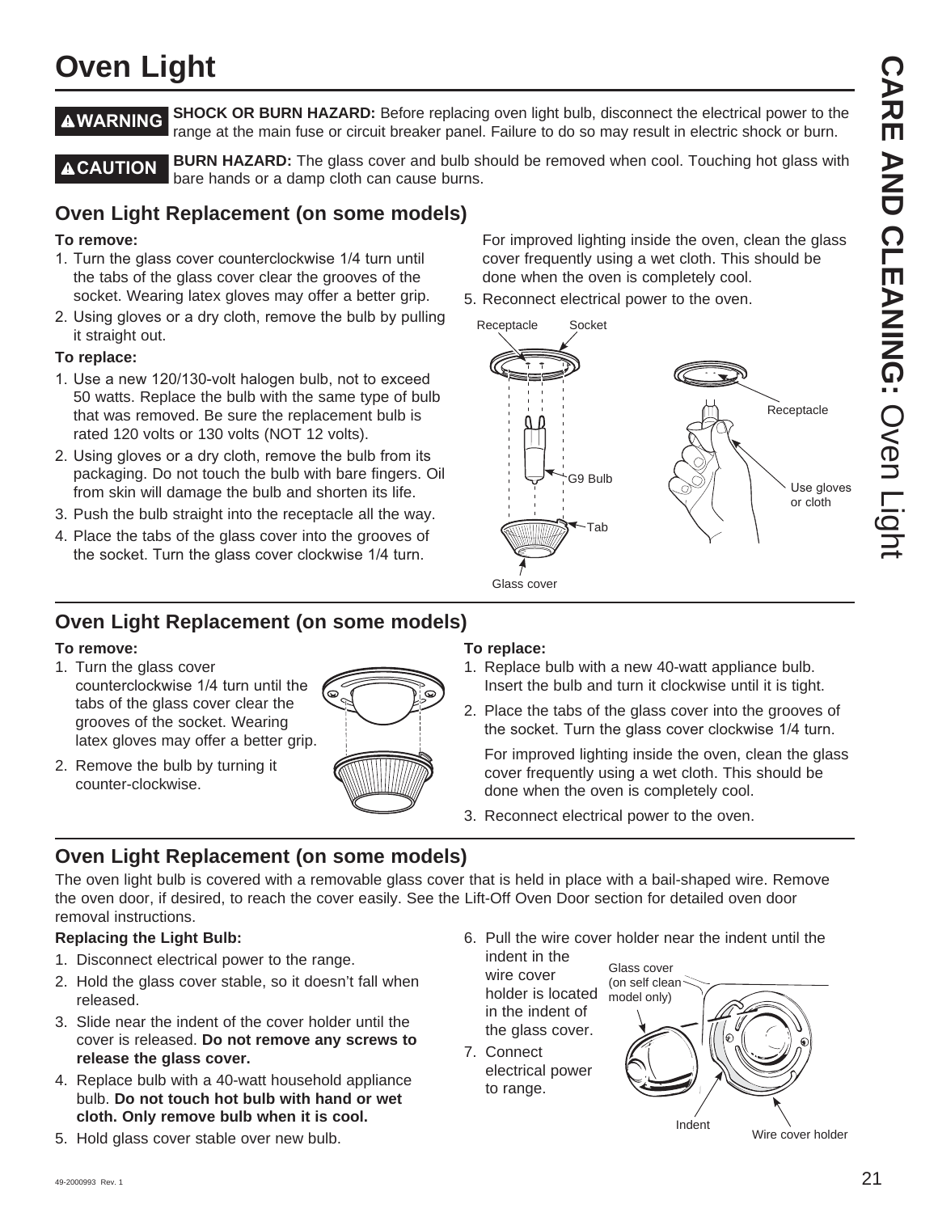# Oven Light

**⚠WARNING** **SHOCK OR BURN HAZARD:** Before replacing oven light bulb, disconnect the electrical power to the range at the main fuse or circuit breaker panel. Failure to do so may result in electric shock or burn.

**⚠CAUTION** **BURN HAZARD:** The glass cover and bulb should be removed when cool. Touching hot glass with bare hands or a damp cloth can cause burns.

## Oven Light Replacement (on some models)

**To remove:**

1. Turn the glass cover counterclockwise 1/4 turn until the tabs of the glass cover clear the grooves of the socket. Wearing latex gloves may offer a better grip.
2. Using gloves or a dry cloth, remove the bulb by pulling it straight out.

**To replace:**

1. Use a new 120/130-volt halogen bulb, not to exceed 50 watts. Replace the bulb with the same type of bulb that was removed. Be sure the replacement bulb is rated 120 volts or 130 volts (NOT 12 volts).
2. Using gloves or a dry cloth, remove the bulb from its packaging. Do not touch the bulb with bare fingers. Oil from skin will damage the bulb and shorten its life.
3. Push the bulb straight into the receptacle all the way.
4. Place the tabs of the glass cover into the grooves of the socket. Turn the glass cover clockwise 1/4 turn.

   For improved lighting inside the oven, clean the glass cover frequently using a wet cloth. This should be done when the oven is completely cool.
5. Reconnect electrical power to the oven.

Receptacle, Socket, G9 Bulb, Tab, Glass cover, Receptacle, Use gloves or cloth

## Oven Light Replacement (on some models)

**To remove:**

1. Turn the glass cover counterclockwise 1/4 turn until the tabs of the glass cover clear the grooves of the socket. Wearing latex gloves may offer a better grip.
2. Remove the bulb by turning it counter-clockwise.

**To replace:**

1. Replace bulb with a new 40-watt appliance bulb. Insert the bulb and turn it clockwise until it is tight.
2. Place the tabs of the glass cover into the grooves of the socket. Turn the glass cover clockwise 1/4 turn.

   For improved lighting inside the oven, clean the glass cover frequently using a wet cloth. This should be done when the oven is completely cool.
3. Reconnect electrical power to the oven.

## Oven Light Replacement (on some models)

The oven light bulb is covered with a removable glass cover that is held in place with a bail-shaped wire. Remove the oven door, if desired, to reach the cover easily. See the Lift-Off Oven Door section for detailed oven door removal instructions.

**Replacing the Light Bulb:**

1. Disconnect electrical power to the range.
2. Hold the glass cover stable, so it doesn't fall when released.
3. Slide near the indent of the cover holder until the cover is released. **Do not remove any screws to release the glass cover.**
4. Replace bulb with a 40-watt household appliance bulb. **Do not touch hot bulb with hand or wet cloth. Only remove bulb when it is cool.**
5. Hold glass cover stable over new bulb.
6. Pull the wire cover holder near the indent until the indent in the wire cover holder is located in the indent of the glass cover.
7. Connect electrical power to range.

Glass cover (on self clean model only), Indent, Wire cover holder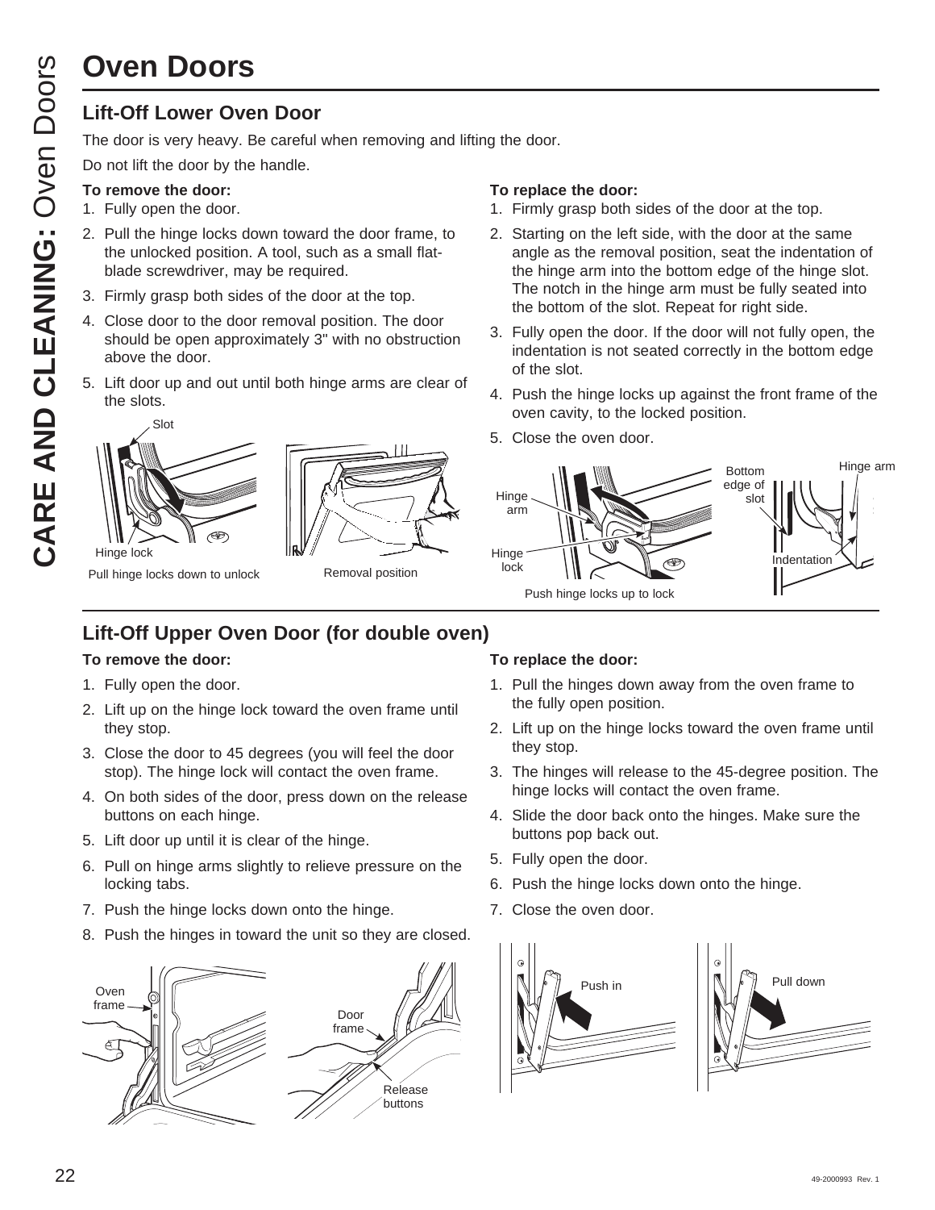# Oven Doors

## Lift-Off Lower Oven Door

The door is very heavy. Be careful when removing and lifting the door.

Do not lift the door by the handle.

**To remove the door:**

1. Fully open the door.
2. Pull the hinge locks down toward the door frame, to the unlocked position. A tool, such as a small flat-blade screwdriver, may be required.
3. Firmly grasp both sides of the door at the top.
4. Close door to the door removal position. The door should be open approximately 3" with no obstruction above the door.
5. Lift door up and out until both hinge arms are clear of the slots.

Slot

Hinge lock

Pull hinge locks down to unlock

Removal position

**To replace the door:**

1. Firmly grasp both sides of the door at the top.
2. Starting on the left side, with the door at the same angle as the removal position, seat the indentation of the hinge arm into the bottom edge of the hinge slot. The notch in the hinge arm must be fully seated into the bottom of the slot. Repeat for right side.
3. Fully open the door. If the door will not fully open, the indentation is not seated correctly in the bottom edge of the slot.
4. Push the hinge locks up against the front frame of the oven cavity, to the locked position.
5. Close the oven door.

Hinge arm

Hinge lock

Push hinge locks up to lock

Bottom edge of slot

Hinge arm

Indentation

## Lift-Off Upper Oven Door (for double oven)

**To remove the door:**

1. Fully open the door.
2. Lift up on the hinge lock toward the oven frame until they stop.
3. Close the door to 45 degrees (you will feel the door stop). The hinge lock will contact the oven frame.
4. On both sides of the door, press down on the release buttons on each hinge.
5. Lift door up until it is clear of the hinge.
6. Pull on hinge arms slightly to relieve pressure on the locking tabs.
7. Push the hinge locks down onto the hinge.
8. Push the hinges in toward the unit so they are closed.

Oven frame

Door frame

Release buttons

**To replace the door:**

1. Pull the hinges down away from the oven frame to the fully open position.
2. Lift up on the hinge locks toward the oven frame until they stop.
3. The hinges will release to the 45-degree position. The hinge locks will contact the oven frame.
4. Slide the door back onto the hinges. Make sure the buttons pop back out.
5. Fully open the door.
6. Push the hinge locks down onto the hinge.
7. Close the oven door.

Push in

Pull down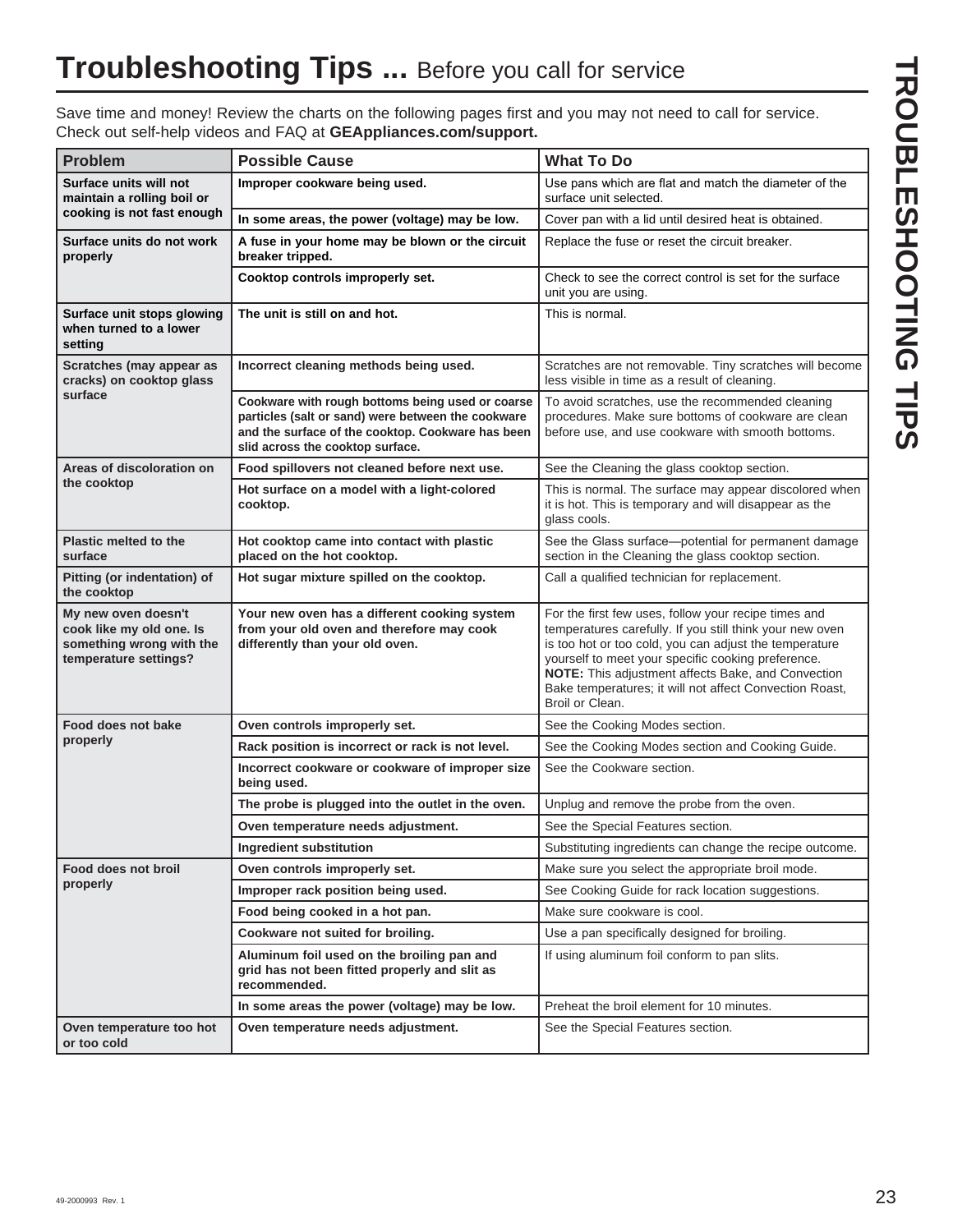# Troubleshooting Tips ... Before you call for service

Save time and money! Review the charts on the following pages first and you may not need to call for service. Check out self-help videos and FAQ at **GEAppliances.com/support.**

| Problem | Possible Cause | What To Do |
|---|---|---|
| **Surface units will not maintain a rolling boil or cooking is not fast enough** | **Improper cookware being used.** | Use pans which are flat and match the diameter of the surface unit selected. |
| | **In some areas, the power (voltage) may be low.** | Cover pan with a lid until desired heat is obtained. |
| **Surface units do not work properly** | **A fuse in your home may be blown or the circuit breaker tripped.** | Replace the fuse or reset the circuit breaker. |
| | **Cooktop controls improperly set.** | Check to see the correct control is set for the surface unit you are using. |
| **Surface unit stops glowing when turned to a lower setting** | **The unit is still on and hot.** | This is normal. |
| **Scratches (may appear as cracks) on cooktop glass surface** | **Incorrect cleaning methods being used.** | Scratches are not removable. Tiny scratches will become less visible in time as a result of cleaning. |
| | **Cookware with rough bottoms being used or coarse particles (salt or sand) were between the cookware and the surface of the cooktop. Cookware has been slid across the cooktop surface.** | To avoid scratches, use the recommended cleaning procedures. Make sure bottoms of cookware are clean before use, and use cookware with smooth bottoms. |
| **Areas of discoloration on the cooktop** | **Food spillovers not cleaned before next use.** | See the Cleaning the glass cooktop section. |
| | **Hot surface on a model with a light-colored cooktop.** | This is normal. The surface may appear discolored when it is hot. This is temporary and will disappear as the glass cools. |
| **Plastic melted to the surface** | **Hot cooktop came into contact with plastic placed on the hot cooktop.** | See the Glass surface—potential for permanent damage section in the Cleaning the glass cooktop section. |
| **Pitting (or indentation) of the cooktop** | **Hot sugar mixture spilled on the cooktop.** | Call a qualified technician for replacement. |
| **My new oven doesn't cook like my old one. Is something wrong with the temperature settings?** | **Your new oven has a different cooking system from your old oven and therefore may cook differently than your old oven.** | For the first few uses, follow your recipe times and temperatures carefully. If you still think your new oven is too hot or too cold, you can adjust the temperature yourself to meet your specific cooking preference. **NOTE:** This adjustment affects Bake, and Convection Bake temperatures; it will not affect Convection Roast, Broil or Clean. |
| **Food does not bake properly** | **Oven controls improperly set.** | See the Cooking Modes section. |
| | **Rack position is incorrect or rack is not level.** | See the Cooking Modes section and Cooking Guide. |
| | **Incorrect cookware or cookware of improper size being used.** | See the Cookware section. |
| | **The probe is plugged into the outlet in the oven.** | Unplug and remove the probe from the oven. |
| | **Oven temperature needs adjustment.** | See the Special Features section. |
| | **Ingredient substitution** | Substituting ingredients can change the recipe outcome. |
| **Food does not broil properly** | **Oven controls improperly set.** | Make sure you select the appropriate broil mode. |
| | **Improper rack position being used.** | See Cooking Guide for rack location suggestions. |
| | **Food being cooked in a hot pan.** | Make sure cookware is cool. |
| | **Cookware not suited for broiling.** | Use a pan specifically designed for broiling. |
| | **Aluminum foil used on the broiling pan and grid has not been fitted properly and slit as recommended.** | If using aluminum foil conform to pan slits. |
| | **In some areas the power (voltage) may be low.** | Preheat the broil element for 10 minutes. |
| **Oven temperature too hot or too cold** | **Oven temperature needs adjustment.** | See the Special Features section. |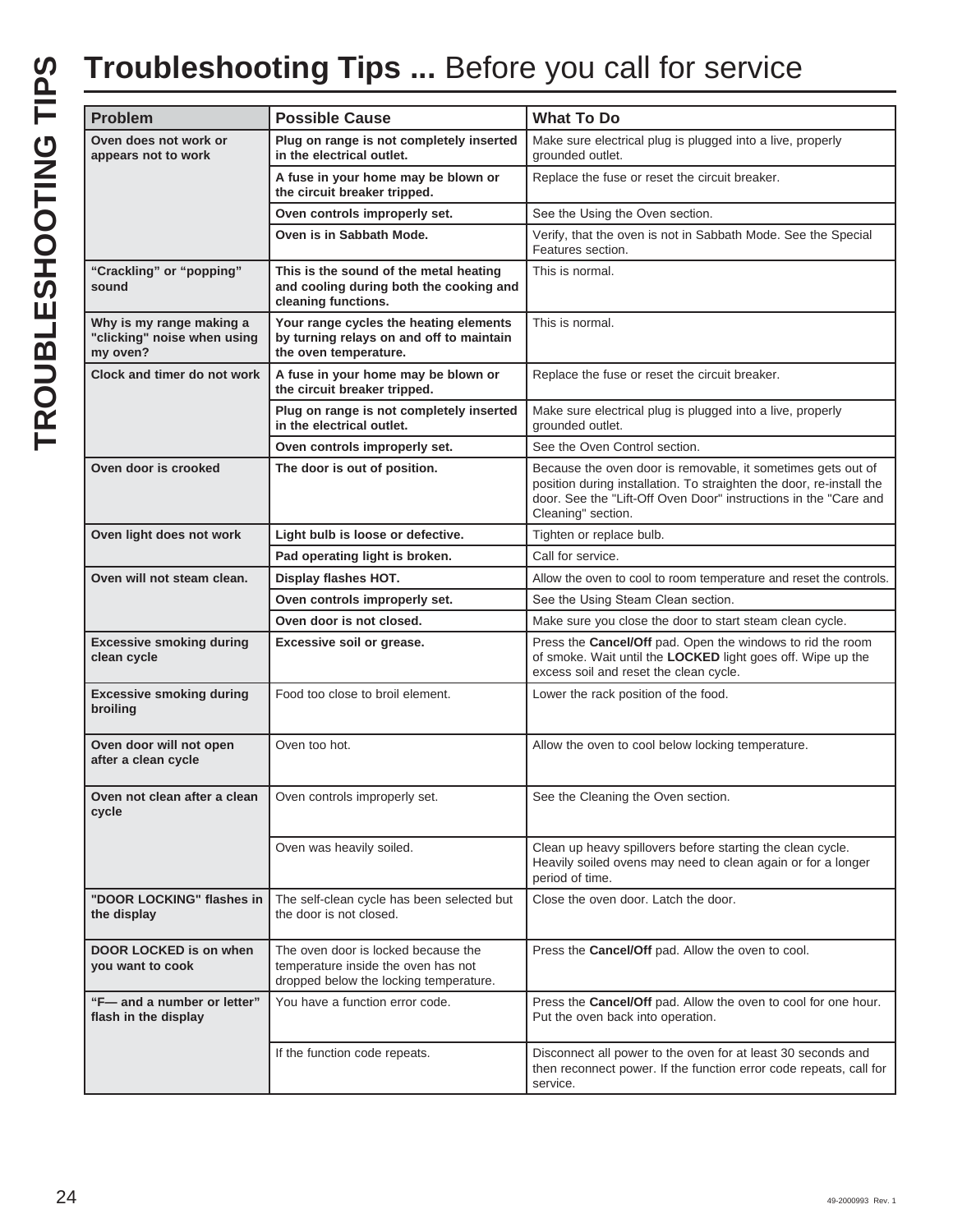# Troubleshooting Tips ... Before you call for service

| Problem | Possible Cause | What To Do |
|---|---|---|
| **Oven does not work or appears not to work** | **Plug on range is not completely inserted in the electrical outlet.** | Make sure electrical plug is plugged into a live, properly grounded outlet. |
| | **A fuse in your home may be blown or the circuit breaker tripped.** | Replace the fuse or reset the circuit breaker. |
| | **Oven controls improperly set.** | See the Using the Oven section. |
| | **Oven is in Sabbath Mode.** | Verify, that the oven is not in Sabbath Mode. See the Special Features section. |
| **"Crackling" or "popping" sound** | **This is the sound of the metal heating and cooling during both the cooking and cleaning functions.** | This is normal. |
| **Why is my range making a "clicking" noise when using my oven?** | **Your range cycles the heating elements by turning relays on and off to maintain the oven temperature.** | This is normal. |
| **Clock and timer do not work** | **A fuse in your home may be blown or the circuit breaker tripped.** | Replace the fuse or reset the circuit breaker. |
| | **Plug on range is not completely inserted in the electrical outlet.** | Make sure electrical plug is plugged into a live, properly grounded outlet. |
| | **Oven controls improperly set.** | See the Oven Control section. |
| **Oven door is crooked** | **The door is out of position.** | Because the oven door is removable, it sometimes gets out of position during installation. To straighten the door, re-install the door. See the "Lift-Off Oven Door" instructions in the "Care and Cleaning" section. |
| **Oven light does not work** | **Light bulb is loose or defective.** | Tighten or replace bulb. |
| | **Pad operating light is broken.** | Call for service. |
| **Oven will not steam clean.** | **Display flashes HOT.** | Allow the oven to cool to room temperature and reset the controls. |
| | **Oven controls improperly set.** | See the Using Steam Clean section. |
| | **Oven door is not closed.** | Make sure you close the door to start steam clean cycle. |
| **Excessive smoking during clean cycle** | **Excessive soil or grease.** | Press the **Cancel/Off** pad. Open the windows to rid the room of smoke. Wait until the **LOCKED** light goes off. Wipe up the excess soil and reset the clean cycle. |
| **Excessive smoking during broiling** | Food too close to broil element. | Lower the rack position of the food. |
| **Oven door will not open after a clean cycle** | Oven too hot. | Allow the oven to cool below locking temperature. |
| **Oven not clean after a clean cycle** | Oven controls improperly set. | See the Cleaning the Oven section. |
| | Oven was heavily soiled. | Clean up heavy spillovers before starting the clean cycle. Heavily soiled ovens may need to clean again or for a longer period of time. |
| **"DOOR LOCKING" flashes in the display** | The self-clean cycle has been selected but the door is not closed. | Close the oven door. Latch the door. |
| **DOOR LOCKED is on when you want to cook** | The oven door is locked because the temperature inside the oven has not dropped below the locking temperature. | Press the **Cancel/Off** pad. Allow the oven to cool. |
| **"F— and a number or letter" flash in the display** | You have a function error code. | Press the **Cancel/Off** pad. Allow the oven to cool for one hour. Put the oven back into operation. |
| | If the function code repeats. | Disconnect all power to the oven for at least 30 seconds and then reconnect power. If the function error code repeats, call for service. |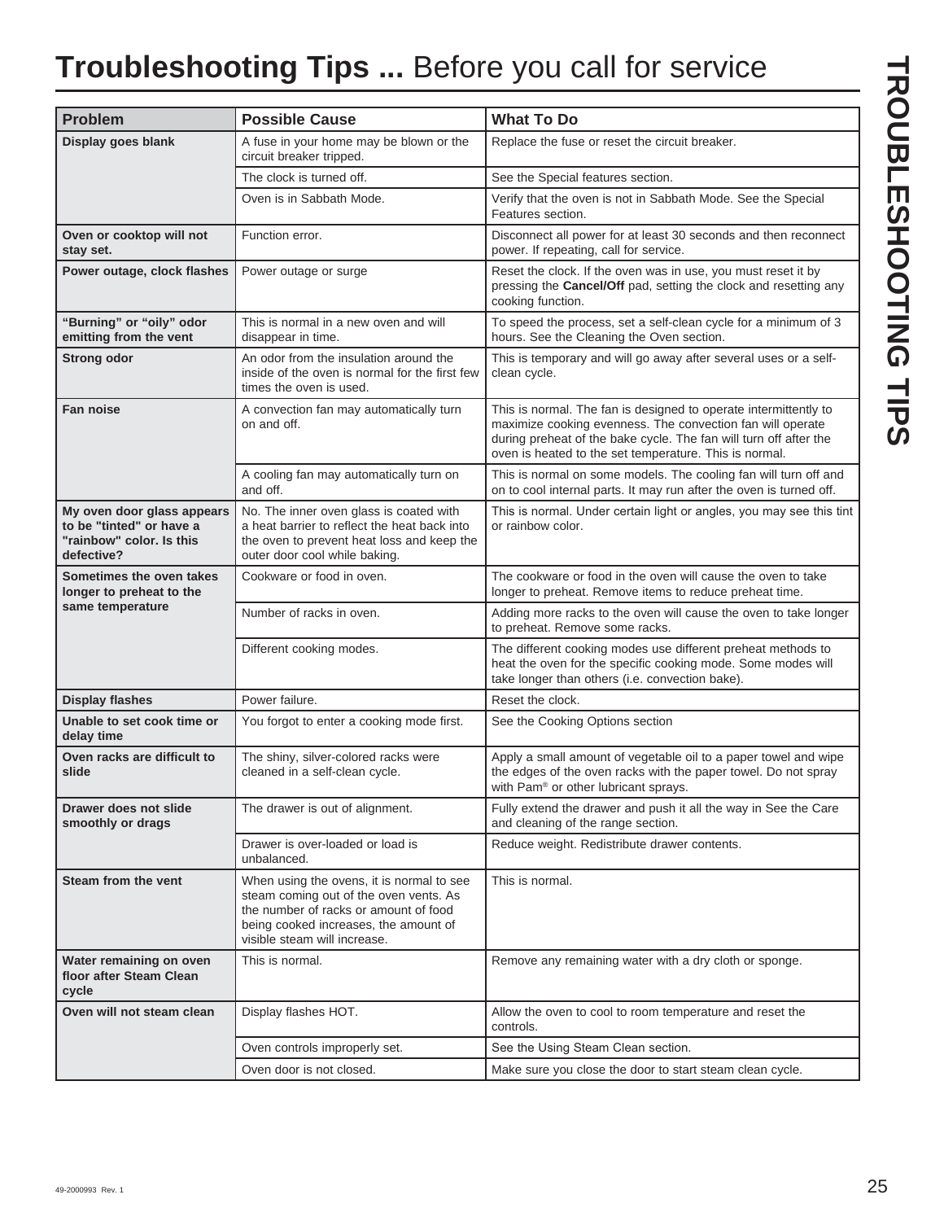# **Troubleshooting Tips ...** Before you call for service

| Problem | Possible Cause | What To Do |
|---|---|---|
| **Display goes blank** | A fuse in your home may be blown or the circuit breaker tripped. | Replace the fuse or reset the circuit breaker. |
| | The clock is turned off. | See the Special features section. |
| | Oven is in Sabbath Mode. | Verify that the oven is not in Sabbath Mode. See the Special Features section. |
| **Oven or cooktop will not stay set.** | Function error. | Disconnect all power for at least 30 seconds and then reconnect power. If repeating, call for service. |
| **Power outage, clock flashes** | Power outage or surge | Reset the clock. If the oven was in use, you must reset it by pressing the **Cancel/Off** pad, setting the clock and resetting any cooking function. |
| **"Burning" or "oily" odor emitting from the vent** | This is normal in a new oven and will disappear in time. | To speed the process, set a self-clean cycle for a minimum of 3 hours. See the Cleaning the Oven section. |
| **Strong odor** | An odor from the insulation around the inside of the oven is normal for the first few times the oven is used. | This is temporary and will go away after several uses or a self-clean cycle. |
| **Fan noise** | A convection fan may automatically turn on and off. | This is normal. The fan is designed to operate intermittently to maximize cooking evenness. The convection fan will operate during preheat of the bake cycle. The fan will turn off after the oven is heated to the set temperature. This is normal. |
| | A cooling fan may automatically turn on and off. | This is normal on some models. The cooling fan will turn off and on to cool internal parts. It may run after the oven is turned off. |
| **My oven door glass appears to be "tinted" or have a "rainbow" color. Is this defective?** | No. The inner oven glass is coated with a heat barrier to reflect the heat back into the oven to prevent heat loss and keep the outer door cool while baking. | This is normal. Under certain light or angles, you may see this tint or rainbow color. |
| **Sometimes the oven takes longer to preheat to the same temperature** | Cookware or food in oven. | The cookware or food in the oven will cause the oven to take longer to preheat. Remove items to reduce preheat time. |
| | Number of racks in oven. | Adding more racks to the oven will cause the oven to take longer to preheat. Remove some racks. |
| | Different cooking modes. | The different cooking modes use different preheat methods to heat the oven for the specific cooking mode. Some modes will take longer than others (i.e. convection bake). |
| **Display flashes** | Power failure. | Reset the clock. |
| **Unable to set cook time or delay time** | You forgot to enter a cooking mode first. | See the Cooking Options section |
| **Oven racks are difficult to slide** | The shiny, silver-colored racks were cleaned in a self-clean cycle. | Apply a small amount of vegetable oil to a paper towel and wipe the edges of the oven racks with the paper towel. Do not spray with Pam® or other lubricant sprays. |
| **Drawer does not slide smoothly or drags** | The drawer is out of alignment. | Fully extend the drawer and push it all the way in See the Care and cleaning of the range section. |
| | Drawer is over-loaded or load is unbalanced. | Reduce weight. Redistribute drawer contents. |
| **Steam from the vent** | When using the ovens, it is normal to see steam coming out of the oven vents. As the number of racks or amount of food being cooked increases, the amount of visible steam will increase. | This is normal. |
| **Water remaining on oven floor after Steam Clean cycle** | This is normal. | Remove any remaining water with a dry cloth or sponge. |
| **Oven will not steam clean** | Display flashes HOT. | Allow the oven to cool to room temperature and reset the controls. |
| | Oven controls improperly set. | See the Using Steam Clean section. |
| | Oven door is not closed. | Make sure you close the door to start steam clean cycle. |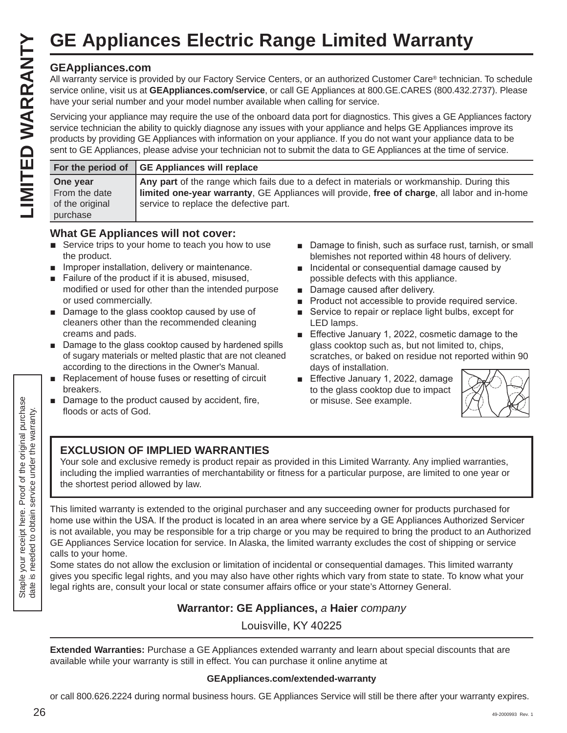# GE Appliances Electric Range Limited Warranty

**LIMITED WARRANTY**

### GEAppliances.com

All warranty service is provided by our Factory Service Centers, or an authorized Customer Care® technician. To schedule service online, visit us at **GEAppliances.com/service**, or call GE Appliances at 800.GE.CARES (800.432.2737). Please have your serial number and your model number available when calling for service.

Servicing your appliance may require the use of the onboard data port for diagnostics. This gives a GE Appliances factory service technician the ability to quickly diagnose any issues with your appliance and helps GE Appliances improve its products by providing GE Appliances with information on your appliance. If you do not want your appliance data to be sent to GE Appliances, please advise your technician not to submit the data to GE Appliances at the time of service.

| For the period of | GE Appliances will replace |
|---|---|
| **One year** From the date of the original purchase | **Any part** of the range which fails due to a defect in materials or workmanship. During this **limited one-year warranty**, GE Appliances will provide, **free of charge**, all labor and in-home service to replace the defective part. |

### What GE Appliances will not cover:

- Service trips to your home to teach you how to use the product.
- Improper installation, delivery or maintenance.
- Failure of the product if it is abused, misused, modified or used for other than the intended purpose or used commercially.
- Damage to the glass cooktop caused by use of cleaners other than the recommended cleaning creams and pads.
- Damage to the glass cooktop caused by hardened spills of sugary materials or melted plastic that are not cleaned according to the directions in the Owner's Manual.
- Replacement of house fuses or resetting of circuit breakers.
- Damage to the product caused by accident, fire, floods or acts of God.
- Damage to finish, such as surface rust, tarnish, or small blemishes not reported within 48 hours of delivery.
- Incidental or consequential damage caused by possible defects with this appliance.
- Damage caused after delivery.
- Product not accessible to provide required service.
- Service to repair or replace light bulbs, except for LED lamps.
- Effective January 1, 2022, cosmetic damage to the glass cooktop such as, but not limited to, chips, scratches, or baked on residue not reported within 90 days of installation.
- Effective January 1, 2022, damage to the glass cooktop due to impact or misuse. See example.

### EXCLUSION OF IMPLIED WARRANTIES

Your sole and exclusive remedy is product repair as provided in this Limited Warranty. Any implied warranties, including the implied warranties of merchantability or fitness for a particular purpose, are limited to one year or the shortest period allowed by law.

This limited warranty is extended to the original purchaser and any succeeding owner for products purchased for home use within the USA. If the product is located in an area where service by a GE Appliances Authorized Servicer is not available, you may be responsible for a trip charge or you may be required to bring the product to an Authorized GE Appliances Service location for service. In Alaska, the limited warranty excludes the cost of shipping or service calls to your home.

Some states do not allow the exclusion or limitation of incidental or consequential damages. This limited warranty gives you specific legal rights, and you may also have other rights which vary from state to state. To know what your legal rights are, consult your local or state consumer affairs office or your state's Attorney General.

Staple your receipt here. Proof of the original purchase date is needed to obtain service under the warranty.

**Warrantor: GE Appliances,** *a* **Haier** *company*

Louisville, KY 40225

**Extended Warranties:** Purchase a GE Appliances extended warranty and learn about special discounts that are available while your warranty is still in effect. You can purchase it online anytime at

**GEAppliances.com/extended-warranty**

or call 800.626.2224 during normal business hours. GE Appliances Service will still be there after your warranty expires.

49-2000993 Rev. 1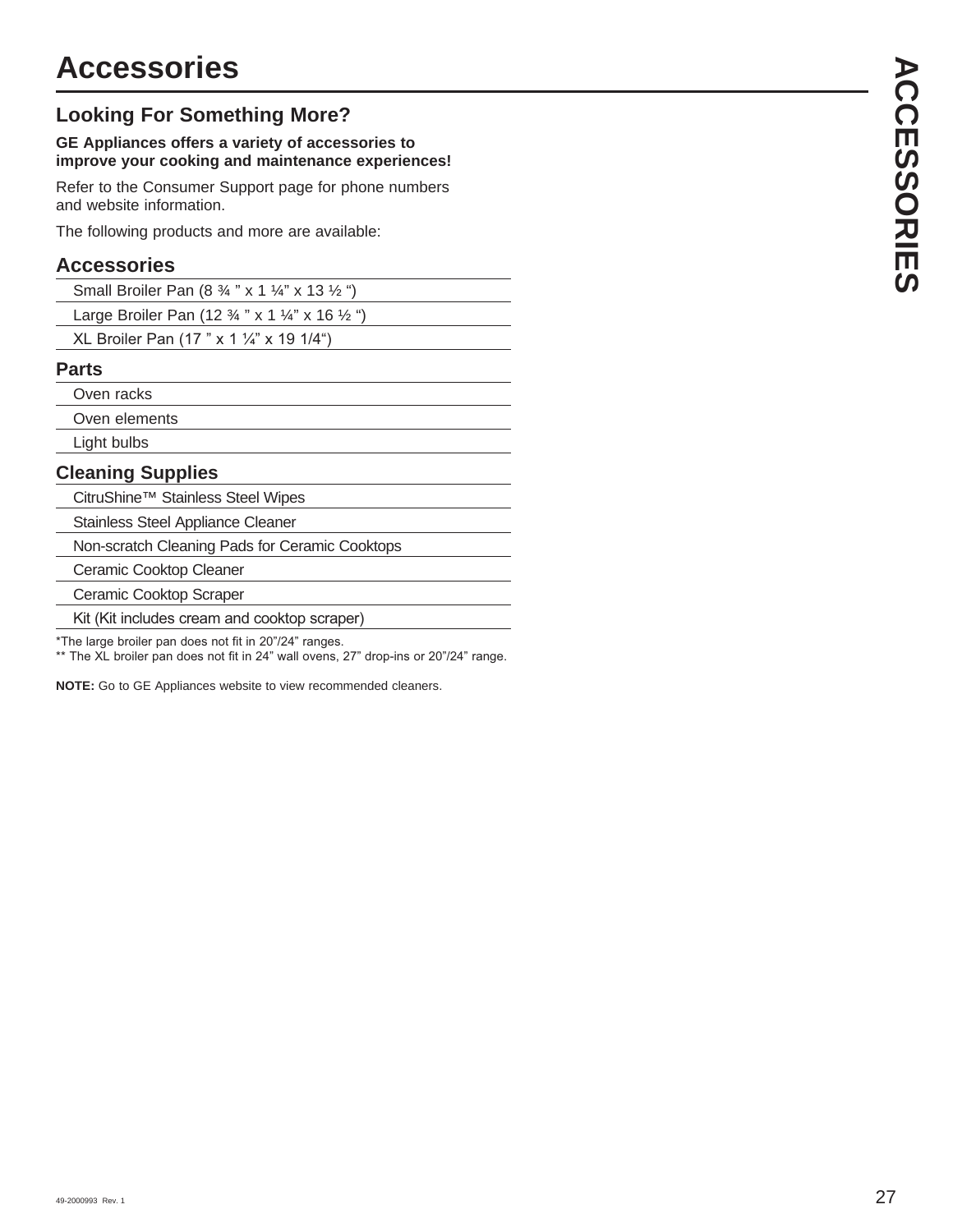# Accessories

## Looking For Something More?

**GE Appliances offers a variety of accessories to improve your cooking and maintenance experiences!**

Refer to the Consumer Support page for phone numbers and website information.

The following products and more are available:

### Accessories

- Small Broiler Pan (8 ¾ " x 1 ¼" x 13 ½ ")
- Large Broiler Pan (12 ¾ " x 1 ¼" x 16 ½ ")
- XL Broiler Pan (17 " x 1 ¼" x 19 1/4")

### Parts

- Oven racks
- Oven elements
- Light bulbs

### Cleaning Supplies

- CitruShine™ Stainless Steel Wipes
- Stainless Steel Appliance Cleaner
- Non-scratch Cleaning Pads for Ceramic Cooktops
- Ceramic Cooktop Cleaner
- Ceramic Cooktop Scraper
- Kit (Kit includes cream and cooktop scraper)

*The large broiler pan does not fit in 20"/24" ranges.
** The XL broiler pan does not fit in 24" wall ovens, 27" drop-ins or 20"/24" range.

**NOTE:** Go to GE Appliances website to view recommended cleaners.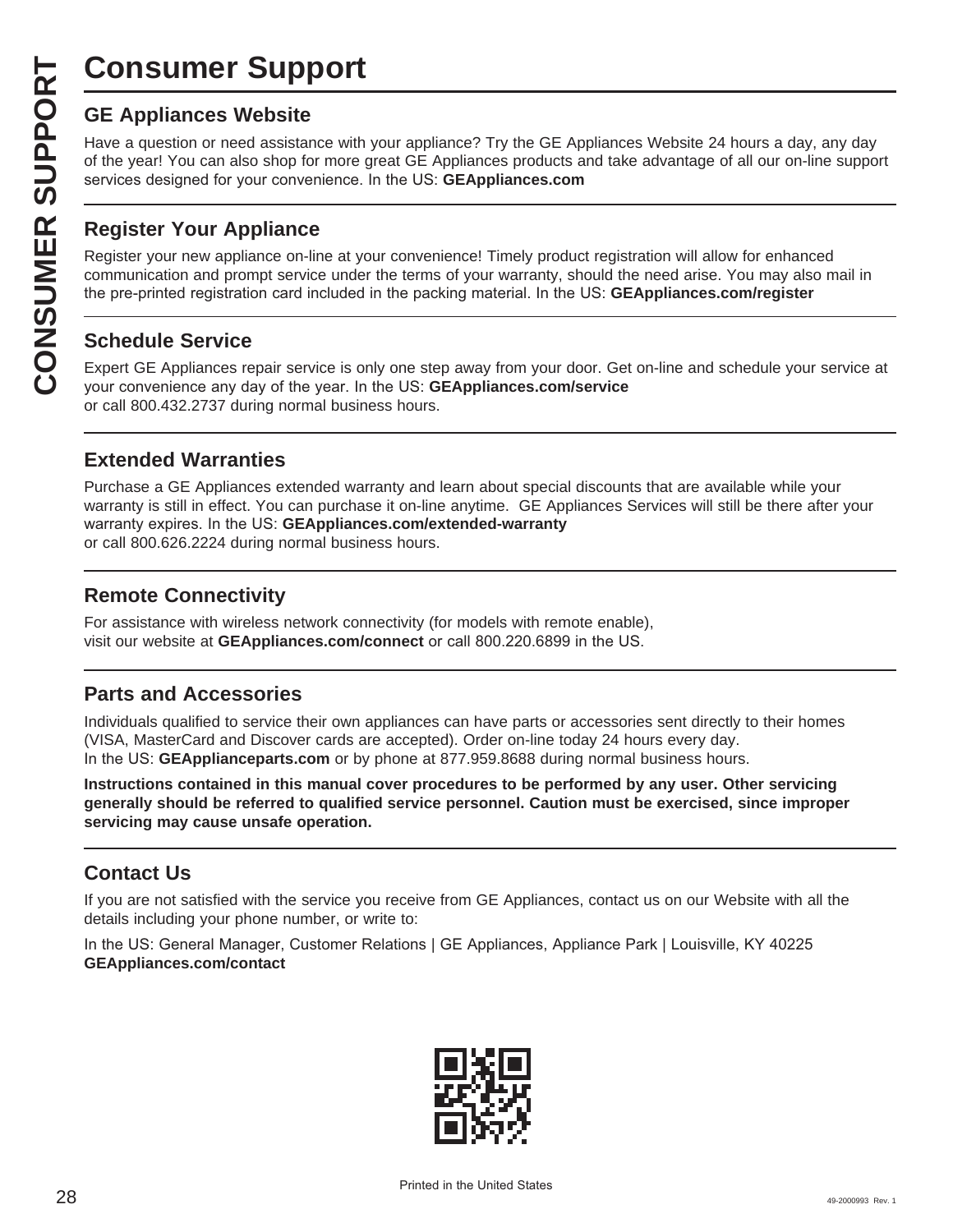# Consumer Support

## GE Appliances Website

Have a question or need assistance with your appliance? Try the GE Appliances Website 24 hours a day, any day of the year! You can also shop for more great GE Appliances products and take advantage of all our on-line support services designed for your convenience. In the US: **GEAppliances.com**

## Register Your Appliance

Register your new appliance on-line at your convenience! Timely product registration will allow for enhanced communication and prompt service under the terms of your warranty, should the need arise. You may also mail in the pre-printed registration card included in the packing material. In the US: **GEAppliances.com/register**

## Schedule Service

Expert GE Appliances repair service is only one step away from your door. Get on-line and schedule your service at your convenience any day of the year. In the US: **GEAppliances.com/service**
or call 800.432.2737 during normal business hours.

## Extended Warranties

Purchase a GE Appliances extended warranty and learn about special discounts that are available while your warranty is still in effect. You can purchase it on-line anytime. GE Appliances Services will still be there after your warranty expires. In the US: **GEAppliances.com/extended-warranty**
or call 800.626.2224 during normal business hours.

## Remote Connectivity

For assistance with wireless network connectivity (for models with remote enable),
visit our website at **GEAppliances.com/connect** or call 800.220.6899 in the US.

## Parts and Accessories

Individuals qualified to service their own appliances can have parts or accessories sent directly to their homes (VISA, MasterCard and Discover cards are accepted). Order on-line today 24 hours every day.
In the US: **GEApplianceparts.com** or by phone at 877.959.8688 during normal business hours.

**Instructions contained in this manual cover procedures to be performed by any user. Other servicing generally should be referred to qualified service personnel. Caution must be exercised, since improper servicing may cause unsafe operation.**

## Contact Us

If you are not satisfied with the service you receive from GE Appliances, contact us on our Website with all the details including your phone number, or write to:

In the US: General Manager, Customer Relations | GE Appliances, Appliance Park | Louisville, KY 40225
**GEAppliances.com/contact**

Printed in the United States

49-2000993 Rev. 1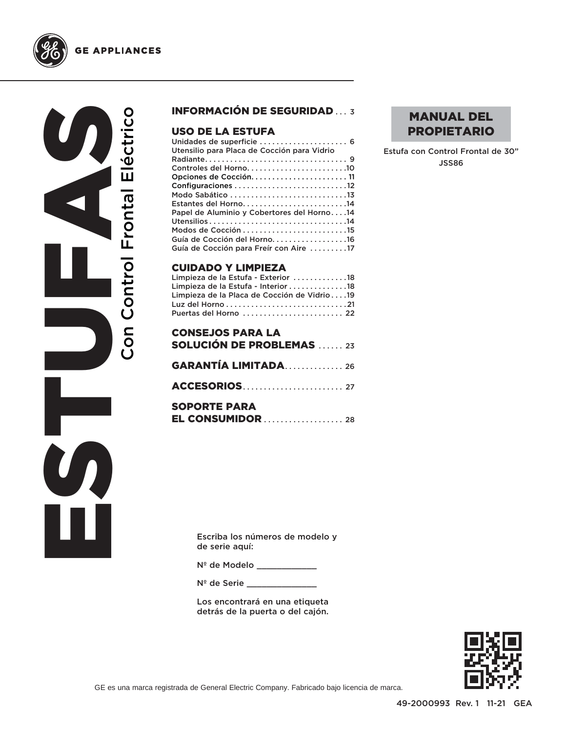GE APPLIANCES

# ESTUFAS

## Con Control Frontal Eléctrico

**INFORMACIÓN DE SEGURIDAD** . . . 3

**USO DE LA ESTUFA**

Unidades de superficie . . . . . . . . . . . . . . . . . . . . . 6
Utensilio para Placa de Cocción para Vidrio Radiante. . . . . . . . . . . . . . . . . . . . . . . . . . . . . . . . . . 9
Controles del Horno. . . . . . . . . . . . . . . . . . . . . . . .10
Opciones de Cocción. . . . . . . . . . . . . . . . . . . . . . . 11
Configuraciones . . . . . . . . . . . . . . . . . . . . . . . . . . .12
Modo Sabático . . . . . . . . . . . . . . . . . . . . . . . . . . . .13
Estantes del Horno. . . . . . . . . . . . . . . . . . . . . . . . .14
Papel de Aluminio y Cobertores del Horno. . . .14
Utensilios . . . . . . . . . . . . . . . . . . . . . . . . . . . . . . . . .14
Modos de Cocción . . . . . . . . . . . . . . . . . . . . . . . . .15
Guía de Cocción del Horno. . . . . . . . . . . . . . . . . .16
Guía de Cocción para Freír con Aire . . . . . . . . .17

**CUIDADO Y LIMPIEZA**

Limpieza de la Estufa - Exterior . . . . . . . . . . . . .18
Limpieza de la Estufa - Interior . . . . . . . . . . . . . .18
Limpieza de la Placa de Cocción de Vidrio . . . .19
Luz del Horno . . . . . . . . . . . . . . . . . . . . . . . . . . . . .21
Puertas del Horno . . . . . . . . . . . . . . . . . . . . . . . . 22

**CONSEJOS PARA LA SOLUCIÓN DE PROBLEMAS** . . . . . . 23

**GARANTÍA LIMITADA**. . . . . . . . . . . . . 26

**ACCESORIOS**. . . . . . . . . . . . . . . . . . . . . . . . 27

**SOPORTE PARA EL CONSUMIDOR** . . . . . . . . . . . . . . . . . . . 28

**MANUAL DEL PROPIETARIO**

Estufa con Control Frontal de 30”
JSS86

Escriba los números de modelo y de serie aquí:

Nº de Modelo ____________

Nº de Serie ______________

Los encontrará en una etiqueta detrás de la puerta o del cajón.

GE es una marca registrada de General Electric Company. Fabricado bajo licencia de marca.

49-2000993 Rev. 1 11-21 GEA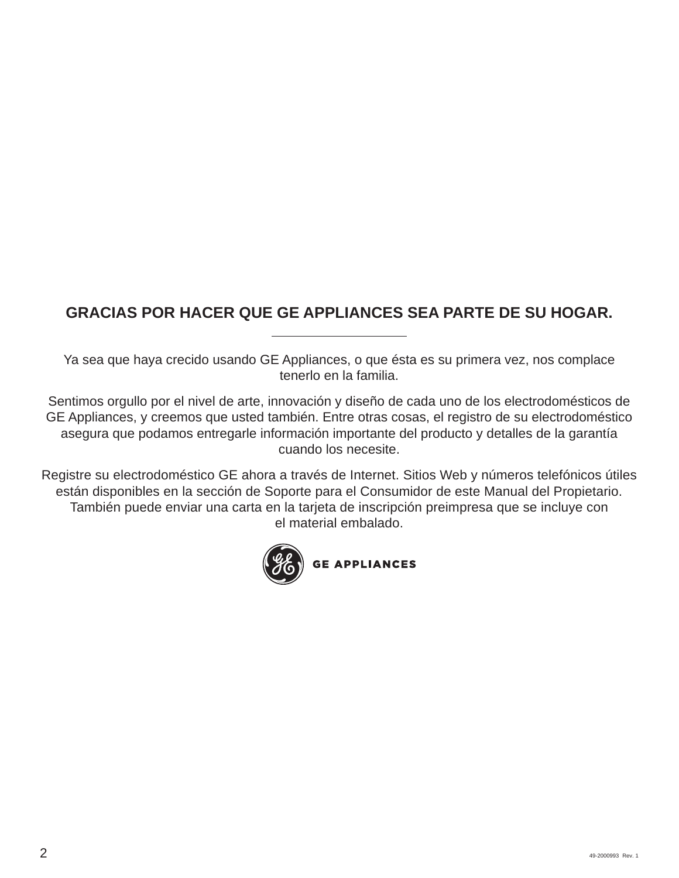## GRACIAS POR HACER QUE GE APPLIANCES SEA PARTE DE SU HOGAR.

---

Ya sea que haya crecido usando GE Appliances, o que ésta es su primera vez, nos complace tenerlo en la familia.

Sentimos orgullo por el nivel de arte, innovación y diseño de cada uno de los electrodomésticos de GE Appliances, y creemos que usted también. Entre otras cosas, el registro de su electrodoméstico asegura que podamos entregarle información importante del producto y detalles de la garantía cuando los necesite.

Registre su electrodoméstico GE ahora a través de Internet. Sitios Web y números telefónicos útiles están disponibles en la sección de Soporte para el Consumidor de este Manual del Propietario. También puede enviar una carta en la tarjeta de inscripción preimpresa que se incluye con el material embalado.

GE APPLIANCES

49-2000993 Rev. 1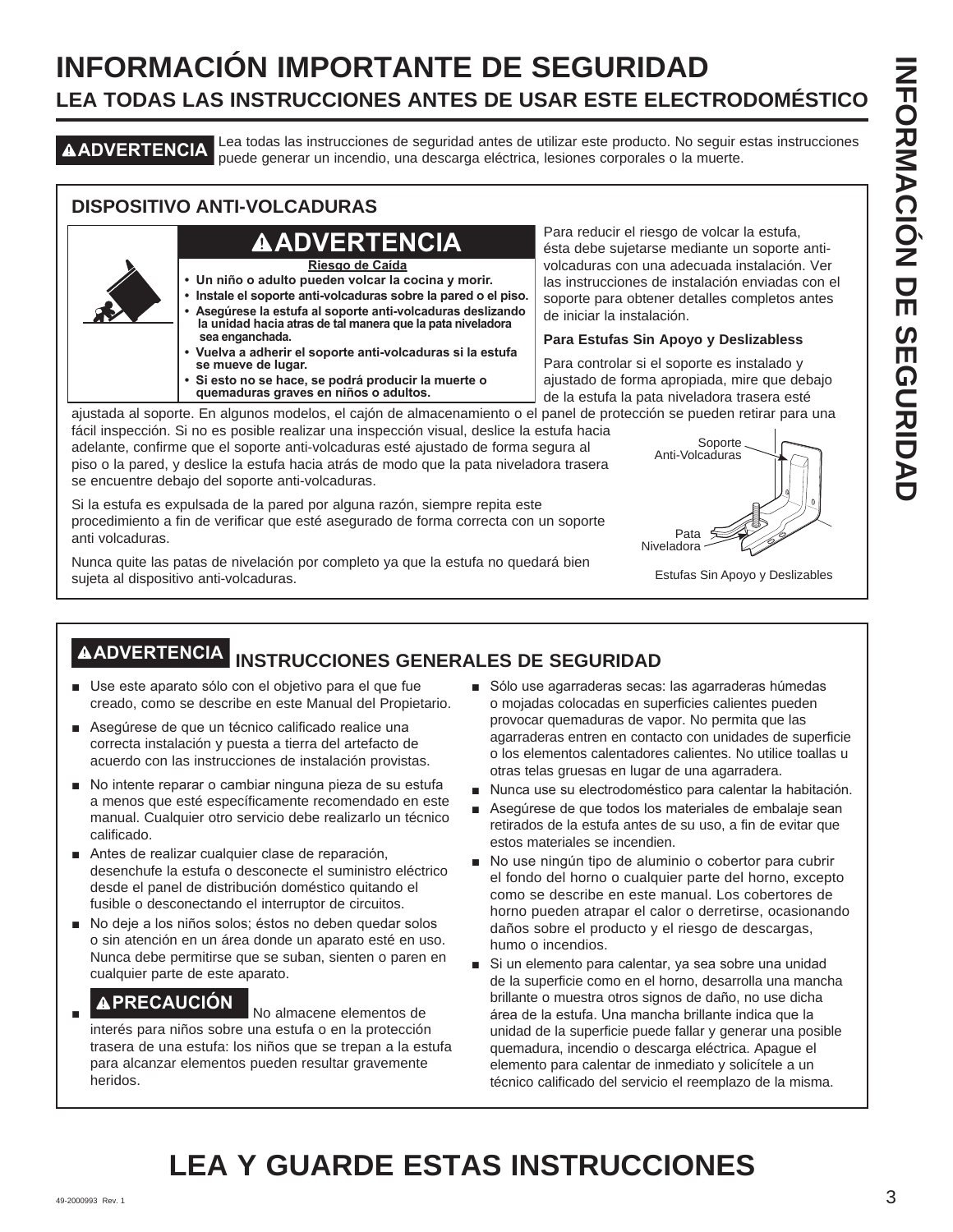# INFORMACIÓN IMPORTANTE DE SEGURIDAD

## LEA TODAS LAS INSTRUCCIONES ANTES DE USAR ESTE ELECTRODOMÉSTICO

**⚠ADVERTENCIA** Lea todas las instrucciones de seguridad antes de utilizar este producto. No seguir estas instrucciones puede generar un incendio, una descarga eléctrica, lesiones corporales o la muerte.

### DISPOSITIVO ANTI-VOLCADURAS

**⚠ADVERTENCIA**

**Riesgo de Caída**

- **Un niño o adulto pueden volcar la cocina y morir.**
- **Instale el soporte anti-volcaduras sobre la pared o el piso.**
- **Asegúrese la estufa al soporte anti-volcaduras deslizando la unidad hacia atras de tal manera que la pata niveladora sea enganchada.**
- **Vuelva a adherir el soporte anti-volcaduras si la estufa se mueve de lugar.**
- **Si esto no se hace, se podrá producir la muerte o quemaduras graves en niños o adultos.**

Para reducir el riesgo de volcar la estufa, ésta debe sujetarse mediante un soporte anti-volcaduras con una adecuada instalación. Ver las instrucciones de instalación enviadas con el soporte para obtener detalles completos antes de iniciar la instalación.

**Para Estufas Sin Apoyo y Deslizabless**

Para controlar si el soporte es instalado y ajustado de forma apropiada, mire que debajo de la estufa la pata niveladora trasera esté ajustada al soporte. En algunos modelos, el cajón de almacenamiento o el panel de protección se pueden retirar para una fácil inspección. Si no es posible realizar una inspección visual, deslice la estufa hacia adelante, confirme que el soporte anti-volcaduras esté ajustado de forma segura al piso o la pared, y deslice la estufa hacia atrás de modo que la pata niveladora trasera se encuentre debajo del soporte anti-volcaduras.

Si la estufa es expulsada de la pared por alguna razón, siempre repita este procedimiento a fin de verificar que esté asegurado de forma correcta con un soporte anti volcaduras.

Nunca quite las patas de nivelación por completo ya que la estufa no quedará bien sujeta al dispositivo anti-volcaduras.

Soporte Anti-Volcaduras

Pata Niveladora

Estufas Sin Apoyo y Deslizables

### ⚠ADVERTENCIA INSTRUCCIONES GENERALES DE SEGURIDAD

- Use este aparato sólo con el objetivo para el que fue creado, como se describe en este Manual del Propietario.
- Asegúrese de que un técnico calificado realice una correcta instalación y puesta a tierra del artefacto de acuerdo con las instrucciones de instalación provistas.
- No intente reparar o cambiar ninguna pieza de su estufa a menos que esté específicamente recomendado en este manual. Cualquier otro servicio debe realizarlo un técnico calificado.
- Antes de realizar cualquier clase de reparación, desenchufe la estufa o desconecte el suministro eléctrico desde el panel de distribución doméstico quitando el fusible o desconectando el interruptor de circuitos.
- No deje a los niños solos; éstos no deben quedar solos o sin atención en un área donde un aparato esté en uso. Nunca debe permitirse que se suban, sienten o paren en cualquier parte de este aparato.
- **⚠PRECAUCIÓN** No almacene elementos de interés para niños sobre una estufa o en la protección trasera de una estufa: los niños que se trepan a la estufa para alcanzar elementos pueden resultar gravemente heridos.
- Sólo use agarraderas secas: las agarraderas húmedas o mojadas colocadas en superficies calientes pueden provocar quemaduras de vapor. No permita que las agarraderas entren en contacto con unidades de superficie o los elementos calentadores calientes. No utilice toallas u otras telas gruesas en lugar de una agarradera.
- Nunca use su electrodoméstico para calentar la habitación.
- Asegúrese de que todos los materiales de embalaje sean retirados de la estufa antes de su uso, a fin de evitar que estos materiales se incendien.
- No use ningún tipo de aluminio o cobertor para cubrir el fondo del horno o cualquier parte del horno, excepto como se describe en este manual. Los cobertores de horno pueden atrapar el calor o derretirse, ocasionando daños sobre el producto y el riesgo de descargas, humo o incendios.
- Si un elemento para calentar, ya sea sobre una unidad de la superficie como en el horno, desarrolla una mancha brillante o muestra otros signos de daño, no use dicha área de la estufa. Una mancha brillante indica que la unidad de la superficie puede fallar y generar una posible quemadura, incendio o descarga eléctrica. Apague el elemento para calentar de inmediato y solicítele a un técnico calificado del servicio el reemplazo de la misma.

# LEA Y GUARDE ESTAS INSTRUCCIONES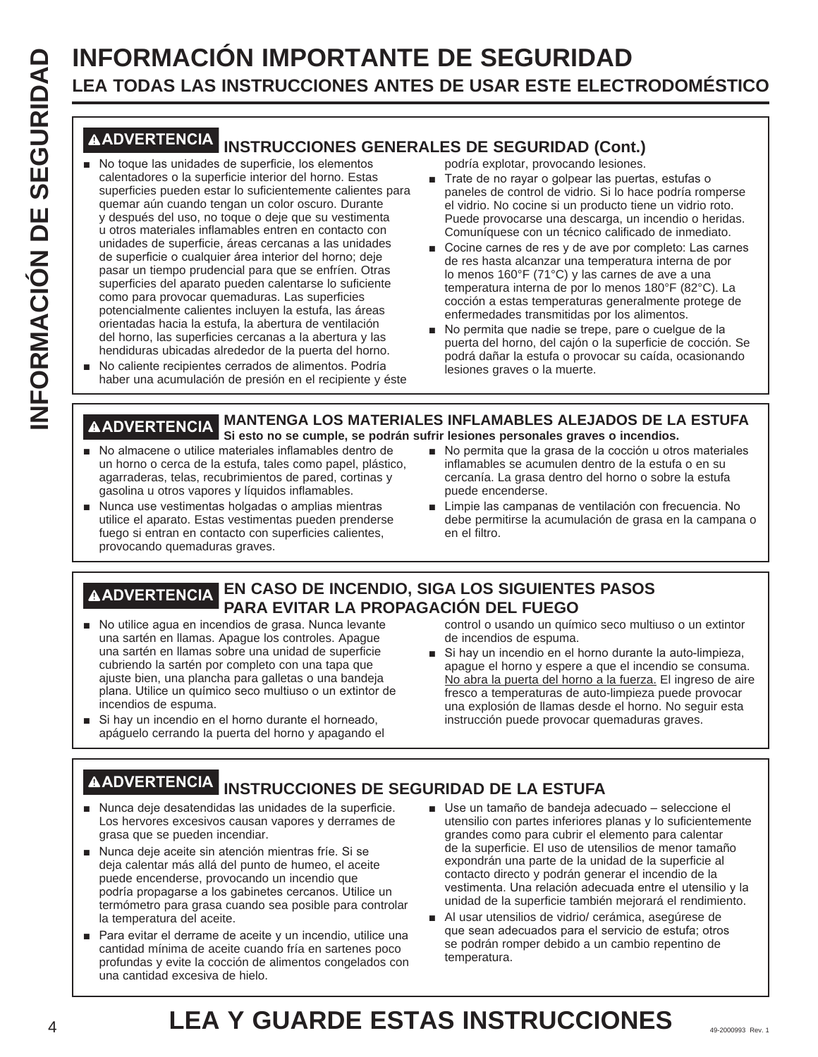# INFORMACIÓN IMPORTANTE DE SEGURIDAD

## LEA TODAS LAS INSTRUCCIONES ANTES DE USAR ESTE ELECTRODOMÉSTICO

### ⚠ADVERTENCIA INSTRUCCIONES GENERALES DE SEGURIDAD (Cont.)

- No toque las unidades de superficie, los elementos calentadores o la superficie interior del horno. Estas superficies pueden estar lo suficientemente calientes para quemar aún cuando tengan un color oscuro. Durante y después del uso, no toque o deje que su vestimenta u otros materiales inflamables entren en contacto con unidades de superficie, áreas cercanas a las unidades de superficie o cualquier área interior del horno; deje pasar un tiempo prudencial para que se enfríen. Otras superficies del aparato pueden calentarse lo suficiente como para provocar quemaduras. Las superficies potencialmente calientes incluyen la estufa, las áreas orientadas hacia la estufa, la abertura de ventilación del horno, las superficies cercanas a la abertura y las hendiduras ubicadas alrededor de la puerta del horno.
- No caliente recipientes cerrados de alimentos. Podría haber una acumulación de presión en el recipiente y éste podría explotar, provocando lesiones.
- Trate de no rayar o golpear las puertas, estufas o paneles de control de vidrio. Si lo hace podría romperse el vidrio. No cocine si un producto tiene un vidrio roto. Puede provocarse una descarga, un incendio o heridas. Comuníquese con un técnico calificado de inmediato.
- Cocine carnes de res y de ave por completo: Las carnes de res hasta alcanzar una temperatura interna de por lo menos 160°F (71°C) y las carnes de ave a una temperatura interna de por lo menos 180°F (82°C). La cocción a estas temperaturas generalmente protege de enfermedades transmitidas por los alimentos.
- No permita que nadie se trepe, pare o cuelgue de la puerta del horno, del cajón o la superficie de cocción. Se podrá dañar la estufa o provocar su caída, ocasionando lesiones graves o la muerte.

### ⚠ADVERTENCIA MANTENGA LOS MATERIALES INFLAMABLES ALEJADOS DE LA ESTUFA

**Si esto no se cumple, se podrán sufrir lesiones personales graves o incendios.**

- No almacene o utilice materiales inflamables dentro de un horno o cerca de la estufa, tales como papel, plástico, agarraderas, telas, recubrimientos de pared, cortinas y gasolina u otros vapores y líquidos inflamables.
- Nunca use vestimentas holgadas o amplias mientras utilice el aparato. Estas vestimentas pueden prenderse fuego si entran en contacto con superficies calientes, provocando quemaduras graves.
- No permita que la grasa de la cocción u otros materiales inflamables se acumulen dentro de la estufa o en su cercanía. La grasa dentro del horno o sobre la estufa puede encenderse.
- Limpie las campanas de ventilación con frecuencia. No debe permitirse la acumulación de grasa en la campana o en el filtro.

### ⚠ADVERTENCIA EN CASO DE INCENDIO, SIGA LOS SIGUIENTES PASOS PARA EVITAR LA PROPAGACIÓN DEL FUEGO

- No utilice agua en incendios de grasa. Nunca levante una sartén en llamas. Apague los controles. Apague una sartén en llamas sobre una unidad de superficie cubriendo la sartén por completo con una tapa que ajuste bien, una plancha para galletas o una bandeja plana. Utilice un químico seco multiuso o un extintor de incendios de espuma.
- Si hay un incendio en el horno durante el horneado, apáguelo cerrando la puerta del horno y apagando el control o usando un químico seco multiuso o un extintor de incendios de espuma.
- Si hay un incendio en el horno durante la auto-limpieza, apague el horno y espere a que el incendio se consuma. No abra la puerta del horno a la fuerza. El ingreso de aire fresco a temperaturas de auto-limpieza puede provocar una explosión de llamas desde el horno. No seguir esta instrucción puede provocar quemaduras graves.

### ⚠ADVERTENCIA INSTRUCCIONES DE SEGURIDAD DE LA ESTUFA

- Nunca deje desatendidas las unidades de la superficie. Los hervores excesivos causan vapores y derrames de grasa que se pueden incendiar.
- Nunca deje aceite sin atención mientras fríe. Si se deja calentar más allá del punto de humeo, el aceite puede encenderse, provocando un incendio que podría propagarse a los gabinetes cercanos. Utilice un termómetro para grasa cuando sea posible para controlar la temperatura del aceite.
- Para evitar el derrame de aceite y un incendio, utilice una cantidad mínima de aceite cuando fría en sartenes poco profundas y evite la cocción de alimentos congelados con una cantidad excesiva de hielo.
- Use un tamaño de bandeja adecuado – seleccione el utensilio con partes inferiores planas y lo suficientemente grandes como para cubrir el elemento para calentar de la superficie. El uso de utensilios de menor tamaño expondrán una parte de la unidad de la superficie al contacto directo y podrán generar el incendio de la vestimenta. Una relación adecuada entre el utensilio y la unidad de la superficie también mejorará el rendimiento.
- Al usar utensilios de vidrio/ cerámica, asegúrese de que sean adecuados para el servicio de estufa; otros se podrán romper debido a un cambio repentino de temperatura.

# LEA Y GUARDE ESTAS INSTRUCCIONES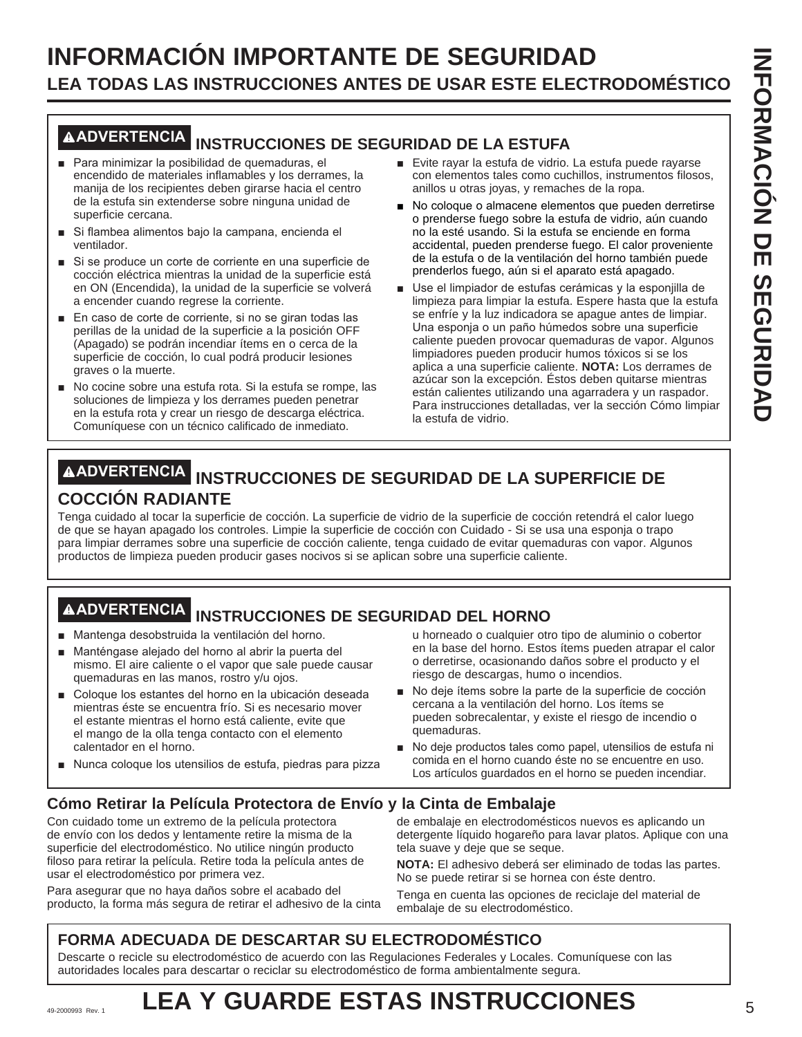# INFORMACIÓN IMPORTANTE DE SEGURIDAD

## LEA TODAS LAS INSTRUCCIONES ANTES DE USAR ESTE ELECTRODOMÉSTICO

### ⚠ADVERTENCIA INSTRUCCIONES DE SEGURIDAD DE LA ESTUFA

- Para minimizar la posibilidad de quemaduras, el encendido de materiales inflamables y los derrames, la manija de los recipientes deben girarse hacia el centro de la estufa sin extenderse sobre ninguna unidad de superficie cercana.
- Si flambea alimentos bajo la campana, encienda el ventilador.
- Si se produce un corte de corriente en una superficie de cocción eléctrica mientras la unidad de la superficie está en ON (Encendida), la unidad de la superficie se volverá a encender cuando regrese la corriente.
- En caso de corte de corriente, si no se giran todas las perillas de la unidad de la superficie a la posición OFF (Apagado) se podrán incendiar ítems en o cerca de la superficie de cocción, lo cual podrá producir lesiones graves o la muerte.
- No cocine sobre una estufa rota. Si la estufa se rompe, las soluciones de limpieza y los derrames pueden penetrar en la estufa rota y crear un riesgo de descarga eléctrica. Comuníquese con un técnico calificado de inmediato.
- Evite rayar la estufa de vidrio. La estufa puede rayarse con elementos tales como cuchillos, instrumentos filosos, anillos u otras joyas, y remaches de la ropa.
- No coloque o almacene elementos que pueden derretirse o prenderse fuego sobre la estufa de vidrio, aún cuando no la esté usando. Si la estufa se enciende en forma accidental, pueden prenderse fuego. El calor proveniente de la estufa o de la ventilación del horno también puede prenderlos fuego, aún si el aparato está apagado.
- Use el limpiador de estufas cerámicas y la esponjilla de limpieza para limpiar la estufa. Espere hasta que la estufa se enfríe y la luz indicadora se apague antes de limpiar. Una esponja o un paño húmedos sobre una superficie caliente pueden provocar quemaduras de vapor. Algunos limpiadores pueden producir humos tóxicos si se los aplica a una superficie caliente. **NOTA:** Los derrames de azúcar son la excepción. Éstos deben quitarse mientras están calientes utilizando una agarradera y un raspador. Para instrucciones detalladas, ver la sección Cómo limpiar la estufa de vidrio.

### ⚠ADVERTENCIA INSTRUCCIONES DE SEGURIDAD DE LA SUPERFICIE DE COCCIÓN RADIANTE

Tenga cuidado al tocar la superficie de cocción. La superficie de vidrio de la superficie de cocción retendrá el calor luego de que se hayan apagado los controles. Limpie la superficie de cocción con Cuidado - Si se usa una esponja o trapo para limpiar derrames sobre una superficie de cocción caliente, tenga cuidado de evitar quemaduras con vapor. Algunos productos de limpieza pueden producir gases nocivos si se aplican sobre una superficie caliente.

### ⚠ADVERTENCIA INSTRUCCIONES DE SEGURIDAD DEL HORNO

- Mantenga desobstruida la ventilación del horno.
- Manténgase alejado del horno al abrir la puerta del mismo. El aire caliente o el vapor que sale puede causar quemaduras en las manos, rostro y/u ojos.
- Coloque los estantes del horno en la ubicación deseada mientras éste se encuentra frío. Si es necesario mover el estante mientras el horno está caliente, evite que el mango de la olla tenga contacto con el elemento calentador en el horno.
- Nunca coloque los utensilios de estufa, piedras para pizza u horneado o cualquier otro tipo de aluminio o cobertor en la base del horno. Estos ítems pueden atrapar el calor o derretirse, ocasionando daños sobre el producto y el riesgo de descargas, humo o incendios.
- No deje ítems sobre la parte de la superficie de cocción cercana a la ventilación del horno. Los ítems se pueden sobrecalentar, y existe el riesgo de incendio o quemaduras.
- No deje productos tales como papel, utensilios de estufa ni comida en el horno cuando éste no se encuentre en uso. Los artículos guardados en el horno se pueden incendiar.

### Cómo Retirar la Película Protectora de Envío y la Cinta de Embalaje

Con cuidado tome un extremo de la película protectora de envío con los dedos y lentamente retire la misma de la superficie del electrodoméstico. No utilice ningún producto filoso para retirar la película. Retire toda la película antes de usar el electrodoméstico por primera vez.

Para asegurar que no haya daños sobre el acabado del producto, la forma más segura de retirar el adhesivo de la cinta de embalaje en electrodomésticos nuevos es aplicando un detergente líquido hogareño para lavar platos. Aplique con una tela suave y deje que se seque.

**NOTA:** El adhesivo deberá ser eliminado de todas las partes. No se puede retirar si se hornea con éste dentro.

Tenga en cuenta las opciones de reciclaje del material de embalaje de su electrodoméstico.

### FORMA ADECUADA DE DESCARTAR SU ELECTRODOMÉSTICO

Descarte o recicle su electrodoméstico de acuerdo con las Regulaciones Federales y Locales. Comuníquese con las autoridades locales para descartar o reciclar su electrodoméstico de forma ambientalmente segura.

# LEA Y GUARDE ESTAS INSTRUCCIONES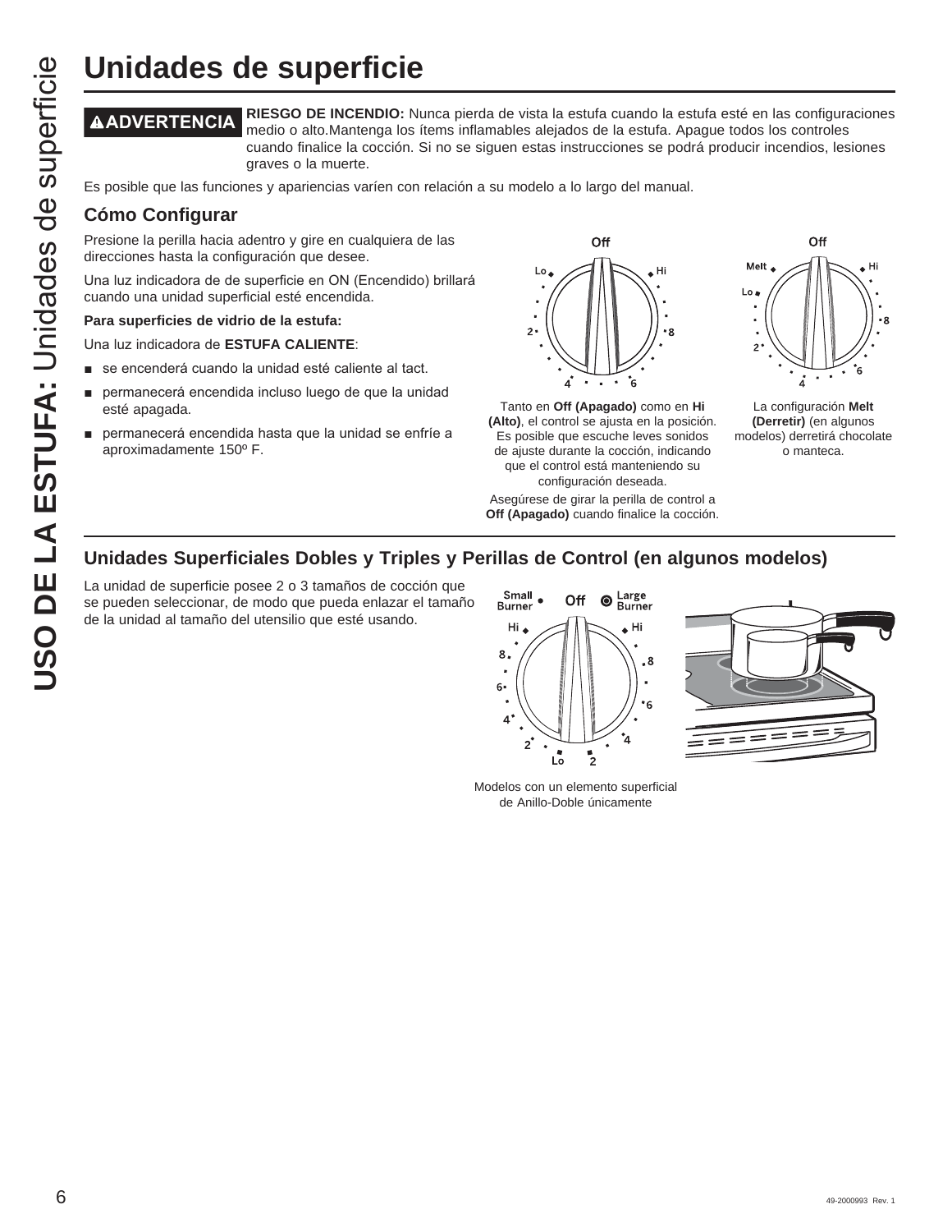# Unidades de superficie

**⚠ADVERTENCIA** **RIESGO DE INCENDIO:** Nunca pierda de vista la estufa cuando la estufa esté en las configuraciones medio o alto.Mantenga los ítems inflamables alejados de la estufa. Apague todos los controles cuando finalice la cocción. Si no se siguen estas instrucciones se podrá producir incendios, lesiones graves o la muerte.

Es posible que las funciones y apariencias varíen con relación a su modelo a lo largo del manual.

## Cómo Configurar

Presione la perilla hacia adentro y gire en cualquiera de las direcciones hasta la configuración que desee.

Una luz indicadora de de superficie en ON (Encendido) brillará cuando una unidad superficial esté encendida.

**Para superficies de vidrio de la estufa:**

Una luz indicadora de **ESTUFA CALIENTE**:

- se encenderá cuando la unidad esté caliente al tact.
- permanecerá encendida incluso luego de que la unidad esté apagada.
- permanecerá encendida hasta que la unidad se enfríe a aproximadamente 150º F.

Tanto en **Off (Apagado)** como en **Hi (Alto)**, el control se ajusta en la posición. Es posible que escuche leves sonidos de ajuste durante la cocción, indicando que el control está manteniendo su configuración deseada.

Asegúrese de girar la perilla de control a **Off (Apagado)** cuando finalice la cocción.

La configuración **Melt (Derretir)** (en algunos modelos) derretirá chocolate o manteca.

## Unidades Superficiales Dobles y Triples y Perillas de Control (en algunos modelos)

La unidad de superficie posee 2 o 3 tamaños de cocción que se pueden seleccionar, de modo que pueda enlazar el tamaño de la unidad al tamaño del utensilio que esté usando.

Modelos con un elemento superficial de Anillo-Doble únicamente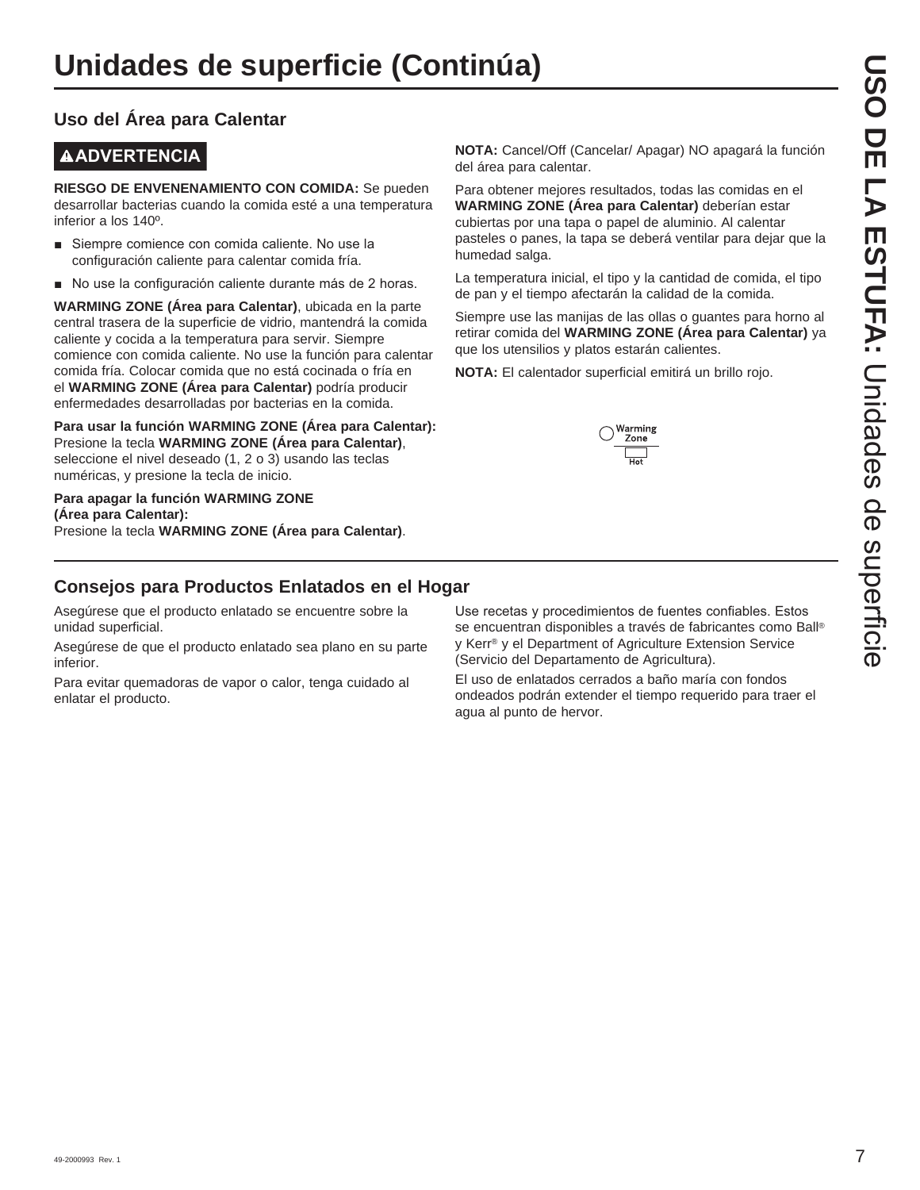# Unidades de superficie (Continúa)

## Uso del Área para Calentar

**⚠ADVERTENCIA**

**RIESGO DE ENVENENAMIENTO CON COMIDA:** Se pueden desarrollar bacterias cuando la comida esté a una temperatura inferior a los 140º.

- Siempre comience con comida caliente. No use la configuración caliente para calentar comida fría.
- No use la configuración caliente durante más de 2 horas.

**WARMING ZONE (Área para Calentar)**, ubicada en la parte central trasera de la superficie de vidrio, mantendrá la comida caliente y cocida a la temperatura para servir. Siempre comience con comida caliente. No use la función para calentar comida fría. Colocar comida que no está cocinada o fría en el **WARMING ZONE (Área para Calentar)** podría producir enfermedades desarrolladas por bacterias en la comida.

**Para usar la función WARMING ZONE (Área para Calentar):** Presione la tecla **WARMING ZONE (Área para Calentar)**, seleccione el nivel deseado (1, 2 o 3) usando las teclas numéricas, y presione la tecla de inicio.

**Para apagar la función WARMING ZONE (Área para Calentar):**
Presione la tecla **WARMING ZONE (Área para Calentar)**.

**NOTA:** Cancel/Off (Cancelar/ Apagar) NO apagará la función del área para calentar.

Para obtener mejores resultados, todas las comidas en el **WARMING ZONE (Área para Calentar)** deberían estar cubiertas por una tapa o papel de aluminio. Al calentar pasteles o panes, la tapa se deberá ventilar para dejar que la humedad salga.

La temperatura inicial, el tipo y la cantidad de comida, el tipo de pan y el tiempo afectarán la calidad de la comida.

Siempre use las manijas de las ollas o guantes para horno al retirar comida del **WARMING ZONE (Área para Calentar)** ya que los utensilios y platos estarán calientes.

**NOTA:** El calentador superficial emitirá un brillo rojo.

Warming Zone

Hot

## Consejos para Productos Enlatados en el Hogar

Asegúrese que el producto enlatado se encuentre sobre la unidad superficial.

Asegúrese de que el producto enlatado sea plano en su parte inferior.

Para evitar quemadoras de vapor o calor, tenga cuidado al enlatar el producto.

Use recetas y procedimientos de fuentes confiables. Estos se encuentran disponibles a través de fabricantes como Ball® y Kerr® y el Department of Agriculture Extension Service (Servicio del Departamento de Agricultura).

El uso de enlatados cerrados a baño maría con fondos ondeados podrán extender el tiempo requerido para traer el agua al punto de hervor.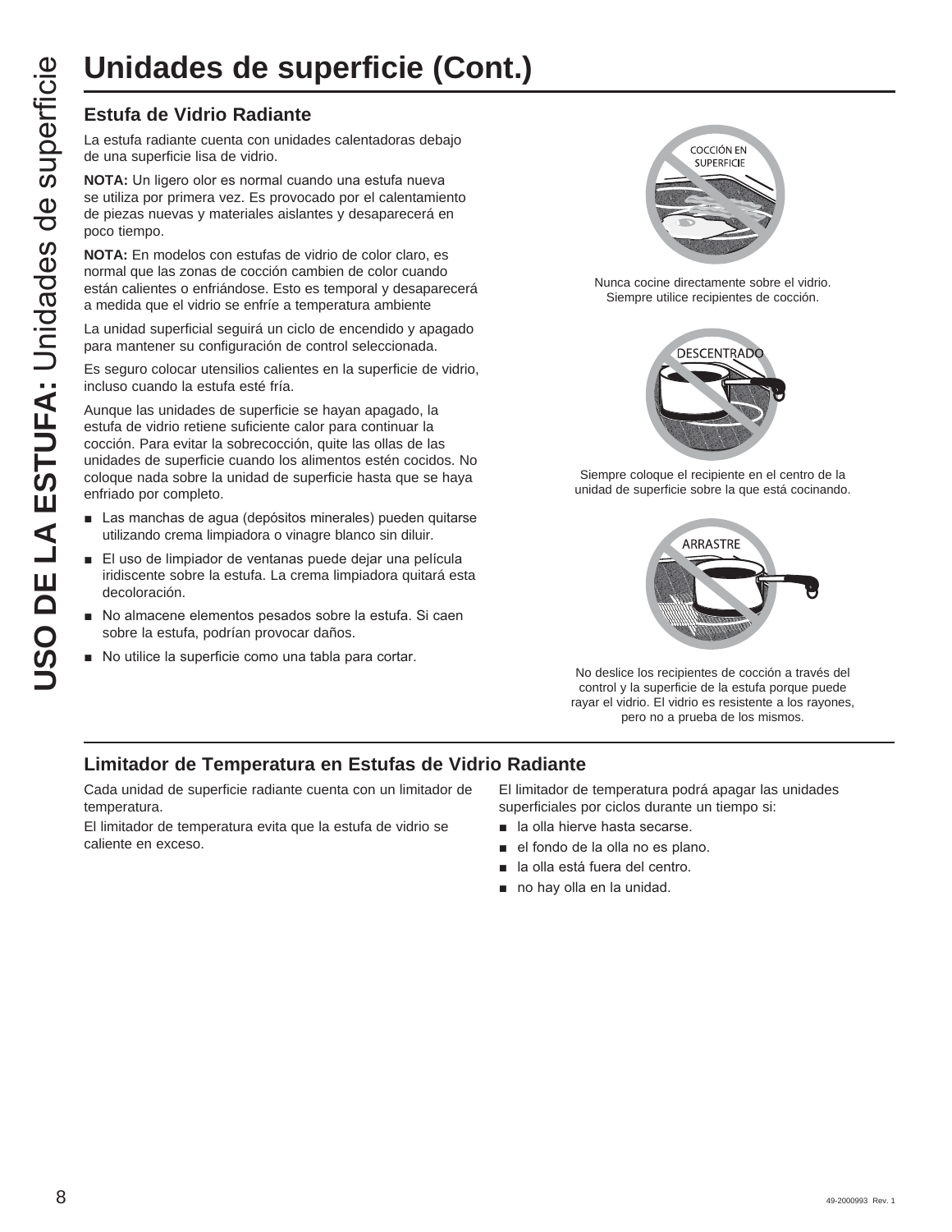# Unidades de superficie (Cont.)

## Estufa de Vidrio Radiante

La estufa radiante cuenta con unidades calentadoras debajo de una superficie lisa de vidrio.

**NOTA:** Un ligero olor es normal cuando una estufa nueva se utiliza por primera vez. Es provocado por el calentamiento de piezas nuevas y materiales aislantes y desaparecerá en poco tiempo.

**NOTA:** En modelos con estufas de vidrio de color claro, es normal que las zonas de cocción cambien de color cuando están calientes o enfriándose. Esto es temporal y desaparecerá a medida que el vidrio se enfríe a temperatura ambiente

La unidad superficial seguirá un ciclo de encendido y apagado para mantener su configuración de control seleccionada.

Es seguro colocar utensilios calientes en la superficie de vidrio, incluso cuando la estufa esté fría.

Aunque las unidades de superficie se hayan apagado, la estufa de vidrio retiene suficiente calor para continuar la cocción. Para evitar la sobrecocción, quite las ollas de las unidades de superficie cuando los alimentos estén cocidos. No coloque nada sobre la unidad de superficie hasta que se haya enfriado por completo.

- Las manchas de agua (depósitos minerales) pueden quitarse utilizando crema limpiadora o vinagre blanco sin diluir.
- El uso de limpiador de ventanas puede dejar una película iridiscente sobre la estufa. La crema limpiadora quitará esta decoloración.
- No almacene elementos pesados sobre la estufa. Si caen sobre la estufa, podrían provocar daños.
- No utilice la superficie como una tabla para cortar.

COCCIÓN EN SUPERFICIE

Nunca cocine directamente sobre el vidrio. Siempre utilice recipientes de cocción.

DESCENTRADO

Siempre coloque el recipiente en el centro de la unidad de superficie sobre la que está cocinando.

ARRASTRE

No deslice los recipientes de cocción a través del control y la superficie de la estufa porque puede rayar el vidrio. El vidrio es resistente a los rayones, pero no a prueba de los mismos.

## Limitador de Temperatura en Estufas de Vidrio Radiante

Cada unidad de superficie radiante cuenta con un limitador de temperatura.

El limitador de temperatura evita que la estufa de vidrio se caliente en exceso.

El limitador de temperatura podrá apagar las unidades superficiales por ciclos durante un tiempo si:

- la olla hierve hasta secarse.
- el fondo de la olla no es plano.
- la olla está fuera del centro.
- no hay olla en la unidad.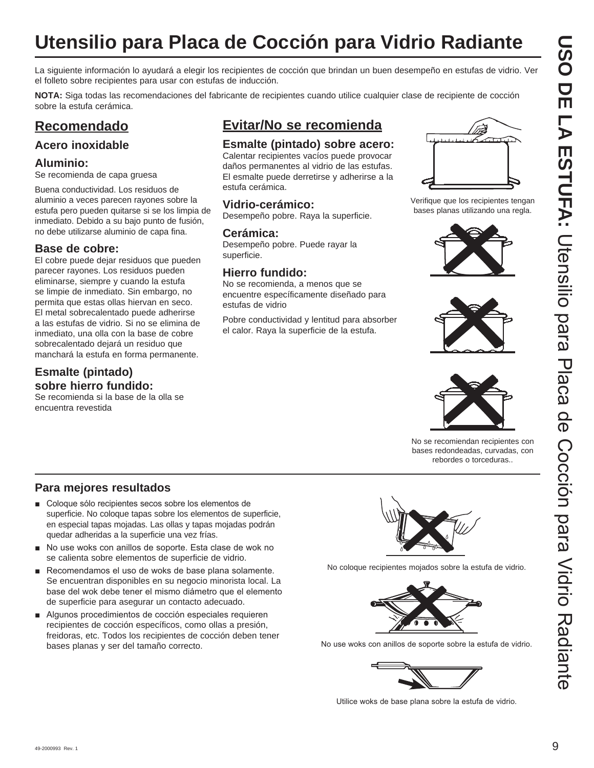# Utensilio para Placa de Cocción para Vidrio Radiante

La siguiente información lo ayudará a elegir los recipientes de cocción que brindan un buen desempeño en estufas de vidrio. Ver el folleto sobre recipientes para usar con estufas de inducción.

**NOTA:** Siga todas las recomendaciones del fabricante de recipientes cuando utilice cualquier clase de recipiente de cocción sobre la estufa cerámica.

## Recomendado

### Acero inoxidable

### Aluminio:

Se recomienda de capa gruesa

Buena conductividad. Los residuos de aluminio a veces parecen rayones sobre la estufa pero pueden quitarse si se los limpia de inmediato. Debido a su bajo punto de fusión, no debe utilizarse aluminio de capa fina.

### Base de cobre:

El cobre puede dejar residuos que pueden parecer rayones. Los residuos pueden eliminarse, siempre y cuando la estufa se limpie de inmediato. Sin embargo, no permita que estas ollas hiervan en seco. El metal sobrecalentado puede adherirse a las estufas de vidrio. Si no se elimina de inmediato, una olla con la base de cobre sobrecalentado dejará un residuo que manchará la estufa en forma permanente.

### Esmalte (pintado) sobre hierro fundido:

Se recomienda si la base de la olla se encuentra revestida

## Evitar/No se recomienda

### Esmalte (pintado) sobre acero:

Calentar recipientes vacíos puede provocar daños permanentes al vidrio de las estufas. El esmalte puede derretirse y adherirse a la estufa cerámica.

### Vidrio-cerámico:

Desempeño pobre. Raya la superficie.

### Cerámica:

Desempeño pobre. Puede rayar la superficie.

### Hierro fundido:

No se recomienda, a menos que se encuentre específicamente diseñado para estufas de vidrio

Pobre conductividad y lentitud para absorber el calor. Raya la superficie de la estufa.

Verifique que los recipientes tengan bases planas utilizando una regla.

No se recomiendan recipientes con bases redondeadas, curvadas, con rebordes o torceduras..

### Para mejores resultados

- Coloque sólo recipientes secos sobre los elementos de superficie. No coloque tapas sobre los elementos de superficie, en especial tapas mojadas. Las ollas y tapas mojadas podrán quedar adheridas a la superficie una vez frías.
- No use woks con anillos de soporte. Esta clase de wok no se calienta sobre elementos de superficie de vidrio.
- Recomendamos el uso de woks de base plana solamente. Se encuentran disponibles en su negocio minorista local. La base del wok debe tener el mismo diámetro que el elemento de superficie para asegurar un contacto adecuado.
- Algunos procedimientos de cocción especiales requieren recipientes de cocción específicos, como ollas a presión, freidoras, etc. Todos los recipientes de cocción deben tener bases planas y ser del tamaño correcto.

No coloque recipientes mojados sobre la estufa de vidrio.

No use woks con anillos de soporte sobre la estufa de vidrio.

Utilice woks de base plana sobre la estufa de vidrio.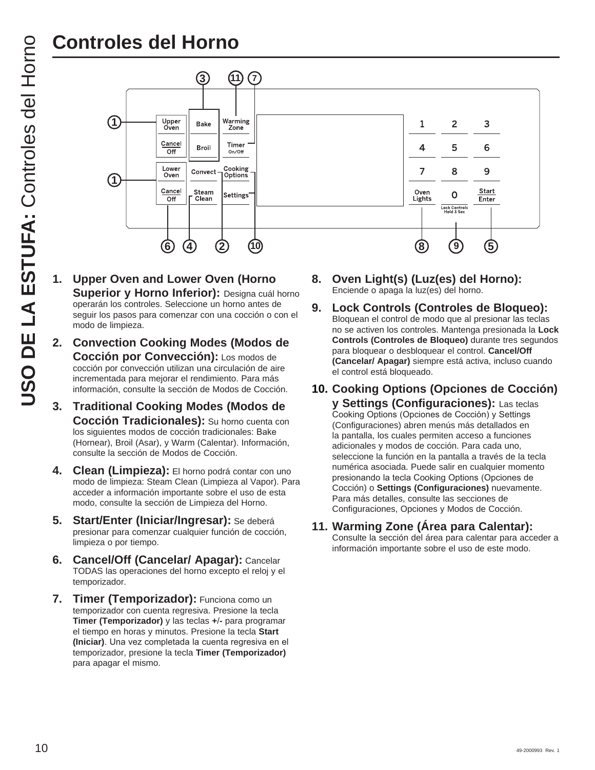# Controles del Horno

1. **Upper Oven and Lower Oven (Horno Superior y Horno Inferior):** Designa cuál horno operarán los controles. Seleccione un horno antes de seguir los pasos para comenzar con una cocción o con el modo de limpieza.

2. **Convection Cooking Modes (Modos de Cocción por Convección):** Los modos de cocción por convección utilizan una circulación de aire incrementada para mejorar el rendimiento. Para más información, consulte la sección de Modos de Cocción.

3. **Traditional Cooking Modes (Modos de Cocción Tradicionales):** Su horno cuenta con los siguientes modos de cocción tradicionales: Bake (Hornear), Broil (Asar), y Warm (Calentar). Información, consulte la sección de Modos de Cocción.

4. **Clean (Limpieza):** El horno podrá contar con uno modo de limpieza: Steam Clean (Limpieza al Vapor). Para acceder a información importante sobre el uso de esta modo, consulte la sección de Limpieza del Horno.

5. **Start/Enter (Iniciar/Ingresar):** Se deberá presionar para comenzar cualquier función de cocción, limpieza o por tiempo.

6. **Cancel/Off (Cancelar/ Apagar):** Cancelar TODAS las operaciones del horno excepto el reloj y el temporizador.

7. **Timer (Temporizador):** Funciona como un temporizador con cuenta regresiva. Presione la tecla **Timer (Temporizador)** y las teclas **+/-** para programar el tiempo en horas y minutos. Presione la tecla **Start (Iniciar)**. Una vez completada la cuenta regresiva en el temporizador, presione la tecla **Timer (Temporizador)** para apagar el mismo.

8. **Oven Light(s) (Luz(es) del Horno):** Enciende o apaga la luz(es) del horno.

9. **Lock Controls (Controles de Bloqueo):** Bloquean el control de modo que al presionar las teclas no se activen los controles. Mantenga presionada la **Lock Controls (Controles de Bloqueo)** durante tres segundos para bloquear o desbloquear el control. **Cancel/Off (Cancelar/ Apagar)** siempre está activa, incluso cuando el control está bloqueado.

10. **Cooking Options (Opciones de Cocción) y Settings (Configuraciones):** Las teclas Cooking Options (Opciones de Cocción) y Settings (Configuraciones) abren menús más detallados en la pantalla, los cuales permiten acceso a funciones adicionales y modos de cocción. Para cada uno, seleccione la función en la pantalla a través de la tecla numérica asociada. Puede salir en cualquier momento presionando la tecla Cooking Options (Opciones de Cocción) o **Settings (Configuraciones)** nuevamente. Para más detalles, consulte las secciones de Configuraciones, Opciones y Modos de Cocción.

11. **Warming Zone (Área para Calentar):** Consulte la sección del área para calentar para acceder a información importante sobre el uso de este modo.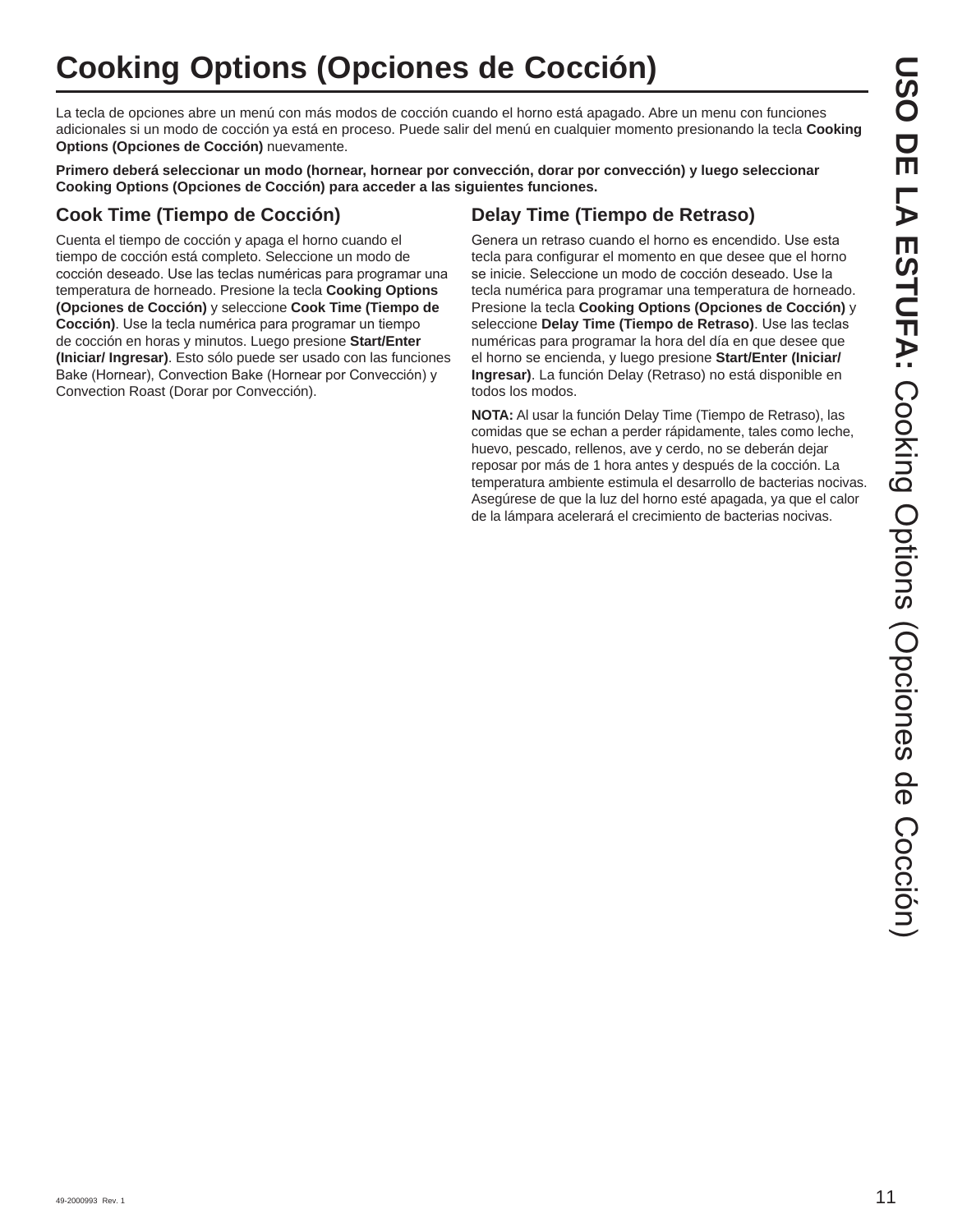# Cooking Options (Opciones de Cocción)

La tecla de opciones abre un menú con más modos de cocción cuando el horno está apagado. Abre un menu con funciones adicionales si un modo de cocción ya está en proceso. Puede salir del menú en cualquier momento presionando la tecla **Cooking Options (Opciones de Cocción)** nuevamente.

**Primero deberá seleccionar un modo (hornear, hornear por convección, dorar por convección) y luego seleccionar Cooking Options (Opciones de Cocción) para acceder a las siguientes funciones.**

## Cook Time (Tiempo de Cocción)

Cuenta el tiempo de cocción y apaga el horno cuando el tiempo de cocción está completo. Seleccione un modo de cocción deseado. Use las teclas numéricas para programar una temperatura de horneado. Presione la tecla **Cooking Options (Opciones de Cocción)** y seleccione **Cook Time (Tiempo de Cocción)**. Use la tecla numérica para programar un tiempo de cocción en horas y minutos. Luego presione **Start/Enter (Iniciar/ Ingresar)**. Esto sólo puede ser usado con las funciones Bake (Hornear), Convection Bake (Hornear por Convección) y Convection Roast (Dorar por Convección).

## Delay Time (Tiempo de Retraso)

Genera un retraso cuando el horno es encendido. Use esta tecla para configurar el momento en que desee que el horno se inicie. Seleccione un modo de cocción deseado. Use la tecla numérica para programar una temperatura de horneado. Presione la tecla **Cooking Options (Opciones de Cocción)** y seleccione **Delay Time (Tiempo de Retraso)**. Use las teclas numéricas para programar la hora del día en que desee que el horno se encienda, y luego presione **Start/Enter (Iniciar/ Ingresar)**. La función Delay (Retraso) no está disponible en todos los modos.

**NOTA:** Al usar la función Delay Time (Tiempo de Retraso), las comidas que se echan a perder rápidamente, tales como leche, huevo, pescado, rellenos, ave y cerdo, no se deberán dejar reposar por más de 1 hora antes y después de la cocción. La temperatura ambiente estimula el desarrollo de bacterias nocivas. Asegúrese de que la luz del horno esté apagada, ya que el calor de la lámpara acelerará el crecimiento de bacterias nocivas.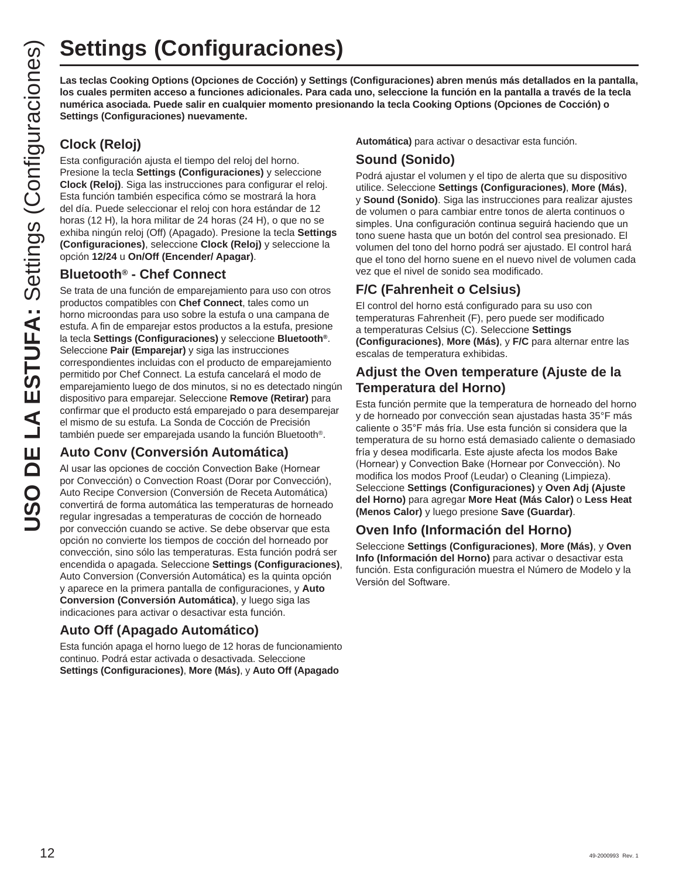# Settings (Configuraciones)

**Las teclas Cooking Options (Opciones de Cocción) y Settings (Configuraciones) abren menús más detallados en la pantalla, los cuales permiten acceso a funciones adicionales. Para cada uno, seleccione la función en la pantalla a través de la tecla numérica asociada. Puede salir en cualquier momento presionando la tecla Cooking Options (Opciones de Cocción) o Settings (Configuraciones) nuevamente.**

### Clock (Reloj)

Esta configuración ajusta el tiempo del reloj del horno. Presione la tecla **Settings (Configuraciones)** y seleccione **Clock (Reloj)**. Siga las instrucciones para configurar el reloj. Esta función también especifica cómo se mostrará la hora del día. Puede seleccionar el reloj con hora estándar de 12 horas (12 H), la hora militar de 24 horas (24 H), o que no se exhiba ningún reloj (Off) (Apagado). Presione la tecla **Settings (Configuraciones)**, seleccione **Clock (Reloj)** y seleccione la opción **12/24** u **On/Off (Encender/ Apagar)**.

### Bluetooth® - Chef Connect

Se trata de una función de emparejamiento para uso con otros productos compatibles con **Chef Connect**, tales como un horno microondas para uso sobre la estufa o una campana de estufa. A fin de emparejar estos productos a la estufa, presione la tecla **Settings (Configuraciones)** y seleccione **Bluetooth®**. Seleccione **Pair (Emparejar)** y siga las instrucciones correspondientes incluidas con el producto de emparejamiento permitido por Chef Connect. La estufa cancelará el modo de emparejamiento luego de dos minutos, si no es detectado ningún dispositivo para emparejar. Seleccione **Remove (Retirar)** para confirmar que el producto está emparejado o para desemparejar el mismo de su estufa. La Sonda de Cocción de Precisión también puede ser emparejada usando la función Bluetooth®.

### Auto Conv (Conversión Automática)

Al usar las opciones de cocción Convection Bake (Hornear por Convección) o Convection Roast (Dorar por Convección), Auto Recipe Conversion (Conversión de Receta Automática) convertirá de forma automática las temperaturas de horneado regular ingresadas a temperaturas de cocción de horneado por convección cuando se active. Se debe observar que esta opción no convierte los tiempos de cocción del horneado por convección, sino sólo las temperaturas. Esta función podrá ser encendida o apagada. Seleccione **Settings (Configuraciones)**, Auto Conversion (Conversión Automática) es la quinta opción y aparece en la primera pantalla de configuraciones, y **Auto Conversion (Conversión Automática)**, y luego siga las indicaciones para activar o desactivar esta función.

### Auto Off (Apagado Automático)

Esta función apaga el horno luego de 12 horas de funcionamiento continuo. Podrá estar activada o desactivada. Seleccione **Settings (Configuraciones)**, **More (Más)**, y **Auto Off (Apagado Automática)** para activar o desactivar esta función.

### Sound (Sonido)

Podrá ajustar el volumen y el tipo de alerta que su dispositivo utilice. Seleccione **Settings (Configuraciones)**, **More (Más)**, y **Sound (Sonido)**. Siga las instrucciones para realizar ajustes de volumen o para cambiar entre tonos de alerta continuos o simples. Una configuración continua seguirá haciendo que un tono suene hasta que un botón del control sea presionado. El volumen del tono del horno podrá ser ajustado. El control hará que el tono del horno suene en el nuevo nivel de volumen cada vez que el nivel de sonido sea modificado.

### F/C (Fahrenheit o Celsius)

El control del horno está configurado para su uso con temperaturas Fahrenheit (F), pero puede ser modificado a temperaturas Celsius (C). Seleccione **Settings (Configuraciones)**, **More (Más)**, y **F/C** para alternar entre las escalas de temperatura exhibidas.

### Adjust the Oven temperature (Ajuste de la Temperatura del Horno)

Esta función permite que la temperatura de horneado del horno y de horneado por convección sean ajustadas hasta 35°F más caliente o 35°F más fría. Use esta función si considera que la temperatura de su horno está demasiado caliente o demasiado fría y desea modificarla. Este ajuste afecta los modos Bake (Hornear) y Convection Bake (Hornear por Convección). No modifica los modos Proof (Leudar) o Cleaning (Limpieza). Seleccione **Settings (Configuraciones)** y **Oven Adj (Ajuste del Horno)** para agregar **More Heat (Más Calor)** o **Less Heat (Menos Calor)** y luego presione **Save (Guardar)**.

### Oven Info (Información del Horno)

Seleccione **Settings (Configuraciones)**, **More (Más)**, y **Oven Info (Información del Horno)** para activar o desactivar esta función. Esta configuración muestra el Número de Modelo y la Versión del Software.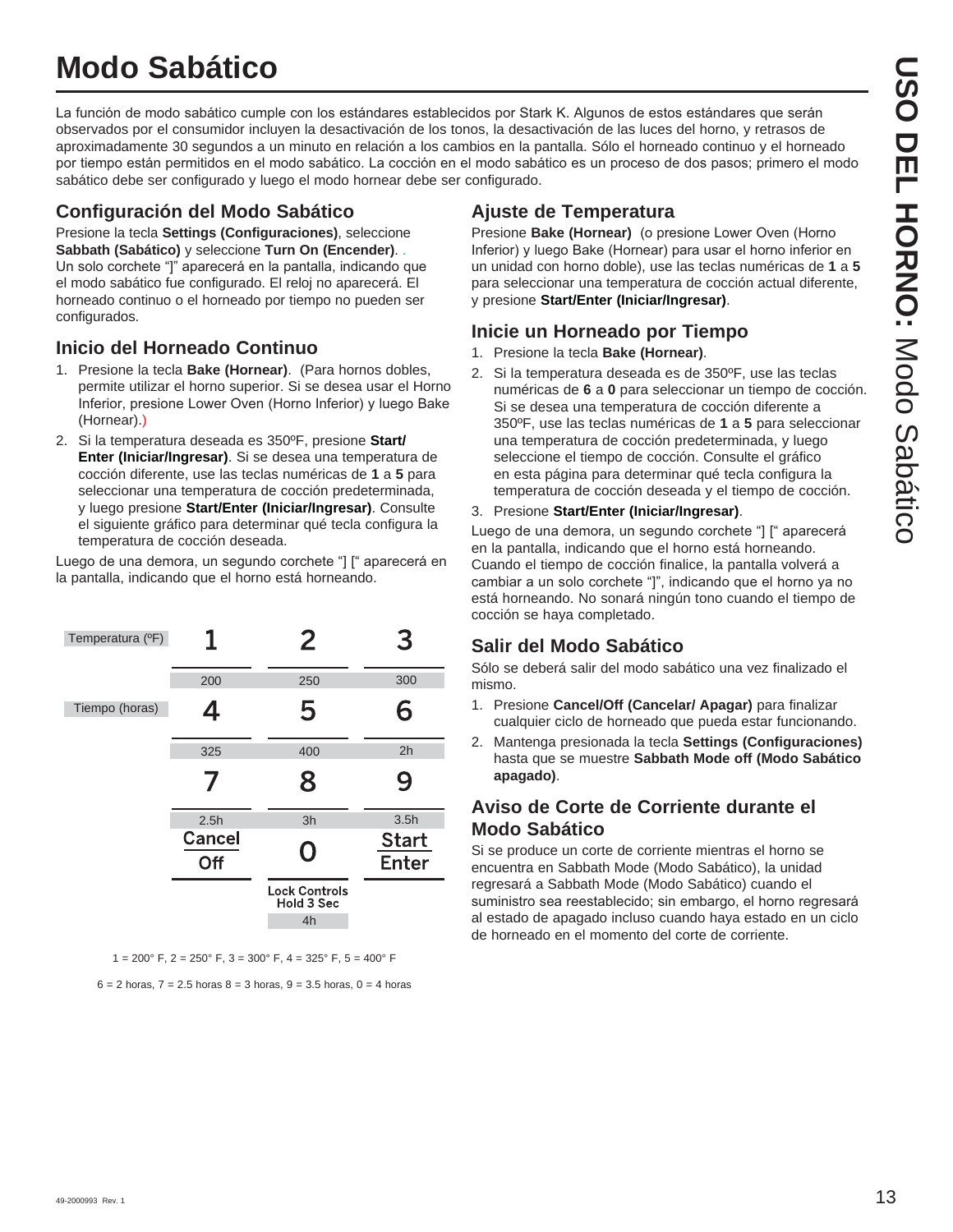# Modo Sabático

La función de modo sabático cumple con los estándares establecidos por Stark K. Algunos de estos estándares que serán observados por el consumidor incluyen la desactivación de los tonos, la desactivación de las luces del horno, y retrasos de aproximadamente 30 segundos a un minuto en relación a los cambios en la pantalla. Sólo el horneado continuo y el horneado por tiempo están permitidos en el modo sabático. La cocción en el modo sabático es un proceso de dos pasos; primero el modo sabático debe ser configurado y luego el modo hornear debe ser configurado.

## Configuración del Modo Sabático

Presione la tecla **Settings (Configuraciones)**, seleccione **Sabbath (Sabático)** y seleccione **Turn On (Encender)**. . Un solo corchete "]" aparecerá en la pantalla, indicando que el modo sabático fue configurado. El reloj no aparecerá. El horneado continuo o el horneado por tiempo no pueden ser configurados.

## Inicio del Horneado Continuo

1. Presione la tecla **Bake (Hornear)**. (Para hornos dobles, permite utilizar el horno superior. Si se desea usar el Horno Inferior, presione Lower Oven (Horno Inferior) y luego Bake (Hornear).)
2. Si la temperatura deseada es 350ºF, presione **Start/ Enter (Iniciar/Ingresar)**. Si se desea una temperatura de cocción diferente, use las teclas numéricas de **1** a **5** para seleccionar una temperatura de cocción predeterminada, y luego presione **Start/Enter (Iniciar/Ingresar)**. Consulte el siguiente gráfico para determinar qué tecla configura la temperatura de cocción deseada.

Luego de una demora, un segundo corchete "] [" aparecerá en la pantalla, indicando que el horno está horneando.

| | | | |
|---|---|---|---|
| Temperatura (ºF) | 1 | 2 | 3 |
| | 200 | 250 | 300 |
| Tiempo (horas) | 4 | 5 | 6 |
| | 325 | 400 | 2h |
| | 7 | 8 | 9 |
| | 2.5h | 3h | 3.5h |
| | Cancel Off | 0 | Start Enter |
| | | Lock Controls Hold 3 Sec | |
| | | 4h | |

1 = 200° F, 2 = 250° F, 3 = 300° F, 4 = 325° F, 5 = 400° F

6 = 2 horas, 7 = 2.5 horas 8 = 3 horas, 9 = 3.5 horas, 0 = 4 horas

## Ajuste de Temperatura

Presione **Bake (Hornear)** (o presione Lower Oven (Horno Inferior) y luego Bake (Hornear) para usar el horno inferior en un unidad con horno doble), use las teclas numéricas de **1** a **5** para seleccionar una temperatura de cocción actual diferente, y presione **Start/Enter (Iniciar/Ingresar)**.

## Inicie un Horneado por Tiempo

1. Presione la tecla **Bake (Hornear)**.
2. Si la temperatura deseada es de 350ºF, use las teclas numéricas de **6** a **0** para seleccionar un tiempo de cocción. Si se desea una temperatura de cocción diferente a 350ºF, use las teclas numéricas de **1** a **5** para seleccionar una temperatura de cocción predeterminada, y luego seleccione el tiempo de cocción. Consulte el gráfico en esta página para determinar qué tecla configura la temperatura de cocción deseada y el tiempo de cocción.
3. Presione **Start/Enter (Iniciar/Ingresar)**.

Luego de una demora, un segundo corchete "] [" aparecerá en la pantalla, indicando que el horno está horneando. Cuando el tiempo de cocción finalice, la pantalla volverá a cambiar a un solo corchete "]", indicando que el horno ya no está horneando. No sonará ningún tono cuando el tiempo de cocción se haya completado.

## Salir del Modo Sabático

Sólo se deberá salir del modo sabático una vez finalizado el mismo.

1. Presione **Cancel/Off (Cancelar/ Apagar)** para finalizar cualquier ciclo de horneado que pueda estar funcionando.
2. Mantenga presionada la tecla **Settings (Configuraciones)** hasta que se muestre **Sabbath Mode off (Modo Sabático apagado)**.

## Aviso de Corte de Corriente durante el Modo Sabático

Si se produce un corte de corriente mientras el horno se encuentra en Sabbath Mode (Modo Sabático), la unidad regresará a Sabbath Mode (Modo Sabático) cuando el suministro sea reestablecido; sin embargo, el horno regresará al estado de apagado incluso cuando haya estado en un ciclo de horneado en el momento del corte de corriente.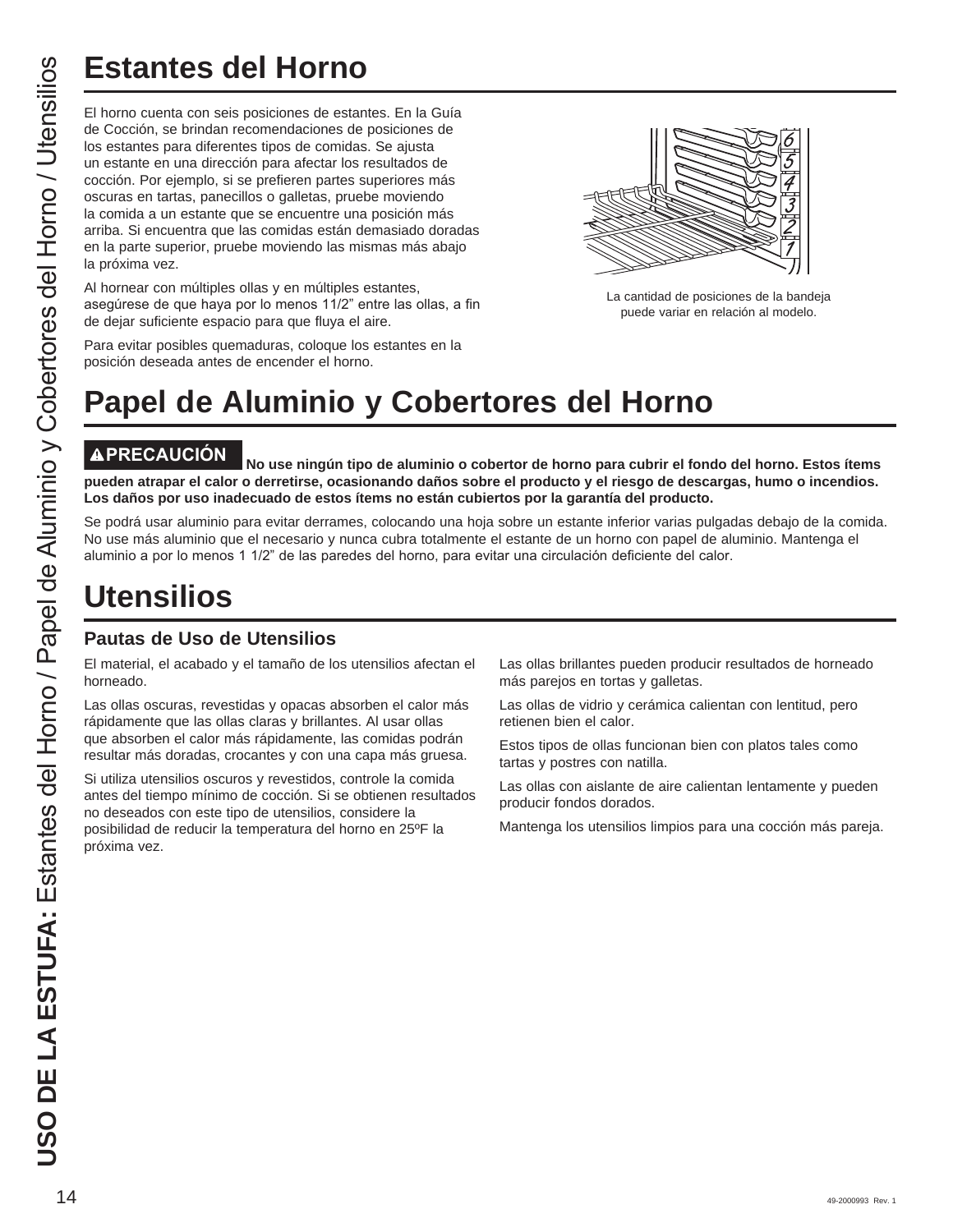# Estantes del Horno

El horno cuenta con seis posiciones de estantes. En la Guía de Cocción, se brindan recomendaciones de posiciones de los estantes para diferentes tipos de comidas. Se ajusta un estante en una dirección para afectar los resultados de cocción. Por ejemplo, si se prefieren partes superiores más oscuras en tartas, panecillos o galletas, pruebe moviendo la comida a un estante que se encuentre una posición más arriba. Si encuentra que las comidas están demasiado doradas en la parte superior, pruebe moviendo las mismas más abajo la próxima vez.

Al hornear con múltiples ollas y en múltiples estantes, asegúrese de que haya por lo menos 11/2" entre las ollas, a fin de dejar suficiente espacio para que fluya el aire.

Para evitar posibles quemaduras, coloque los estantes en la posición deseada antes de encender el horno.

La cantidad de posiciones de la bandeja puede variar en relación al modelo.

# Papel de Aluminio y Cobertores del Horno

**⚠PRECAUCIÓN No use ningún tipo de aluminio o cobertor de horno para cubrir el fondo del horno. Estos ítems pueden atrapar el calor o derretirse, ocasionando daños sobre el producto y el riesgo de descargas, humo o incendios. Los daños por uso inadecuado de estos ítems no están cubiertos por la garantía del producto.**

Se podrá usar aluminio para evitar derrames, colocando una hoja sobre un estante inferior varias pulgadas debajo de la comida. No use más aluminio que el necesario y nunca cubra totalmente el estante de un horno con papel de aluminio. Mantenga el aluminio a por lo menos 1 1/2" de las paredes del horno, para evitar una circulación deficiente del calor.

# Utensilios

## Pautas de Uso de Utensilios

El material, el acabado y el tamaño de los utensilios afectan el horneado.

Las ollas oscuras, revestidas y opacas absorben el calor más rápidamente que las ollas claras y brillantes. Al usar ollas que absorben el calor más rápidamente, las comidas podrán resultar más doradas, crocantes y con una capa más gruesa.

Si utiliza utensilios oscuros y revestidos, controle la comida antes del tiempo mínimo de cocción. Si se obtienen resultados no deseados con este tipo de utensilios, considere la posibilidad de reducir la temperatura del horno en 25ºF la próxima vez.

Las ollas brillantes pueden producir resultados de horneado más parejos en tortas y galletas.

Las ollas de vidrio y cerámica calientan con lentitud, pero retienen bien el calor.

Estos tipos de ollas funcionan bien con platos tales como tartas y postres con natilla.

Las ollas con aislante de aire calientan lentamente y pueden producir fondos dorados.

Mantenga los utensilios limpios para una cocción más pareja.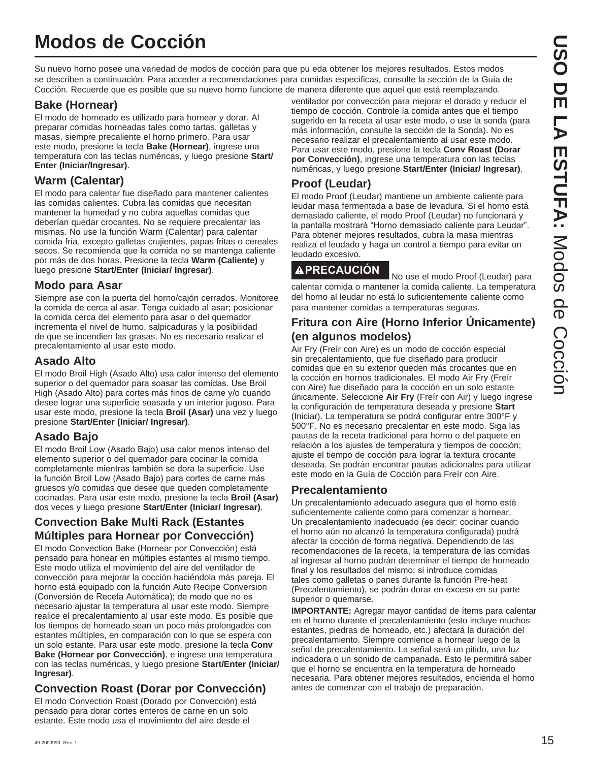# Modos de Cocción

Su nuevo horno posee una variedad de modos de cocción para que pu eda obtener los mejores resultados. Estos modos se describen a continuación. Para acceder a recomendaciones para comidas específicas, consulte la sección de la Guía de Cocción. Recuerde que es posible que su nuevo horno funcione de manera diferente que aquel que está reemplazando.

## Bake (Hornear)

El modo de horneado es utilizado para hornear y dorar. Al preparar comidas horneadas tales como tartas, galletas y masas, siempre precaliente el horno primero. Para usar este modo, presione la tecla **Bake (Hornear)**, ingrese una temperatura con las teclas numéricas, y luego presione **Start/ Enter (Iniciar/Ingresar)**.

## Warm (Calentar)

El modo para calentar fue diseñado para mantener calientes las comidas calientes. Cubra las comidas que necesitan mantener la humedad y no cubra aquellas comidas que deberían quedar crocantes. No se requiere precalentar las mismas. No use la función Warm (Calentar) para calentar comida fría, excepto galletas crujientes, papas fritas o cereales secos. Se recomienda que la comida no se mantenga caliente por más de dos horas. Presione la tecla **Warm (Caliente)** y luego presione **Start/Enter (Iniciar/ Ingresar)**.

## Modo para Asar

Siempre ase con la puerta del horno/cajón cerrados. Monitoree la comida de cerca al asar. Tenga cuidado al asar; posicionar la comida cerca del elemento para asar o del quemador incrementa el nivel de humo, salpicaduras y la posibilidad de que se incendien las grasas. No es necesario realizar el precalentamiento al usar este modo.

## Asado Alto

El modo Broil High (Asado Alto) usa calor intenso del elemento superior o del quemador para soasar las comidas. Use Broil High (Asado Alto) para cortes más finos de carne y/o cuando desee lograr una superficie soasada y un interior jugoso. Para usar este modo, presione la tecla **Broil (Asar)** una vez y luego presione **Start/Enter (Iniciar/ Ingresar)**.

## Asado Bajo

El modo Broil Low (Asado Bajo) usa calor menos intenso del elemento superior o del quemador para cocinar la comida completamente mientras también se dora la superficie. Use la función Broil Low (Asado Bajo) para cortes de carne más gruesos y/o comidas que desee que queden completamente cocinadas. Para usar este modo, presione la tecla **Broil (Asar)** dos veces y luego presione **Start/Enter (Iniciar/ Ingresar)**.

## Convection Bake Multi Rack (Estantes Múltiples para Hornear por Convección)

El modo Convection Bake (Hornear por Convección) está pensado para honear en múltiples estantes al mismo tiempo. Este modo utiliza el movimiento del aire del ventilador de convección para mejorar la cocción haciéndola más pareja. El horno está equipado con la función Auto Recipe Conversion (Conversión de Receta Automática); de modo que no es necesario ajustar la temperatura al usar este modo. Siempre realice el precalentamiento al usar este modo. Es posible que los tiempos de horneado sean un poco más prolongados con estantes múltiples, en comparación con lo que se espera con un solo estante. Para usar este modo, presione la tecla **Conv Bake (Hornear por Convección)**, e ingrese una temperatura con las teclas numéricas, y luego presione **Start/Enter (Iniciar/ Ingresar)**.

## Convection Roast (Dorar por Convección)

El modo Convection Roast (Dorado por Convección) está pensado para dorar cortes enteros de carne en un solo estante. Este modo usa el movimiento del aire desde el ventilador por convección para mejorar el dorado y reducir el tiempo de cocción. Controle la comida antes que el tiempo sugerido en la receta al usar este modo, o use la sonda (para más información, consulte la sección de la Sonda). No es necesario realizar el precalentamiento al usar este modo. Para usar este modo, presione la tecla **Conv Roast (Dorar por Convección)**, ingrese una temperatura con las teclas numéricas, y luego presione **Start/Enter (Iniciar/ Ingresar)**.

## Proof (Leudar)

El modo Proof (Leudar) mantiene un ambiente caliente para leudar masa fermentada a base de levadura. Si el horno está demasiado caliente, el modo Proof (Leudar) no funcionará y la pantalla mostrará "Horno demasiado caliente para Leudar". Para obtener mejores resultados, cubra la masa mientras realiza el leudado y haga un control a tiempo para evitar un leudado excesivo.

**⚠PRECAUCIÓN** No use el modo Proof (Leudar) para calentar comida o mantener la comida caliente. La temperatura del horno al leudar no está lo suficientemente caliente como para mantener comidas a temperaturas seguras.

## Fritura con Aire (Horno Inferior Únicamente) (en algunos modelos)

Air Fry (Freír con Aire) es un modo de cocción especial sin precalentamiento, que fue diseñado para producir comidas que en su exterior queden más crocantes que en la cocción en hornos tradicionales. El modo Air Fry (Freír con Aire) fue diseñado para la cocción en un solo estante únicamente. Seleccione **Air Fry** (Freír con Air) y luego ingrese la configuración de temperatura deseada y presione **Start** (Iniciar). La temperatura se podrá configurar entre 300°F y 500°F. No es necesario precalentar en este modo. Siga las pautas de la receta tradicional para horno o del paquete en relación a los ajustes de temperatura y tiempos de cocción; ajuste el tiempo de cocción para lograr la textura crocante deseada. Se podrán encontrar pautas adicionales para utilizar este modo en la Guía de Cocción para Freír con Aire.

## Precalentamiento

Un precalentamiento adecuado asegura que el horno esté suficientemente caliente como para comenzar a hornear. Un precalentamiento inadecuado (es decir: cocinar cuando el horno aún no alcanzó la temperatura configurada) podrá afectar la cocción de forma negativa. Dependiendo de las recomendaciones de la receta, la temperatura de las comidas al ingresar al horno podrán determinar el tiempo de horneado final y los resultados del mismo; si introduce comidas tales como galletas o panes durante la función Pre-heat (Precalentamiento), se podrán dorar en exceso en su parte superior o quemarse.

**IMPORTANTE:** Agregar mayor cantidad de ítems para calentar en el horno durante el precalentamiento (esto incluye muchos estantes, piedras de horneado, etc.) afectará la duración del precalentamiento. Siempre comience a hornear luego de la señal de precalentamiento. La señal será un pitido, una luz indicadora o un sonido de campanada. Esto le permitirá saber que el horno se encuentra en la temperatura de horneado necesaria. Para obtener mejores resultados, encienda el horno antes de comenzar con el trabajo de preparación.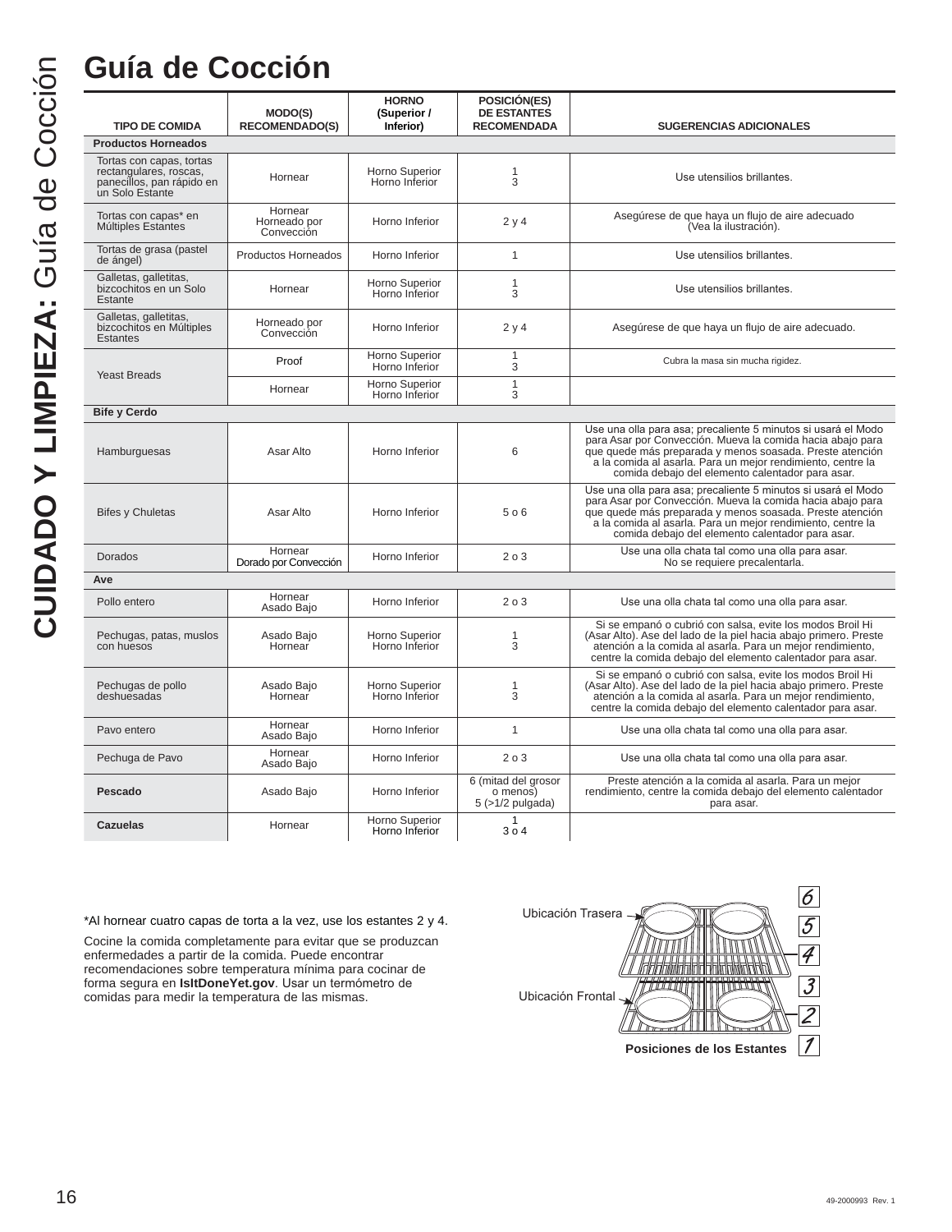# Guía de Cocción

| TIPO DE COMIDA | MODO(S) RECOMENDADO(S) | HORNO (Superior / Inferior) | POSICIÓN(ES) DE ESTANTES RECOMENDADA | SUGERENCIAS ADICIONALES |
|---|---|---|---|---|
| **Productos Horneados** | | | | |
| Tortas con capas, tortas rectangulares, roscas, panecillos, pan rápido en un Solo Estante | Hornear | Horno Superior<br>Horno Inferior | 1<br>3 | Use utensilios brillantes. |
| Tortas con capas* en Múltiples Estantes | Hornear<br>Horneado por Convección | Horno Inferior | 2 y 4 | Asegúrese de que haya un flujo de aire adecuado (Vea la ilustración). |
| Tortas de grasa (pastel de ángel) | Productos Horneados | Horno Inferior | 1 | Use utensilios brillantes. |
| Galletas, galletitas, bizcochitos en un Solo Estante | Hornear | Horno Superior<br>Horno Inferior | 1<br>3 | Use utensilios brillantes. |
| Galletas, galletitas, bizcochitos en Múltiples Estantes | Horneado por Convección | Horno Inferior | 2 y 4 | Asegúrese de que haya un flujo de aire adecuado. |
| Yeast Breads | Proof | Horno Superior<br>Horno Inferior | 1<br>3 | Cubra la masa sin mucha rigidez. |
| | Hornear | Horno Superior<br>Horno Inferior | 1<br>3 | |
| **Bife y Cerdo** | | | | |
| Hamburguesas | Asar Alto | Horno Inferior | 6 | Use una olla para asa; precaliente 5 minutos si usará el Modo para Asar por Convección. Mueva la comida hacia abajo para que quede más preparada y menos soasada. Preste atención a la comida al asarla. Para un mejor rendimiento, centre la comida debajo del elemento calentador para asar. |
| Bifes y Chuletas | Asar Alto | Horno Inferior | 5 o 6 | Use una olla para asa; precaliente 5 minutos si usará el Modo para Asar por Convección. Mueva la comida hacia abajo para que quede más preparada y menos soasada. Preste atención a la comida al asarla. Para un mejor rendimiento, centre la comida debajo del elemento calentador para asar. |
| Dorados | Hornear<br>Dorado por Convección | Horno Inferior | 2 o 3 | Use una olla chata tal como una olla para asar. No se requiere precalentarla. |
| **Ave** | | | | |
| Pollo entero | Hornear<br>Asado Bajo | Horno Inferior | 2 o 3 | Use una olla chata tal como una olla para asar. |
| Pechugas, patas, muslos con huesos | Asado Bajo<br>Hornear | Horno Superior<br>Horno Inferior | 1<br>3 | Si se empanó o cubrió con salsa, evite los modos Broil Hi (Asar Alto). Ase del lado de la piel hacia abajo primero. Preste atención a la comida al asarla. Para un mejor rendimiento, centre la comida debajo del elemento calentador para asar. |
| Pechugas de pollo deshuesadas | Asado Bajo<br>Hornear | Horno Superior<br>Horno Inferior | 1<br>3 | Si se empanó o cubrió con salsa, evite los modos Broil Hi (Asar Alto). Ase del lado de la piel hacia abajo primero. Preste atención a la comida al asarla. Para un mejor rendimiento, centre la comida debajo del elemento calentador para asar. |
| Pavo entero | Hornear<br>Asado Bajo | Horno Inferior | 1 | Use una olla chata tal como una olla para asar. |
| Pechuga de Pavo | Hornear<br>Asado Bajo | Horno Inferior | 2 o 3 | Use una olla chata tal como una olla para asar. |
| **Pescado** | Asado Bajo | Horno Inferior | 6 (mitad del grosor o menos)<br>5 (>1/2 pulgada) | Preste atención a la comida al asarla. Para un mejor rendimiento, centre la comida debajo del elemento calentador para asar. |
| **Cazuelas** | Hornear | Horno Superior<br>Horno Inferior | 1<br>3 o 4 | |

*Al hornear cuatro capas de torta a la vez, use los estantes 2 y 4.

Cocine la comida completamente para evitar que se produzcan enfermedades a partir de la comida. Puede encontrar recomendaciones sobre temperatura mínima para cocinar de forma segura en **IsItDoneYet.gov**. Usar un termómetro de comidas para medir la temperatura de las mismas.

Ubicación Trasera

Ubicación Frontal

6 5 4 3 2 1

Posiciones de los Estantes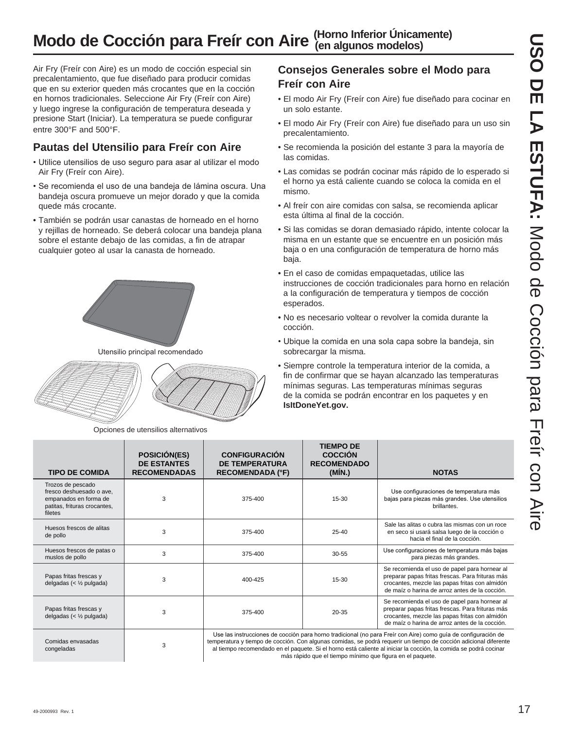# Modo de Cocción para Freír con Aire (Horno Inferior Únicamente) (en algunos modelos)

Air Fry (Freír con Aire) es un modo de cocción especial sin precalentamiento, que fue diseñado para producir comidas que en su exterior queden más crocantes que en la cocción en hornos tradicionales. Seleccione Air Fry (Freír con Aire) y luego ingrese la configuración de temperatura deseada y presione Start (Iniciar). La temperatura se puede configurar entre 300°F and 500°F.

## Pautas del Utensilio para Freír con Aire

- Utilice utensilios de uso seguro para asar al utilizar el modo Air Fry (Freír con Aire).
- Se recomienda el uso de una bandeja de lámina oscura. Una bandeja oscura promueve un mejor dorado y que la comida quede más crocante.
- También se podrán usar canastas de horneado en el horno y rejillas de horneado. Se deberá colocar una bandeja plana sobre el estante debajo de las comidas, a fin de atrapar cualquier goteo al usar la canasta de horneado.

Utensilio principal recomendado

Opciones de utensilios alternativos

## Consejos Generales sobre el Modo para Freír con Aire

- El modo Air Fry (Freír con Aire) fue diseñado para cocinar en un solo estante.
- El modo Air Fry (Freír con Aire) fue diseñado para un uso sin precalentamiento.
- Se recomienda la posición del estante 3 para la mayoría de las comidas.
- Las comidas se podrán cocinar más rápido de lo esperado si el horno ya está caliente cuando se coloca la comida en el mismo.
- Al freír con aire comidas con salsa, se recomienda aplicar esta última al final de la cocción.
- Si las comidas se doran demasiado rápido, intente colocar la misma en un estante que se encuentre en un posición más baja o en una configuración de temperatura de horno más baja.
- En el caso de comidas empaquetadas, utilice las instrucciones de cocción tradicionales para horno en relación a la configuración de temperatura y tiempos de cocción esperados.
- No es necesario voltear o revolver la comida durante la cocción.
- Ubique la comida en una sola capa sobre la bandeja, sin sobrecargar la misma.
- Siempre controle la temperatura interior de la comida, a fin de confirmar que se hayan alcanzado las temperaturas mínimas seguras. Las temperaturas mínimas seguras de la comida se podrán encontrar en los paquetes y en **IsItDoneYet.gov.**

| TIPO DE COMIDA | POSICIÓN(ES) DE ESTANTES RECOMENDADAS | CONFIGURACIÓN DE TEMPERATURA RECOMENDADA (°F) | TIEMPO DE COCCIÓN RECOMENDADO (MÍN.) | NOTAS |
|---|---|---|---|---|
| Trozos de pescado fresco deshuesado o ave, empanados en forma de patitas, frituras crocantes, filetes | 3 | 375-400 | 15-30 | Use configuraciones de temperatura más bajas para piezas más grandes. Use utensilios brillantes. |
| Huesos frescos de alitas de pollo | 3 | 375-400 | 25-40 | Sale las alitas o cubra las mismas con un roce en seco si usará salsa luego de la cocción o hacia el final de la cocción. |
| Huesos frescos de patas o muslos de pollo | 3 | 375-400 | 30-55 | Use configuraciones de temperatura más bajas para piezas más grandes. |
| Papas fritas frescas y delgadas (< ½ pulgada) | 3 | 400-425 | 15-30 | Se recomienda el uso de papel para hornear al preparar papas fritas frescas. Para frituras más crocantes, mezcle las papas fritas con almidón de maíz o harina de arroz antes de la cocción. |
| Papas fritas frescas y delgadas (< ½ pulgada) | 3 | 375-400 | 20-35 | Se recomienda el uso de papel para hornear al preparar papas fritas frescas. Para frituras más crocantes, mezcle las papas fritas con almidón de maíz o harina de arroz antes de la cocción. |
| Comidas envasadas congeladas | 3 | Use las instrucciones de cocción para horno tradicional (no para Freír con Aire) como guía de configuración de temperatura y tiempo de cocción. Con algunas comidas, se podrá requerir un tiempo de cocción adicional diferente al tiempo recomendado en el paquete. Si el horno está caliente al iniciar la cocción, la comida se podrá cocinar más rápido que el tiempo mínimo que figura en el paquete. | | |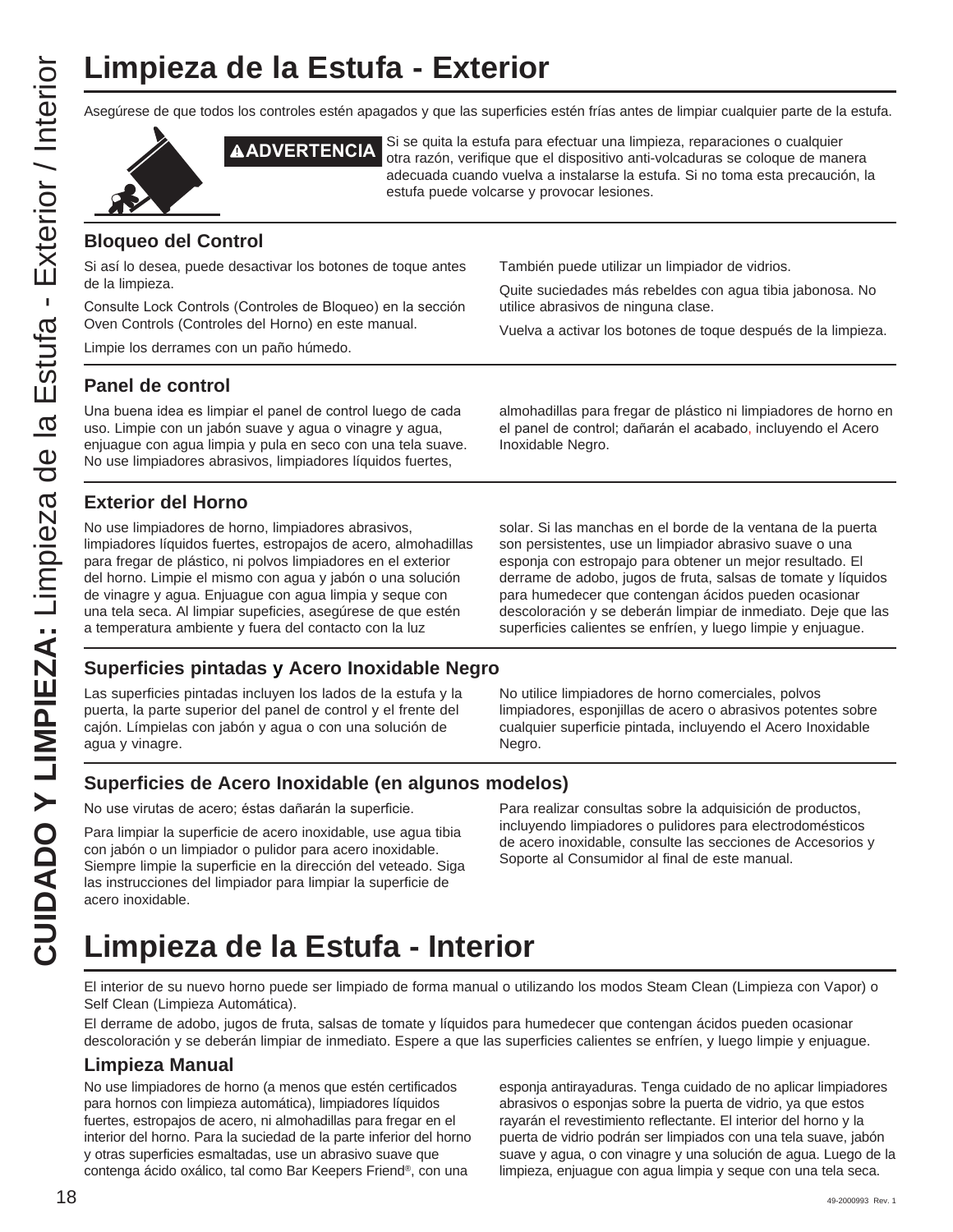# Limpieza de la Estufa - Exterior

Asegúrese de que todos los controles estén apagados y que las superficies estén frías antes de limpiar cualquier parte de la estufa.

**⚠ADVERTENCIA** Si se quita la estufa para efectuar una limpieza, reparaciones o cualquier otra razón, verifique que el dispositivo anti-volcaduras se coloque de manera adecuada cuando vuelva a instalarse la estufa. Si no toma esta precaución, la estufa puede volcarse y provocar lesiones.

## Bloqueo del Control

Si así lo desea, puede desactivar los botones de toque antes de la limpieza.

Consulte Lock Controls (Controles de Bloqueo) en la sección Oven Controls (Controles del Horno) en este manual.

Limpie los derrames con un paño húmedo.

También puede utilizar un limpiador de vidrios.

Quite suciedades más rebeldes con agua tibia jabonosa. No utilice abrasivos de ninguna clase.

Vuelva a activar los botones de toque después de la limpieza.

## Panel de control

Una buena idea es limpiar el panel de control luego de cada uso. Limpie con un jabón suave y agua o vinagre y agua, enjuague con agua limpia y pula en seco con una tela suave. No use limpiadores abrasivos, limpiadores líquidos fuertes, almohadillas para fregar de plástico ni limpiadores de horno en el panel de control; dañarán el acabado, incluyendo el Acero Inoxidable Negro.

## Exterior del Horno

No use limpiadores de horno, limpiadores abrasivos, limpiadores líquidos fuertes, estropajos de acero, almohadillas para fregar de plástico, ni polvos limpiadores en el exterior del horno. Limpie el mismo con agua y jabón o una solución de vinagre y agua. Enjuague con agua limpia y seque con una tela seca. Al limpiar supeficies, asegúrese de que estén a temperatura ambiente y fuera del contacto con la luz solar. Si las manchas en el borde de la ventana de la puerta son persistentes, use un limpiador abrasivo suave o una esponja con estropajo para obtener un mejor resultado. El derrame de adobo, jugos de fruta, salsas de tomate y líquidos para humedecer que contengan ácidos pueden ocasionar descoloración y se deberán limpiar de inmediato. Deje que las superficies calientes se enfríen, y luego limpie y enjuague.

## Superficies pintadas y Acero Inoxidable Negro

Las superficies pintadas incluyen los lados de la estufa y la puerta, la parte superior del panel de control y el frente del cajón. Límpielas con jabón y agua o con una solución de agua y vinagre.

No utilice limpiadores de horno comerciales, polvos limpiadores, esponjillas de acero o abrasivos potentes sobre cualquier superficie pintada, incluyendo el Acero Inoxidable Negro.

## Superficies de Acero Inoxidable (en algunos modelos)

No use virutas de acero; éstas dañarán la superficie.

Para limpiar la superficie de acero inoxidable, use agua tibia con jabón o un limpiador o pulidor para acero inoxidable. Siempre limpie la superficie en la dirección del veteado. Siga las instrucciones del limpiador para limpiar la superficie de acero inoxidable.

Para realizar consultas sobre la adquisición de productos, incluyendo limpiadores o pulidores para electrodomésticos de acero inoxidable, consulte las secciones de Accesorios y Soporte al Consumidor al final de este manual.

# Limpieza de la Estufa - Interior

El interior de su nuevo horno puede ser limpiado de forma manual o utilizando los modos Steam Clean (Limpieza con Vapor) o Self Clean (Limpieza Automática).

El derrame de adobo, jugos de fruta, salsas de tomate y líquidos para humedecer que contengan ácidos pueden ocasionar descoloración y se deberán limpiar de inmediato. Espere a que las superficies calientes se enfríen, y luego limpie y enjuague.

## Limpieza Manual

No use limpiadores de horno (a menos que estén certificados para hornos con limpieza automática), limpiadores líquidos fuertes, estropajos de acero, ni almohadillas para fregar en el interior del horno. Para la suciedad de la parte inferior del horno y otras superficies esmaltadas, use un abrasivo suave que contenga ácido oxálico, tal como Bar Keepers Friend®, con una esponja antirayaduras. Tenga cuidado de no aplicar limpiadores abrasivos o esponjas sobre la puerta de vidrio, ya que estos rayarán el revestimiento reflectante. El interior del horno y la puerta de vidrio podrán ser limpiados con una tela suave, jabón suave y agua, o con vinagre y una solución de agua. Luego de la limpieza, enjuague con agua limpia y seque con una tela seca.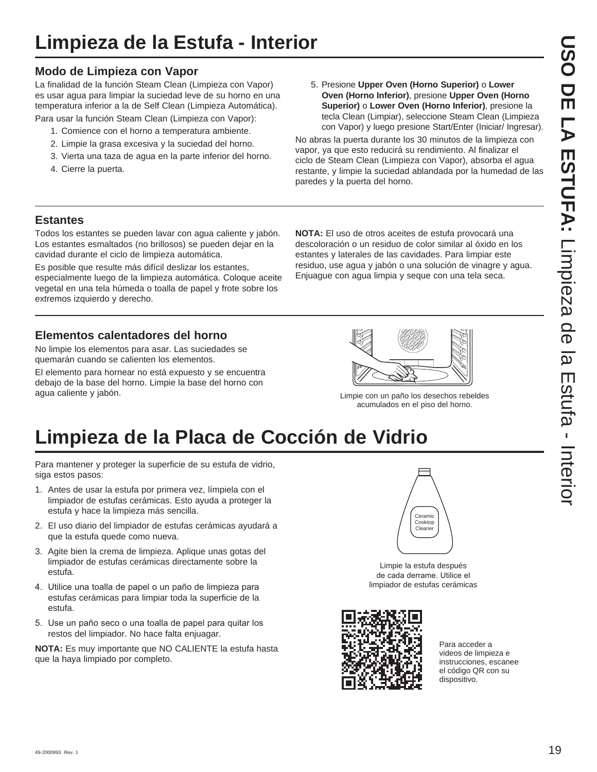# Limpieza de la Estufa - Interior

## Modo de Limpieza con Vapor

La finalidad de la función Steam Clean (Limpieza con Vapor) es usar agua para limpiar la suciedad leve de su horno en una temperatura inferior a la de Self Clean (Limpieza Automática).

Para usar la función Steam Clean (Limpieza con Vapor):

1. Comience con el horno a temperatura ambiente.
2. Limpie la grasa excesiva y la suciedad del horno.
3. Vierta una taza de agua en la parte inferior del horno.
4. Cierre la puerta.
5. Presione **Upper Oven (Horno Superior)** o **Lower Oven (Horno Inferior)**, presione **Upper Oven (Horno Superior)** o **Lower Oven (Horno Inferior)**, presione la tecla Clean (Limpiar), seleccione Steam Clean (Limpieza con Vapor) y luego presione Start/Enter (Iniciar/ Ingresar).

No abras la puerta durante los 30 minutos de la limpieza con vapor, ya que esto reducirá su rendimiento. Al finalizar el ciclo de Steam Clean (Limpieza con Vapor), absorba el agua restante, y limpie la suciedad ablandada por la humedad de las paredes y la puerta del horno.

## Estantes

Todos los estantes se pueden lavar con agua caliente y jabón. Los estantes esmaltados (no brillosos) se pueden dejar en la cavidad durante el ciclo de limpieza automática.

Es posible que resulte más difícil deslizar los estantes, especialmente luego de la limpieza automática. Coloque aceite vegetal en una tela húmeda o toalla de papel y frote sobre los extremos izquierdo y derecho.

**NOTA:** El uso de otros aceites de estufa provocará una descoloración o un residuo de color similar al óxido en los estantes y laterales de las cavidades. Para limpiar este residuo, use agua y jabón o una solución de vinagre y agua. Enjuague con agua limpia y seque con una tela seca.

## Elementos calentadores del horno

No limpie los elementos para asar. Las suciedades se quemarán cuando se calienten los elementos.

El elemento para hornear no está expuesto y se encuentra debajo de la base del horno. Limpie la base del horno con agua caliente y jabón.

Limpie con un paño los desechos rebeldes acumulados en el piso del horno.

# Limpieza de la Placa de Cocción de Vidrio

Para mantener y proteger la superficie de su estufa de vidrio, siga estos pasos:

1. Antes de usar la estufa por primera vez, límpiela con el limpiador de estufas cerámicas. Esto ayuda a proteger la estufa y hace la limpieza más sencilla.
2. El uso diario del limpiador de estufas cerámicas ayudará a que la estufa quede como nueva.
3. Agite bien la crema de limpieza. Aplique unas gotas del limpiador de estufas cerámicas directamente sobre la estufa.
4. Utilice una toalla de papel o un paño de limpieza para estufas cerámicas para limpiar toda la superficie de la estufa.
5. Use un paño seco o una toalla de papel para quitar los restos del limpiador. No hace falta enjuagar.

**NOTA:** Es muy importante que NO CALIENTE la estufa hasta que la haya limpiado por completo.

Ceramic Cooktop Cleaner

Limpie la estufa después de cada derrame. Utilice el limpiador de estufas cerámicas

Para acceder a videos de limpieza e instrucciones, escanee el código QR con su dispositivo.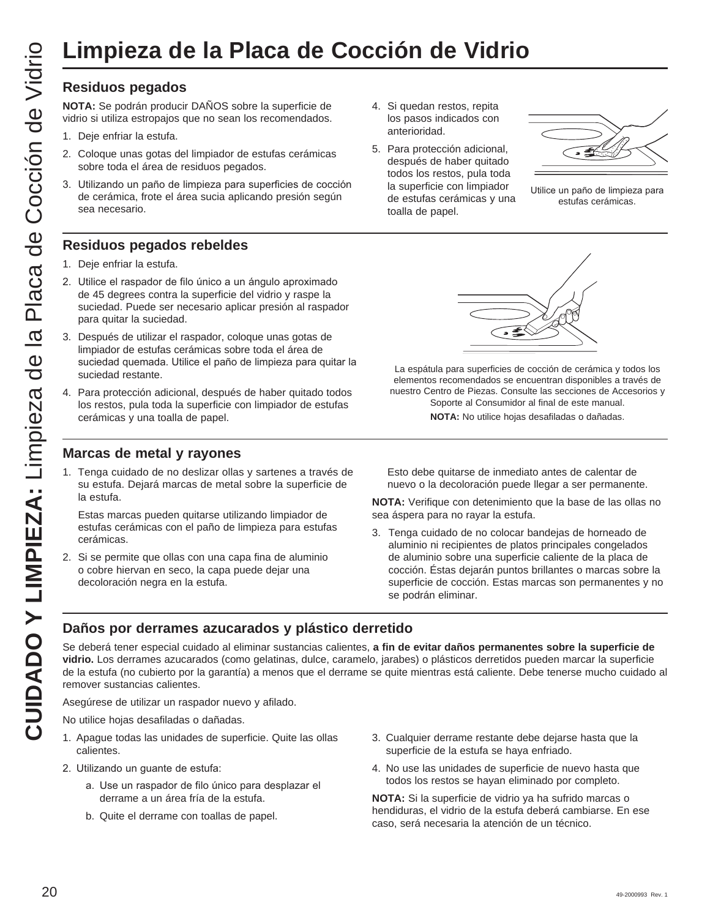# Limpieza de la Placa de Cocción de Vidrio

## Residuos pegados

**NOTA:** Se podrán producir DAÑOS sobre la superficie de vidrio si utiliza estropajos que no sean los recomendados.

1. Deje enfriar la estufa.
2. Coloque unas gotas del limpiador de estufas cerámicas sobre toda el área de residuos pegados.
3. Utilizando un paño de limpieza para superficies de cocción de cerámica, frote el área sucia aplicando presión según sea necesario.
4. Si quedan restos, repita los pasos indicados con anterioridad.
5. Para protección adicional, después de haber quitado todos los restos, pula toda la superficie con limpiador de estufas cerámicas y una toalla de papel.

Utilice un paño de limpieza para estufas cerámicas.

## Residuos pegados rebeldes

1. Deje enfriar la estufa.
2. Utilice el raspador de filo único a un ángulo aproximado de 45 degrees contra la superficie del vidrio y raspe la suciedad. Puede ser necesario aplicar presión al raspador para quitar la suciedad.
3. Después de utilizar el raspador, coloque unas gotas de limpiador de estufas cerámicas sobre toda el área de suciedad quemada. Utilice el paño de limpieza para quitar la suciedad restante.
4. Para protección adicional, después de haber quitado todos los restos, pula toda la superficie con limpiador de estufas cerámicas y una toalla de papel.

La espátula para superficies de cocción de cerámica y todos los elementos recomendados se encuentran disponibles a través de nuestro Centro de Piezas. Consulte las secciones de Accesorios y Soporte al Consumidor al final de este manual.

**NOTA:** No utilice hojas desafiladas o dañadas.

## Marcas de metal y rayones

1. Tenga cuidado de no deslizar ollas y sartenes a través de su estufa. Dejará marcas de metal sobre la superficie de la estufa.

   Estas marcas pueden quitarse utilizando limpiador de estufas cerámicas con el paño de limpieza para estufas cerámicas.

2. Si se permite que ollas con una capa fina de aluminio o cobre hiervan en seco, la capa puede dejar una decoloración negra en la estufa.

   Esto debe quitarse de inmediato antes de calentar de nuevo o la decoloración puede llegar a ser permanente.

**NOTA:** Verifique con detenimiento que la base de las ollas no sea áspera para no rayar la estufa.

3. Tenga cuidado de no colocar bandejas de horneado de aluminio ni recipientes de platos principales congelados de aluminio sobre una superficie caliente de la placa de cocción. Éstas dejarán puntos brillantes o marcas sobre la superficie de cocción. Estas marcas son permanentes y no se podrán eliminar.

## Daños por derrames azucarados y plástico derretido

Se deberá tener especial cuidado al eliminar sustancias calientes, **a fin de evitar daños permanentes sobre la superficie de vidrio.** Los derrames azucarados (como gelatinas, dulce, caramelo, jarabes) o plásticos derretidos pueden marcar la superficie de la estufa (no cubierto por la garantía) a menos que el derrame se quite mientras está caliente. Debe tenerse mucho cuidado al remover sustancias calientes.

Asegúrese de utilizar un raspador nuevo y afilado.

No utilice hojas desafiladas o dañadas.

1. Apague todas las unidades de superficie. Quite las ollas calientes.
2. Utilizando un guante de estufa:
   a. Use un raspador de filo único para desplazar el derrame a un área fría de la estufa.
   b. Quite el derrame con toallas de papel.
3. Cualquier derrame restante debe dejarse hasta que la superficie de la estufa se haya enfriado.
4. No use las unidades de superficie de nuevo hasta que todos los restos se hayan eliminado por completo.

**NOTA:** Si la superficie de vidrio ya ha sufrido marcas o hendiduras, el vidrio de la estufa deberá cambiarse. En ese caso, será necesaria la atención de un técnico.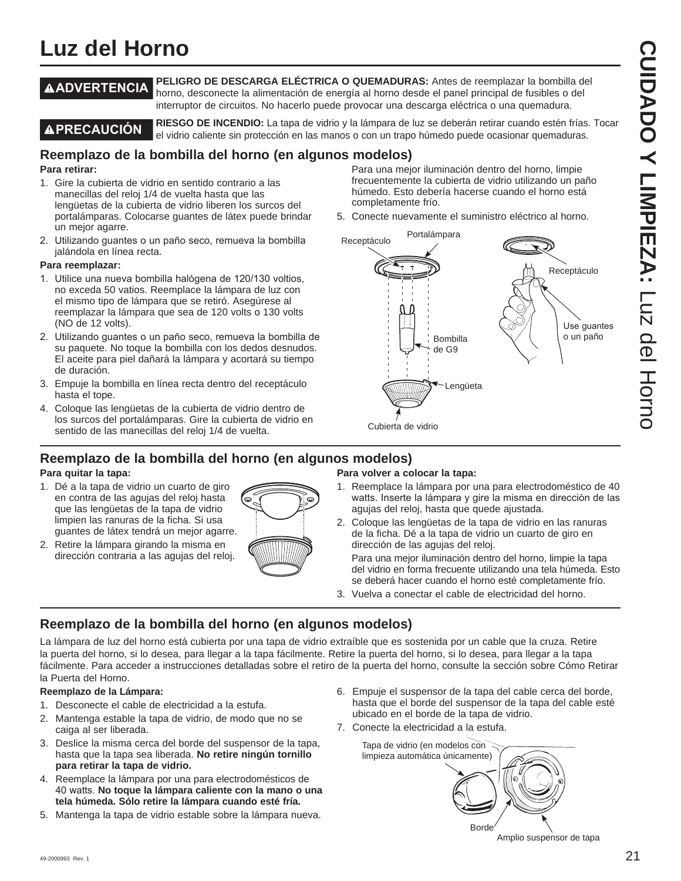# Luz del Horno

**⚠ADVERTENCIA** **PELIGRO DE DESCARGA ELÉCTRICA O QUEMADURAS:** Antes de reemplazar la bombilla del horno, desconecte la alimentación de energía al horno desde el panel principal de fusibles o del interruptor de circuitos. No hacerlo puede provocar una descarga eléctrica o una quemadura.

**⚠PRECAUCIÓN** **RIESGO DE INCENDIO:** La tapa de vidrio y la lámpara de luz se deberán retirar cuando estén frías. Tocar el vidrio caliente sin protección en las manos o con un trapo húmedo puede ocasionar quemaduras.

## Reemplazo de la bombilla del horno (en algunos modelos)

**Para retirar:**

1. Gire la cubierta de vidrio en sentido contrario a las manecillas del reloj 1/4 de vuelta hasta que las lengüetas de la cubierta de vidrio liberen los surcos del portalámparas. Colocarse guantes de látex puede brindar un mejor agarre.
2. Utilizando guantes o un paño seco, remueva la bombilla jalándola en línea recta.

**Para reemplazar:**

1. Utilice una nueva bombilla halógena de 120/130 voltios, no exceda 50 vatios. Reemplace la lámpara de luz con el mismo tipo de lámpara que se retiró. Asegúrese al reemplazar la lámpara que sea de 120 volts o 130 volts (NO de 12 volts).
2. Utilizando guantes o un paño seco, remueva la bombilla de su paquete. No toque la bombilla con los dedos desnudos. El aceite para piel dañará la lámpara y acortará su tiempo de duración.
3. Empuje la bombilla en línea recta dentro del receptáculo hasta el tope.
4. Coloque las lengüetas de la cubierta de vidrio dentro de los surcos del portalámparas. Gire la cubierta de vidrio en sentido de las manecillas del reloj 1/4 de vuelta.

   Para una mejor iluminación dentro del horno, limpie frecuentemente la cubierta de vidrio utilizando un paño húmedo. Esto debería hacerse cuando el horno está completamente frío.
5. Conecte nuevamente el suministro eléctrico al horno.

Receptáculo · Portalámpara · Bombilla de G9 · Lengüeta · Cubierta de vidrio · Receptáculo · Use guantes o un paño

## Reemplazo de la bombilla del horno (en algunos modelos)

**Para quitar la tapa:**

1. Dé a la tapa de vidrio un cuarto de giro en contra de las agujas del reloj hasta que las lengüetas de la tapa de vidrio limpien las ranuras de la ficha. Si usa guantes de látex tendrá un mejor agarre.
2. Retire la lámpara girando la misma en dirección contraria a las agujas del reloj.

**Para volver a colocar la tapa:**

1. Reemplace la lámpara por una para electrodoméstico de 40 watts. Inserte la lámpara y gire la misma en dirección de las agujas del reloj, hasta que quede ajustada.
2. Coloque las lengüetas de la tapa de vidrio en las ranuras de la ficha. Dé a la tapa de vidrio un cuarto de giro en dirección de las agujas del reloj.

   Para una mejor iluminación dentro del horno, limpie la tapa del vidrio en forma frecuente utilizando una tela húmeda. Esto se deberá hacer cuando el horno esté completamente frío.
3. Vuelva a conectar el cable de electricidad del horno.

## Reemplazo de la bombilla del horno (en algunos modelos)

La lámpara de luz del horno está cubierta por una tapa de vidrio extraíble que es sostenida por un cable que la cruza. Retire la puerta del horno, si lo desea, para llegar a la tapa fácilmente. Retire la puerta del horno, si lo desea, para llegar a la tapa fácilmente. Para acceder a instrucciones detalladas sobre el retiro de la puerta del horno, consulte la sección sobre Cómo Retirar la Puerta del Horno.

**Reemplazo de la Lámpara:**

1. Desconecte el cable de electricidad a la estufa.
2. Mantenga estable la tapa de vidrio, de modo que no se caiga al ser liberada.
3. Deslice la misma cerca del borde del suspensor de la tapa, hasta que la tapa sea liberada. **No retire ningún tornillo para retirar la tapa de vidrio.**
4. Reemplace la lámpara por una para electrodomésticos de 40 watts. **No toque la lámpara caliente con la mano o una tela húmeda. Sólo retire la lámpara cuando esté fría.**
5. Mantenga la tapa de vidrio estable sobre la lámpara nueva.
6. Empuje el suspensor de la tapa del cable cerca del borde, hasta que el borde del suspensor de la tapa del cable esté ubicado en el borde de la tapa de vidrio.
7. Conecte la electricidad a la estufa.

Tapa de vidrio (en modelos con limpieza automática únicamente) · Borde · Amplio suspensor de tapa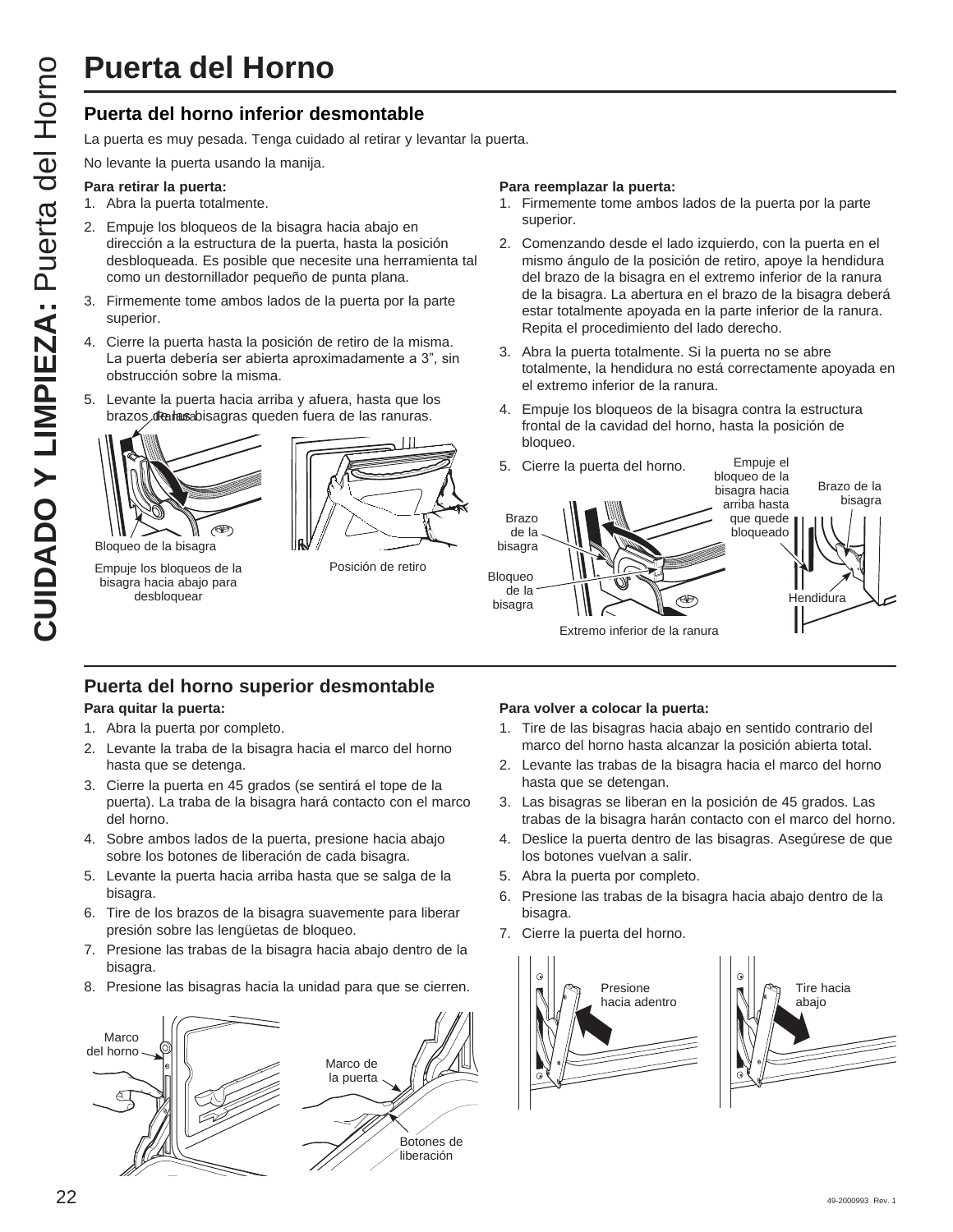# Puerta del Horno

## Puerta del horno inferior desmontable

La puerta es muy pesada. Tenga cuidado al retirar y levantar la puerta.

No levante la puerta usando la manija.

**Para retirar la puerta:**

1. Abra la puerta totalmente.
2. Empuje los bloqueos de la bisagra hacia abajo en dirección a la estructura de la puerta, hasta la posición desbloqueada. Es posible que necesite una herramienta tal como un destornillador pequeño de punta plana.
3. Firmemente tome ambos lados de la puerta por la parte superior.
4. Cierre la puerta hasta la posición de retiro de la misma. La puerta debería ser abierta aproximadamente a 3", sin obstrucción sobre la misma.
5. Levante la puerta hacia arriba y afuera, hasta que los brazos de las bisagras queden fuera de las ranuras.

Ranura

Bloqueo de la bisagra

Empuje los bloqueos de la bisagra hacia abajo para desbloquear

Posición de retiro

**Para reemplazar la puerta:**

1. Firmemente tome ambos lados de la puerta por la parte superior.
2. Comenzando desde el lado izquierdo, con la puerta en el mismo ángulo de la posición de retiro, apoye la hendidura del brazo de la bisagra en el extremo inferior de la ranura de la bisagra. La abertura en el brazo de la bisagra deberá estar totalmente apoyada en la parte inferior de la ranura. Repita el procedimiento del lado derecho.
3. Abra la puerta totalmente. Si la puerta no se abre totalmente, la hendidura no está correctamente apoyada en el extremo inferior de la ranura.
4. Empuje los bloqueos de la bisagra contra la estructura frontal de la cavidad del horno, hasta la posición de bloqueo.
5. Cierre la puerta del horno.

Empuje el bloqueo de la bisagra hacia arriba hasta que quede bloqueado

Brazo de la bisagra

Bloqueo de la bisagra

Extremo inferior de la ranura

Brazo de la bisagra

Hendidura

## Puerta del horno superior desmontable

**Para quitar la puerta:**

1. Abra la puerta por completo.
2. Levante la traba de la bisagra hacia el marco del horno hasta que se detenga.
3. Cierre la puerta en 45 grados (se sentirá el tope de la puerta). La traba de la bisagra hará contacto con el marco del horno.
4. Sobre ambos lados de la puerta, presione hacia abajo sobre los botones de liberación de cada bisagra.
5. Levante la puerta hacia arriba hasta que se salga de la bisagra.
6. Tire de los brazos de la bisagra suavemente para liberar presión sobre las lengüetas de bloqueo.
7. Presione las trabas de la bisagra hacia abajo dentro de la bisagra.
8. Presione las bisagras hacia la unidad para que se cierren.

Marco del horno

Marco de la puerta

Botones de liberación

**Para volver a colocar la puerta:**

1. Tire de las bisagras hacia abajo en sentido contrario del marco del horno hasta alcanzar la posición abierta total.
2. Levante las trabas de la bisagra hacia el marco del horno hasta que se detengan.
3. Las bisagras se liberan en la posición de 45 grados. Las trabas de la bisagra harán contacto con el marco del horno.
4. Deslice la puerta dentro de las bisagras. Asegúrese de que los botones vuelvan a salir.
5. Abra la puerta por completo.
6. Presione las trabas de la bisagra hacia abajo dentro de la bisagra.
7. Cierre la puerta del horno.

Presione hacia adentro

Tire hacia abajo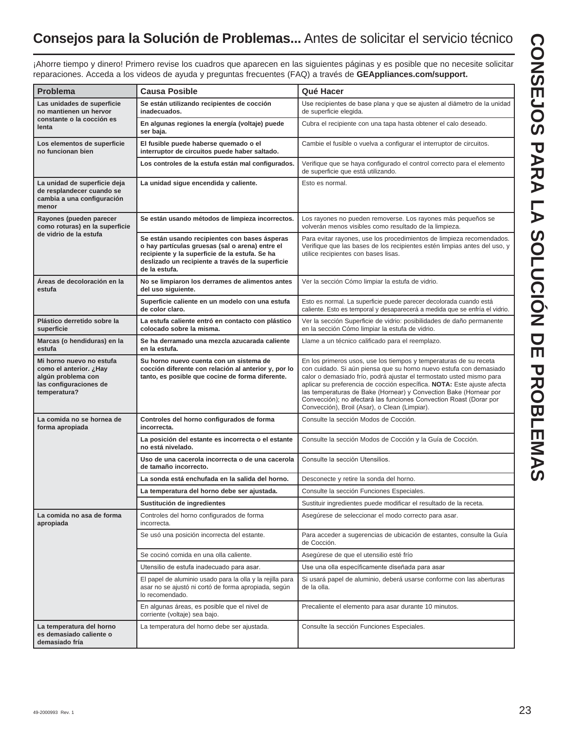## **Consejos para la Solución de Problemas...** Antes de solicitar el servicio técnico

¡Ahorre tiempo y dinero! Primero revise los cuadros que aparecen en las siguientes páginas y es posible que no necesite solicitar reparaciones. Acceda a los videos de ayuda y preguntas frecuentes (FAQ) a través de **GEAppliances.com/support.**

| Problema | Causa Posible | Qué Hacer |
|---|---|---|
| **Las unidades de superficie no mantienen un hervor constante o la cocción es lenta** | **Se están utilizando recipientes de cocción inadecuados.** | Use recipientes de base plana y que se ajusten al diámetro de la unidad de superficie elegida. |
| | **En algunas regiones la energía (voltaje) puede ser baja.** | Cubra el recipiente con una tapa hasta obtener el calo deseado. |
| **Los elementos de superficie no funcionan bien** | **El fusible puede haberse quemado o el interruptor de circuitos puede haber saltado.** | Cambie el fusible o vuelva a configurar el interruptor de circuitos. |
| | **Los controles de la estufa están mal configurados.** | Verifique que se haya configurado el control correcto para el elemento de superficie que está utilizando. |
| **La unidad de superficie deja de resplandecer cuando se cambia a una configuración menor** | **La unidad sigue encendida y caliente.** | Esto es normal. |
| **Rayones (pueden parecer como roturas) en la superficie de vidrio de la estufa** | **Se están usando métodos de limpieza incorrectos.** | Los rayones no pueden removerse. Los rayones más pequeños se volverán menos visibles como resultado de la limpieza. |
| | **Se están usando recipientes con bases ásperas o hay partículas gruesas (sal o arena) entre el recipiente y la superficie de la estufa. Se ha deslizado un recipiente a través de la superficie de la estufa.** | Para evitar rayones, use los procedimientos de limpieza recomendados. Verifique que las bases de los recipientes estén limpias antes del uso, y utilice recipientes con bases lisas. |
| **Áreas de decoloración en la estufa** | **No se limpiaron los derrames de alimentos antes del uso siguiente.** | Ver la sección Cómo limpiar la estufa de vidrio. |
| | **Superficie caliente en un modelo con una estufa de color claro.** | Esto es normal. La superficie puede parecer decolorada cuando está caliente. Esto es temporal y desaparecerá a medida que se enfría el vidrio. |
| **Plástico derretido sobre la superficie** | **La estufa caliente entró en contacto con plástico colocado sobre la misma.** | Ver la sección Superficie de vidrio: posibilidades de daño permanente en la sección Cómo limpiar la estufa de vidrio. |
| **Marcas (o hendiduras) en la estufa** | **Se ha derramado una mezcla azucarada caliente en la estufa.** | Llame a un técnico calificado para el reemplazo. |
| **Mi horno nuevo no estufa como el anterior. ¿Hay algún problema con las configuraciones de temperatura?** | **Su horno nuevo cuenta con un sistema de cocción diferente con relación al anterior y, por lo tanto, es posible que cocine de forma diferente.** | En los primeros usos, use los tiempos y temperaturas de su receta con cuidado. Si aún piensa que su horno nuevo estufa con demasiado calor o demasiado frío, podrá ajustar el termostato usted mismo para aplicar su preferencia de cocción específica. **NOTA:** Este ajuste afecta las temperaturas de Bake (Hornear) y Convection Bake (Hornear por Convección); no afectará las funciones Convection Roast (Dorar por Convección), Broil (Asar), o Clean (Limpiar). |
| **La comida no se hornea de forma apropiada** | **Controles del horno configurados de forma incorrecta.** | Consulte la sección Modos de Cocción. |
| | **La posición del estante es incorrecta o el estante no está nivelado.** | Consulte la sección Modos de Cocción y la Guía de Cocción. |
| | **Uso de una cacerola incorrecta o de una cacerola de tamaño incorrecto.** | Consulte la sección Utensilios. |
| | **La sonda está enchufada en la salida del horno.** | Desconecte y retire la sonda del horno. |
| | **La temperatura del horno debe ser ajustada.** | Consulte la sección Funciones Especiales. |
| | **Sustitución de ingredientes** | Sustituir ingredientes puede modificar el resultado de la receta. |
| **La comida no asa de forma apropiada** | Controles del horno configurados de forma incorrecta. | Asegúrese de seleccionar el modo correcto para asar. |
| | Se usó una posición incorrecta del estante. | Para acceder a sugerencias de ubicación de estantes, consulte la Guía de Cocción. |
| | Se cocinó comida en una olla caliente. | Asegúrese de que el utensilio esté frío |
| | Utensilio de estufa inadecuado para asar. | Use una olla específicamente diseñada para asar |
| | El papel de aluminio usado para la olla y la rejilla para asar no se ajustó ni cortó de forma apropiada, según lo recomendado. | Si usará papel de aluminio, deberá usarse conforme con las aberturas de la olla. |
| | En algunas áreas, es posible que el nivel de corriente (voltaje) sea bajo. | Precaliente el elemento para asar durante 10 minutos. |
| **La temperatura del horno es demasiado caliente o demasiado fría** | La temperatura del horno debe ser ajustada. | Consulte la sección Funciones Especiales. |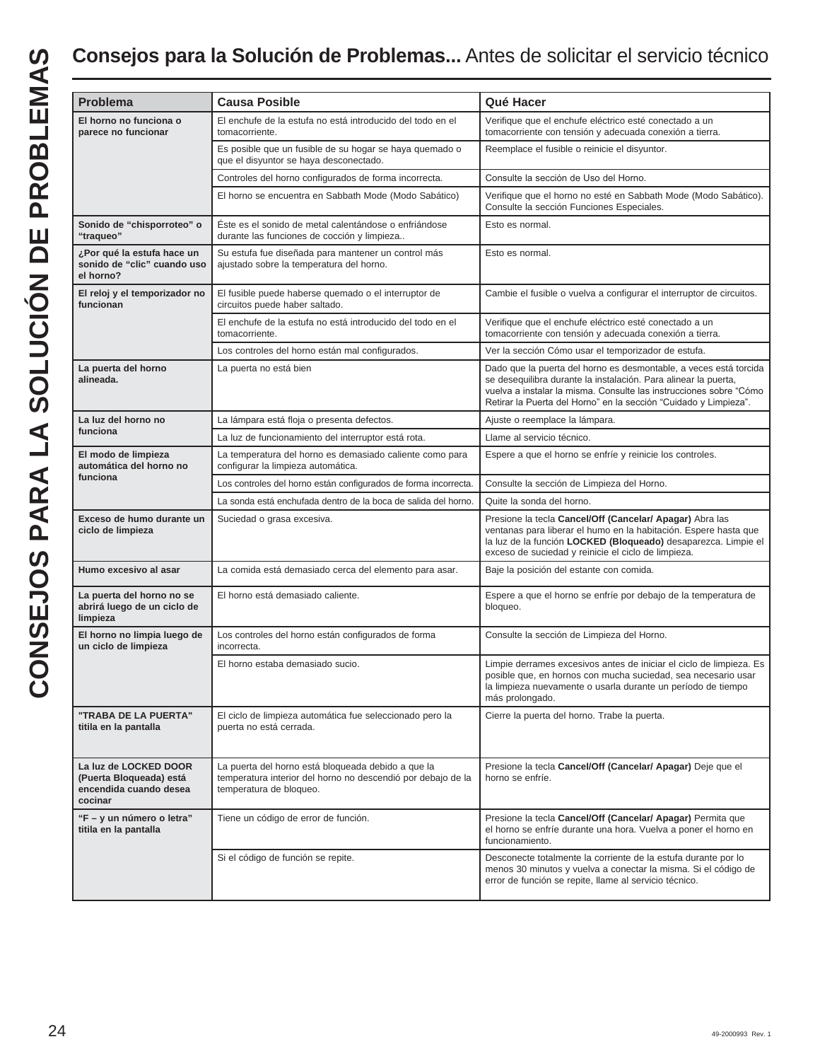# Consejos para la Solución de Problemas... Antes de solicitar el servicio técnico

| Problema | Causa Posible | Qué Hacer |
|---|---|---|
| **El horno no funciona o parece no funcionar** | El enchufe de la estufa no está introducido del todo en el tomacorriente. | Verifique que el enchufe eléctrico esté conectado a un tomacorriente con tensión y adecuada conexión a tierra. |
| | Es posible que un fusible de su hogar se haya quemado o que el disyuntor se haya desconectado. | Reemplace el fusible o reinicie el disyuntor. |
| | Controles del horno configurados de forma incorrecta. | Consulte la sección de Uso del Horno. |
| | El horno se encuentra en Sabbath Mode (Modo Sabático) | Verifique que el horno no esté en Sabbath Mode (Modo Sabático). Consulte la sección Funciones Especiales. |
| **Sonido de "chisporroteo" o "traqueo"** | Éste es el sonido de metal calentándose o enfriándose durante las funciones de cocción y limpieza.. | Esto es normal. |
| **¿Por qué la estufa hace un sonido de "clic" cuando uso el horno?** | Su estufa fue diseñada para mantener un control más ajustado sobre la temperatura del horno. | Esto es normal. |
| **El reloj y el temporizador no funcionan** | El fusible puede haberse quemado o el interruptor de circuitos puede haber saltado. | Cambie el fusible o vuelva a configurar el interruptor de circuitos. |
| | El enchufe de la estufa no está introducido del todo en el tomacorriente. | Verifique que el enchufe eléctrico esté conectado a un tomacorriente con tensión y adecuada conexión a tierra. |
| | Los controles del horno están mal configurados. | Ver la sección Cómo usar el temporizador de estufa. |
| **La puerta del horno alineada.** | La puerta no está bien | Dado que la puerta del horno es desmontable, a veces está torcida se desequilibra durante la instalación. Para alinear la puerta, vuelva a instalar la misma. Consulte las instrucciones sobre "Cómo Retirar la Puerta del Horno" en la sección "Cuidado y Limpieza". |
| **La luz del horno no funciona** | La lámpara está floja o presenta defectos. | Ajuste o reemplace la lámpara. |
| | La luz de funcionamiento del interruptor está rota. | Llame al servicio técnico. |
| **El modo de limpieza automática del horno no funciona** | La temperatura del horno es demasiado caliente como para configurar la limpieza automática. | Espere a que el horno se enfríe y reinicie los controles. |
| | Los controles del horno están configurados de forma incorrecta. | Consulte la sección de Limpieza del Horno. |
| | La sonda está enchufada dentro de la boca de salida del horno. | Quite la sonda del horno. |
| **Exceso de humo durante un ciclo de limpieza** | Suciedad o grasa excesiva. | Presione la tecla **Cancel/Off (Cancelar/ Apagar)** Abra las ventanas para liberar el humo en la habitación. Espere hasta que la luz de la función **LOCKED (Bloqueado)** desaparezca. Limpie el exceso de suciedad y reinicie el ciclo de limpieza. |
| **Humo excesivo al asar** | La comida está demasiado cerca del elemento para asar. | Baje la posición del estante con comida. |
| **La puerta del horno no se abrirá luego de un ciclo de limpieza** | El horno está demasiado caliente. | Espere a que el horno se enfríe por debajo de la temperatura de bloqueo. |
| **El horno no limpia luego de un ciclo de limpieza** | Los controles del horno están configurados de forma incorrecta. | Consulte la sección de Limpieza del Horno. |
| | El horno estaba demasiado sucio. | Limpie derrames excesivos antes de iniciar el ciclo de limpieza. Es posible que, en hornos con mucha suciedad, sea necesario usar la limpieza nuevamente o usarla durante un período de tiempo más prolongado. |
| **"TRABA DE LA PUERTA" titila en la pantalla** | El ciclo de limpieza automática fue seleccionado pero la puerta no está cerrada. | Cierre la puerta del horno. Trabe la puerta. |
| **La luz de LOCKED DOOR (Puerta Bloqueada) está encendida cuando desea cocinar** | La puerta del horno está bloqueada debido a que la temperatura interior del horno no descendió por debajo de la temperatura de bloqueo. | Presione la tecla **Cancel/Off (Cancelar/ Apagar)** Deje que el horno se enfríe. |
| **"F – y un número o letra" titila en la pantalla** | Tiene un código de error de función. | Presione la tecla **Cancel/Off (Cancelar/ Apagar)** Permita que el horno se enfríe durante una hora. Vuelva a poner el horno en funcionamiento. |
| | Si el código de función se repite. | Desconecte totalmente la corriente de la estufa durante por lo menos 30 minutos y vuelva a conectar la misma. Si el código de error de función se repite, llame al servicio técnico. |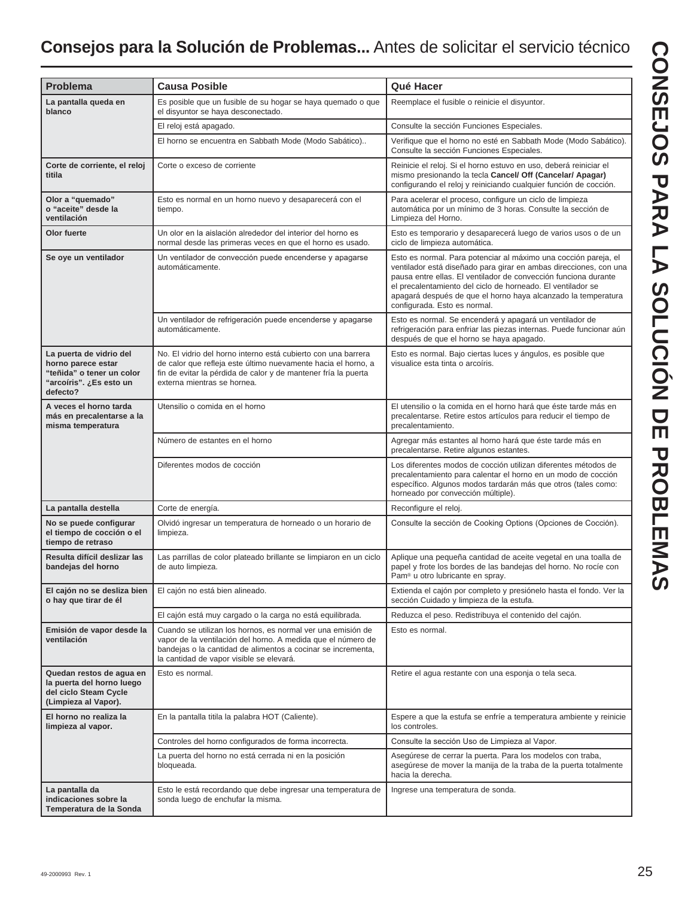# Consejos para la Solución de Problemas... Antes de solicitar el servicio técnico

| Problema | Causa Posible | Qué Hacer |
|---|---|---|
| **La pantalla queda en blanco** | Es posible que un fusible de su hogar se haya quemado o que el disyuntor se haya desconectado. | Reemplace el fusible o reinicie el disyuntor. |
| | El reloj está apagado. | Consulte la sección Funciones Especiales. |
| | El horno se encuentra en Sabbath Mode (Modo Sabático).. | Verifique que el horno no esté en Sabbath Mode (Modo Sabático). Consulte la sección Funciones Especiales. |
| **Corte de corriente, el reloj titila** | Corte o exceso de corriente | Reinicie el reloj. Si el horno estuvo en uso, deberá reiniciar el mismo presionando la tecla **Cancel/ Off (Cancelar/ Apagar)** configurando el reloj y reiniciando cualquier función de cocción. |
| **Olor a "quemado" o "aceite" desde la ventilación** | Esto es normal en un horno nuevo y desaparecerá con el tiempo. | Para acelerar el proceso, configure un ciclo de limpieza automática por un mínimo de 3 horas. Consulte la sección de Limpieza del Horno. |
| **Olor fuerte** | Un olor en la aislación alrededor del interior del horno es normal desde las primeras veces en que el horno es usado. | Esto es temporario y desaparecerá luego de varios usos o de un ciclo de limpieza automática. |
| **Se oye un ventilador** | Un ventilador de convección puede encenderse y apagarse automáticamente. | Esto es normal. Para potenciar al máximo una cocción pareja, el ventilador está diseñado para girar en ambas direcciones, con una pausa entre ellas. El ventilador de convección funciona durante el precalentamiento del ciclo de horneado. El ventilador se apagará después de que el horno haya alcanzado la temperatura configurada. Esto es normal. |
| | Un ventilador de refrigeración puede encenderse y apagarse automáticamente. | Esto es normal. Se encenderá y apagará un ventilador de refrigeración para enfriar las piezas internas. Puede funcionar aún después de que el horno se haya apagado. |
| **La puerta de vidrio del horno parece estar "teñida" o tener un color "arcoíris". ¿Es esto un defecto?** | No. El vidrio del horno interno está cubierto con una barrera de calor que refleja este último nuevamente hacia el horno, a fin de evitar la pérdida de calor y de mantener fría la puerta externa mientras se hornea. | Esto es normal. Bajo ciertas luces y ángulos, es posible que visualice esta tinta o arcoíris. |
| **A veces el horno tarda más en precalentarse a la misma temperatura** | Utensilio o comida en el horno | El utensilio o la comida en el horno hará que éste tarde más en precalentarse. Retire estos artículos para reducir el tiempo de precalentamiento. |
| | Número de estantes en el horno | Agregar más estantes al horno hará que éste tarde más en precalentarse. Retire algunos estantes. |
| | Diferentes modos de cocción | Los diferentes modos de cocción utilizan diferentes métodos de precalentamiento para calentar el horno en un modo de cocción específico. Algunos modos tardarán más que otros (tales como: horneado por convección múltiple). |
| **La pantalla destella** | Corte de energía. | Reconfigure el reloj. |
| **No se puede configurar el tiempo de cocción o el tiempo de retraso** | Olvidó ingresar un temperatura de horneado o un horario de limpieza. | Consulte la sección de Cooking Options (Opciones de Cocción). |
| **Resulta difícil deslizar las bandejas del horno** | Las parrillas de color plateado brillante se limpiaron en un ciclo de auto limpieza. | Aplique una pequeña cantidad de aceite vegetal en una toalla de papel y frote los bordes de las bandejas del horno. No rocíe con Pam® u otro lubricante en spray. |
| **El cajón no se desliza bien o hay que tirar de él** | El cajón no está bien alineado. | Extienda el cajón por completo y presiónelo hasta el fondo. Ver la sección Cuidado y limpieza de la estufa. |
| | El cajón está muy cargado o la carga no está equilibrada. | Reduzca el peso. Redistribuya el contenido del cajón. |
| **Emisión de vapor desde la ventilación** | Cuando se utilizan los hornos, es normal ver una emisión de vapor de la ventilación del horno. A medida que el número de bandejas o la cantidad de alimentos a cocinar se incrementa, la cantidad de vapor visible se elevará. | Esto es normal. |
| **Quedan restos de agua en la puerta del horno luego del ciclo Steam Cycle (Limpieza al Vapor).** | Esto es normal. | Retire el agua restante con una esponja o tela seca. |
| **El horno no realiza la limpieza al vapor.** | En la pantalla titila la palabra HOT (Caliente). | Espere a que la estufa se enfríe a temperatura ambiente y reinicie los controles. |
| | Controles del horno configurados de forma incorrecta. | Consulte la sección Uso de Limpieza al Vapor. |
| | La puerta del horno no está cerrada ni en la posición bloqueada. | Asegúrese de cerrar la puerta. Para los modelos con traba, asegúrese de mover la manija de la traba de la puerta totalmente hacia la derecha. |
| **La pantalla da indicaciones sobre la Temperatura de la Sonda** | Esto le está recordando que debe ingresar una temperatura de sonda luego de enchufar la misma. | Ingrese una temperatura de sonda. |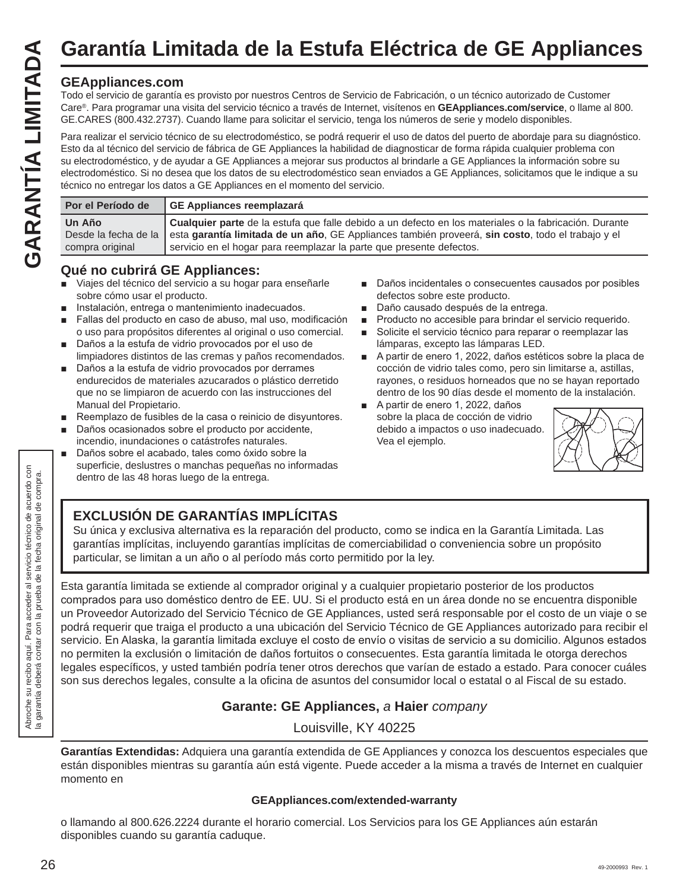# Garantía Limitada de la Estufa Eléctrica de GE Appliances

GARANTÍA LIMITADA

## GEAppliances.com

Todo el servicio de garantía es provisto por nuestros Centros de Servicio de Fabricación, o un técnico autorizado de Customer Care®. Para programar una visita del servicio técnico a través de Internet, visítenos en **GEAppliances.com/service**, o llame al 800. GE.CARES (800.432.2737). Cuando llame para solicitar el servicio, tenga los números de serie y modelo disponibles.

Para realizar el servicio técnico de su electrodoméstico, se podrá requerir el uso de datos del puerto de abordaje para su diagnóstico. Esto da al técnico del servicio de fábrica de GE Appliances la habilidad de diagnosticar de forma rápida cualquier problema con su electrodoméstico, y de ayudar a GE Appliances a mejorar sus productos al brindarle a GE Appliances la información sobre su electrodoméstico. Si no desea que los datos de su electrodoméstico sean enviados a GE Appliances, solicitamos que le indique a su técnico no entregar los datos a GE Appliances en el momento del servicio.

| Por el Período de | GE Appliances reemplazará |
|---|---|
| **Un Año** Desde la fecha de la compra original | **Cualquier parte** de la estufa que falle debido a un defecto en los materiales o la fabricación. Durante esta **garantía limitada de un año**, GE Appliances también proveerá, **sin costo**, todo el trabajo y el servicio en el hogar para reemplazar la parte que presente defectos. |

## Qué no cubrirá GE Appliances:

- Viajes del técnico del servicio a su hogar para enseñarle sobre cómo usar el producto.
- Instalación, entrega o mantenimiento inadecuados.
- Fallas del producto en caso de abuso, mal uso, modificación o uso para propósitos diferentes al original o uso comercial.
- Daños a la estufa de vidrio provocados por el uso de limpiadores distintos de las cremas y paños recomendados.
- Daños a la estufa de vidrio provocados por derrames endurecidos de materiales azucarados o plástico derretido que no se limpiaron de acuerdo con las instrucciones del Manual del Propietario.
- Reemplazo de fusibles de la casa o reinicio de disyuntores.
- Daños ocasionados sobre el producto por accidente, incendio, inundaciones o catástrofes naturales.
- Daños sobre el acabado, tales como óxido sobre la superficie, deslustres o manchas pequeñas no informadas dentro de las 48 horas luego de la entrega.
- Daños incidentales o consecuentes causados por posibles defectos sobre este producto.
- Daño causado después de la entrega.
- Producto no accesible para brindar el servicio requerido.
- Solicite el servicio técnico para reparar o reemplazar las lámparas, excepto las lámparas LED.
- A partir de enero 1, 2022, daños estéticos sobre la placa de cocción de vidrio tales como, pero sin limitarse a, astillas, rayones, o residuos horneados que no se hayan reportado dentro de los 90 días desde el momento de la instalación.
- A partir de enero 1, 2022, daños sobre la placa de cocción de vidrio debido a impactos o uso inadecuado. Vea el ejemplo.

Abroche su recibo aquí. Para acceder al servicio técnico de acuerdo con la garantía deberá contar con la prueba de la fecha original de compra.

## EXCLUSIÓN DE GARANTÍAS IMPLÍCITAS

Su única y exclusiva alternativa es la reparación del producto, como se indica en la Garantía Limitada. Las garantías implícitas, incluyendo garantías implícitas de comerciabilidad o conveniencia sobre un propósito particular, se limitan a un año o al período más corto permitido por la ley.

Esta garantía limitada se extiende al comprador original y a cualquier propietario posterior de los productos comprados para uso doméstico dentro de EE. UU. Si el producto está en un área donde no se encuentra disponible un Proveedor Autorizado del Servicio Técnico de GE Appliances, usted será responsable por el costo de un viaje o se podrá requerir que traiga el producto a una ubicación del Servicio Técnico de GE Appliances autorizado para recibir el servicio. En Alaska, la garantía limitada excluye el costo de envío o visitas de servicio a su domicilio. Algunos estados no permiten la exclusión o limitación de daños fortuitos o consecuentes. Esta garantía limitada le otorga derechos legales específicos, y usted también podría tener otros derechos que varían de estado a estado. Para conocer cuáles son sus derechos legales, consulte a la oficina de asuntos del consumidor local o estatal o al Fiscal de su estado.

**Garante: GE Appliances,** *a* **Haier** *company*

Louisville, KY 40225

**Garantías Extendidas:** Adquiera una garantía extendida de GE Appliances y conozca los descuentos especiales que están disponibles mientras su garantía aún está vigente. Puede acceder a la misma a través de Internet en cualquier momento en

**GEAppliances.com/extended-warranty**

o llamando al 800.626.2224 durante el horario comercial. Los Servicios para los GE Appliances aún estarán disponibles cuando su garantía caduque.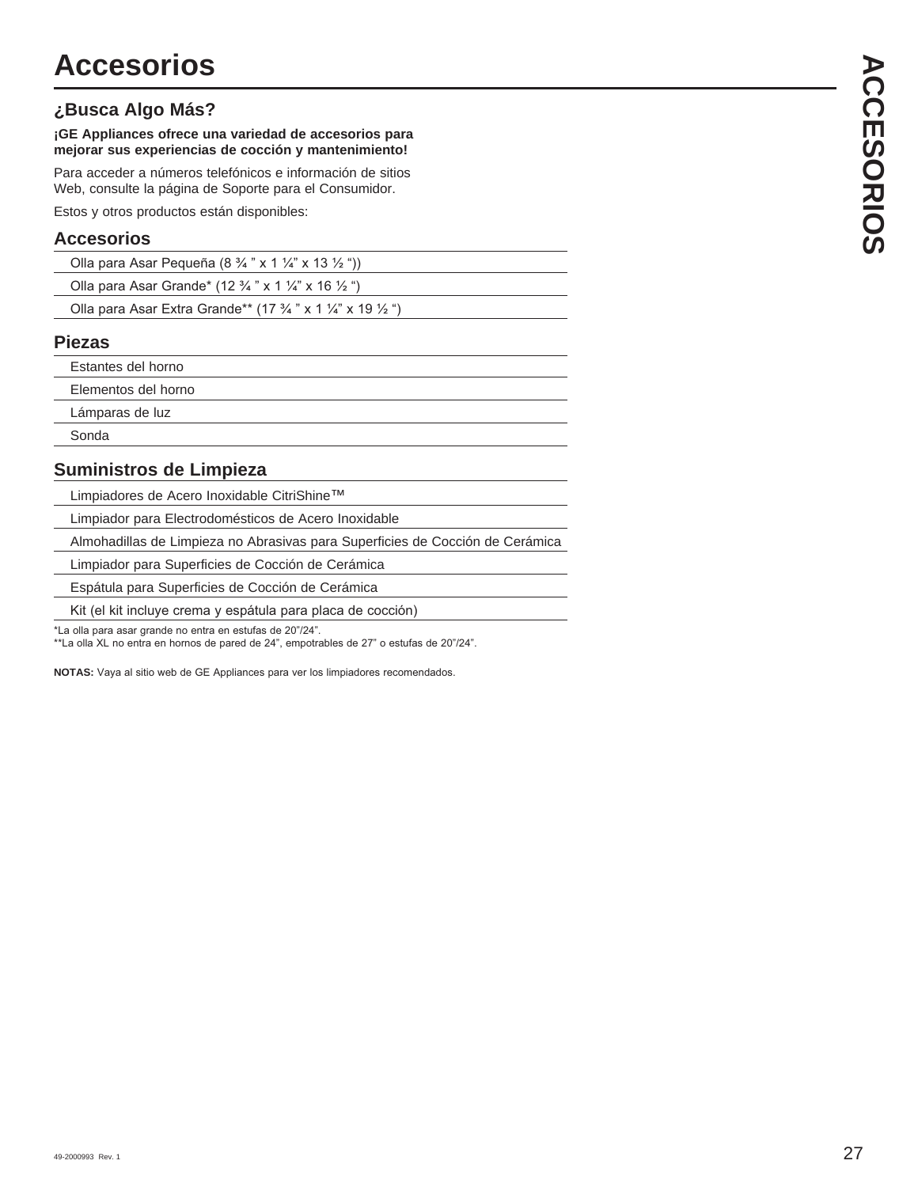# Accesorios

## ¿Busca Algo Más?

**¡GE Appliances ofrece una variedad de accesorios para mejorar sus experiencias de cocción y mantenimiento!**

Para acceder a números telefónicos e información de sitios Web, consulte la página de Soporte para el Consumidor.

Estos y otros productos están disponibles:

### Accesorios

- Olla para Asar Pequeña (8 ¾ ” x 1 ¼” x 13 ½ “))
- Olla para Asar Grande* (12 ¾ ” x 1 ¼” x 16 ½ “)
- Olla para Asar Extra Grande** (17 ¾ ” x 1 ¼” x 19 ½ “)

### Piezas

- Estantes del horno
- Elementos del horno
- Lámparas de luz
- Sonda

### Suministros de Limpieza

- Limpiadores de Acero Inoxidable CitriShine™
- Limpiador para Electrodomésticos de Acero Inoxidable
- Almohadillas de Limpieza no Abrasivas para Superficies de Cocción de Cerámica
- Limpiador para Superficies de Cocción de Cerámica
- Espátula para Superficies de Cocción de Cerámica
- Kit (el kit incluye crema y espátula para placa de cocción)

*La olla para asar grande no entra en estufas de 20”/24”.
**La olla XL no entra en hornos de pared de 24”, empotrables de 27” o estufas de 20”/24”.

**NOTAS:** Vaya al sitio web de GE Appliances para ver los limpiadores recomendados.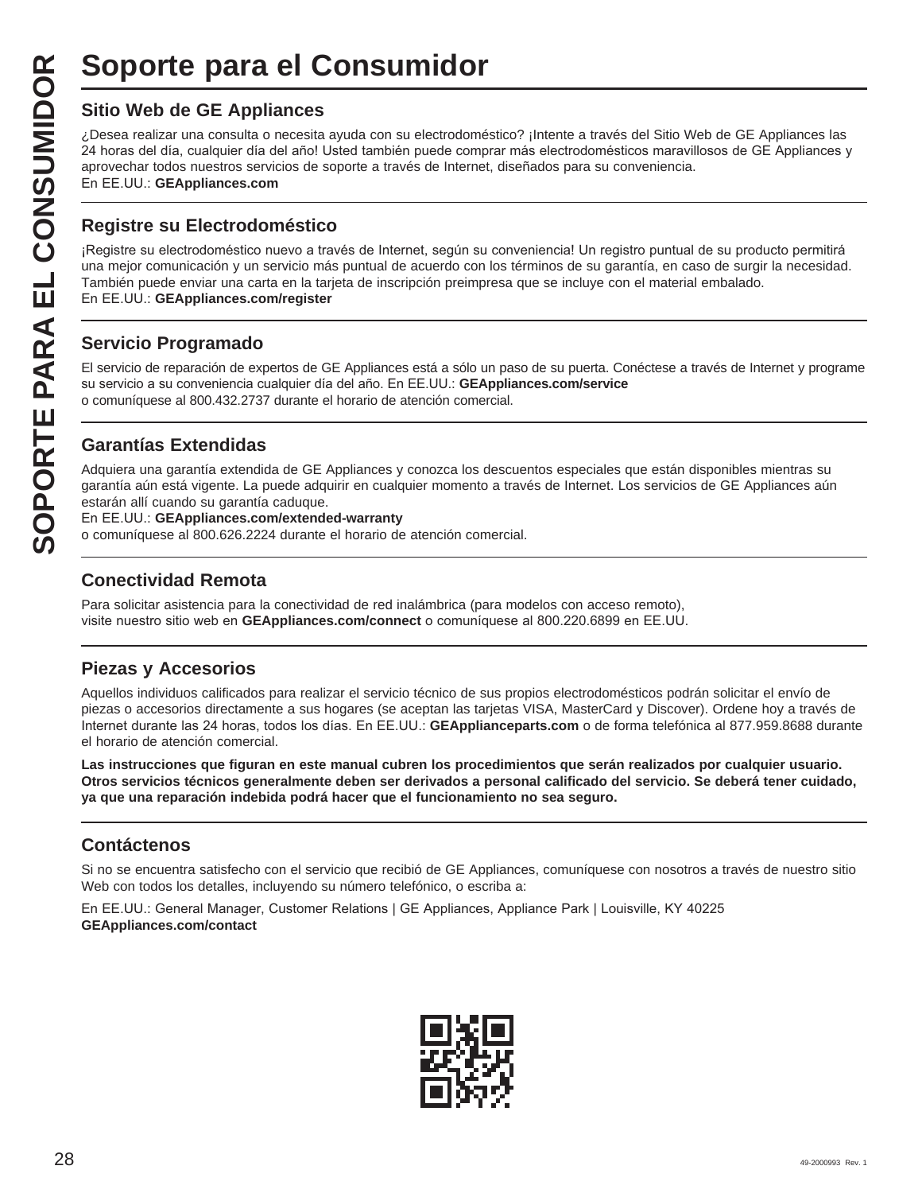# Soporte para el Consumidor

## Sitio Web de GE Appliances

¿Desea realizar una consulta o necesita ayuda con su electrodoméstico? ¡Intente a través del Sitio Web de GE Appliances las 24 horas del día, cualquier día del año! Usted también puede comprar más electrodomésticos maravillosos de GE Appliances y aprovechar todos nuestros servicios de soporte a través de Internet, diseñados para su conveniencia.
En EE.UU.: **GEAppliances.com**

## Registre su Electrodoméstico

¡Registre su electrodoméstico nuevo a través de Internet, según su conveniencia! Un registro puntual de su producto permitirá una mejor comunicación y un servicio más puntual de acuerdo con los términos de su garantía, en caso de surgir la necesidad. También puede enviar una carta en la tarjeta de inscripción preimpresa que se incluye con el material embalado.
En EE.UU.: **GEAppliances.com/register**

## Servicio Programado

El servicio de reparación de expertos de GE Appliances está a sólo un paso de su puerta. Conéctese a través de Internet y programe su servicio a su conveniencia cualquier día del año. En EE.UU.: **GEAppliances.com/service**
o comuníquese al 800.432.2737 durante el horario de atención comercial.

## Garantías Extendidas

Adquiera una garantía extendida de GE Appliances y conozca los descuentos especiales que están disponibles mientras su garantía aún está vigente. La puede adquirir en cualquier momento a través de Internet. Los servicios de GE Appliances aún estarán allí cuando su garantía caduque.
En EE.UU.: **GEAppliances.com/extended-warranty**
o comuníquese al 800.626.2224 durante el horario de atención comercial.

## Conectividad Remota

Para solicitar asistencia para la conectividad de red inalámbrica (para modelos con acceso remoto), visite nuestro sitio web en **GEAppliances.com/connect** o comuníquese al 800.220.6899 en EE.UU.

## Piezas y Accesorios

Aquellos individuos calificados para realizar el servicio técnico de sus propios electrodomésticos podrán solicitar el envío de piezas o accesorios directamente a sus hogares (se aceptan las tarjetas VISA, MasterCard y Discover). Ordene hoy a través de Internet durante las 24 horas, todos los días. En EE.UU.: **GEApplianceparts.com** o de forma telefónica al 877.959.8688 durante el horario de atención comercial.

**Las instrucciones que figuran en este manual cubren los procedimientos que serán realizados por cualquier usuario. Otros servicios técnicos generalmente deben ser derivados a personal calificado del servicio. Se deberá tener cuidado, ya que una reparación indebida podrá hacer que el funcionamiento no sea seguro.**

## Contáctenos

Si no se encuentra satisfecho con el servicio que recibió de GE Appliances, comuníquese con nosotros a través de nuestro sitio Web con todos los detalles, incluyendo su número telefónico, o escriba a:

En EE.UU.: General Manager, Customer Relations | GE Appliances, Appliance Park | Louisville, KY 40225
**GEAppliances.com/contact**

49-2000993 Rev. 1